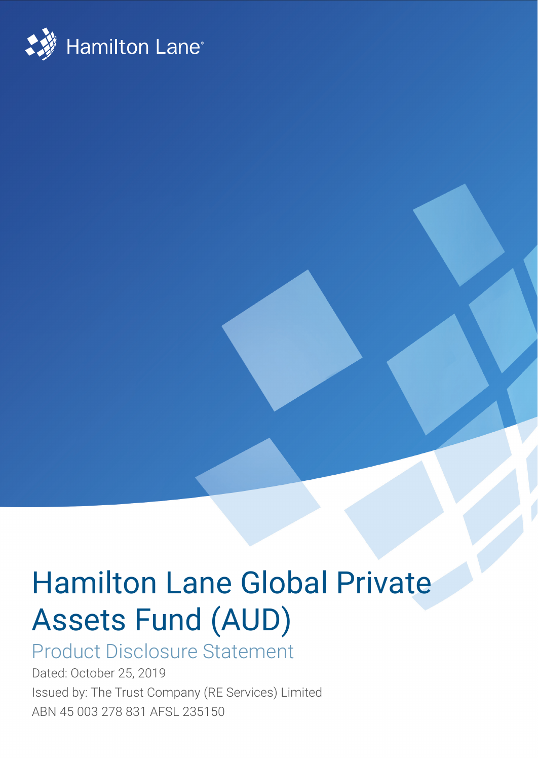Hamilton Lane

# Hamilton Lane Global Private Assets Fund (AUD)

## Product Disclosure Statement

Dated: October 25, 2019

Issued by: The Trust Company (RE Services) Limited

ABN 45 003 278 831 AFSL 235150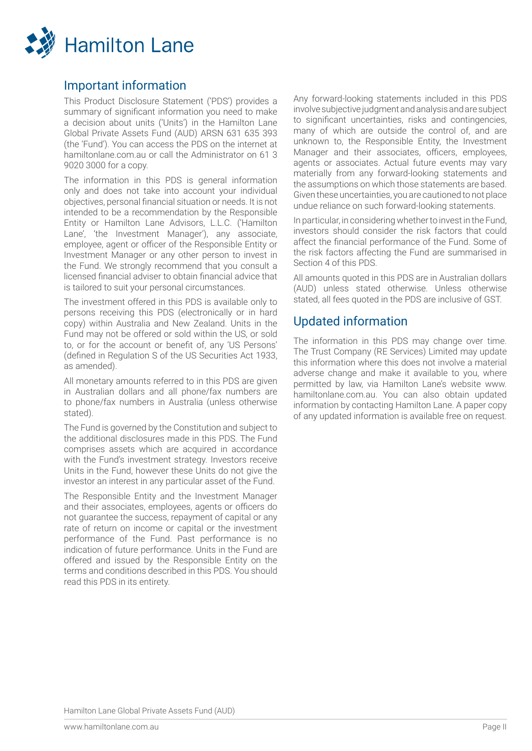## Important information

This Product Disclosure Statement ('PDS') provides a summary of significant information you need to make a decision about units ('Units') in the Hamilton Lane Global Private Assets Fund (AUD) ARSN 631 635 393 (the 'Fund'). You can access the PDS on the internet at hamiltonlane.com.au or call the Administrator on 61 3 9020 3000 for a copy.

The information in this PDS is general information only and does not take into account your individual objectives, personal financial situation or needs. It is not intended to be a recommendation by the Responsible Entity or Hamilton Lane Advisors, L.L.C. ('Hamilton Lane', 'the Investment Manager'), any associate, employee, agent or officer of the Responsible Entity or Investment Manager or any other person to invest in the Fund. We strongly recommend that you consult a licensed financial adviser to obtain financial advice that is tailored to suit your personal circumstances.

The investment offered in this PDS is available only to persons receiving this PDS (electronically or in hard copy) within Australia and New Zealand. Units in the Fund may not be offered or sold within the US, or sold to, or for the account or benefit of, any 'US Persons' (defined in Regulation S of the US Securities Act 1933, as amended).

All monetary amounts referred to in this PDS are given in Australian dollars and all phone/fax numbers are to phone/fax numbers in Australia (unless otherwise stated).

The Fund is governed by the Constitution and subject to the additional disclosures made in this PDS. The Fund comprises assets which are acquired in accordance with the Fund's investment strategy. Investors receive Units in the Fund, however these Units do not give the investor an interest in any particular asset of the Fund.

The Responsible Entity and the Investment Manager and their associates, employees, agents or officers do not guarantee the success, repayment of capital or any rate of return on income or capital or the investment performance of the Fund. Past performance is no indication of future performance. Units in the Fund are offered and issued by the Responsible Entity on the terms and conditions described in this PDS. You should read this PDS in its entirety.

Any forward-looking statements included in this PDS involve subjective judgment and analysis and are subject to significant uncertainties, risks and contingencies, many of which are outside the control of, and are unknown to, the Responsible Entity, the Investment Manager and their associates, officers, employees, agents or associates. Actual future events may vary materially from any forward-looking statements and the assumptions on which those statements are based. Given these uncertainties, you are cautioned to not place undue reliance on such forward-looking statements.

In particular, in considering whether to invest in the Fund, investors should consider the risk factors that could affect the financial performance of the Fund. Some of the risk factors affecting the Fund are summarised in Section 4 of this PDS.

All amounts quoted in this PDS are in Australian dollars (AUD) unless stated otherwise. Unless otherwise stated, all fees quoted in the PDS are inclusive of GST.

## Updated information

The information in this PDS may change over time. The Trust Company (RE Services) Limited may update this information where this does not involve a material adverse change and make it available to you, where permitted by law, via Hamilton Lane's website www.hamiltonlane.com.au. You can also obtain updated information by contacting Hamilton Lane. A paper copy of any updated information is available free on request.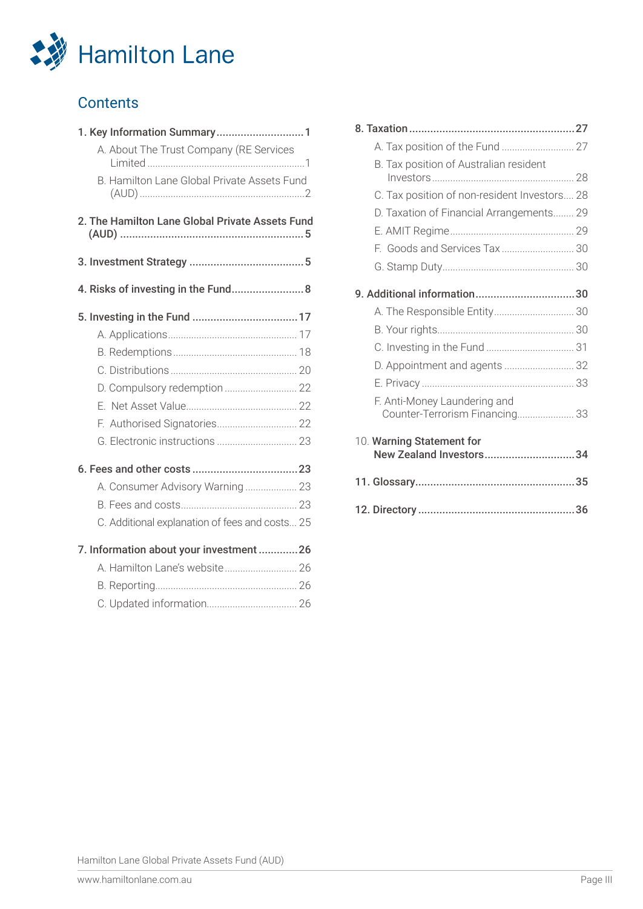Hamilton Lane

## Contents

**1. Key Information Summary ..... 1**
- A. About The Trust Company (RE Services Limited ..... 1
- B. Hamilton Lane Global Private Assets Fund (AUD) ..... 2

**2. The Hamilton Lane Global Private Assets Fund (AUD) ..... 5**

**3. Investment Strategy ..... 5**

**4. Risks of investing in the Fund ..... 8**

**5. Investing in the Fund ..... 17**
- A. Applications ..... 17
- B. Redemptions ..... 18
- C. Distributions ..... 20
- D. Compulsory redemption ..... 22
- E. Net Asset Value ..... 22
- F. Authorised Signatories ..... 22
- G. Electronic instructions ..... 23

**6. Fees and other costs ..... 23**
- A. Consumer Advisory Warning ..... 23
- B. Fees and costs ..... 23
- C. Additional explanation of fees and costs ..... 25

**7. Information about your investment ..... 26**
- A. Hamilton Lane's website ..... 26
- B. Reporting ..... 26
- C. Updated information ..... 26

**8. Taxation ..... 27**
- A. Tax position of the Fund ..... 27
- B. Tax position of Australian resident Investors ..... 28
- C. Tax position of non-resident Investors ..... 28
- D. Taxation of Financial Arrangements ..... 29
- E. AMIT Regime ..... 29
- F. Goods and Services Tax ..... 30
- G. Stamp Duty ..... 30

**9. Additional information ..... 30**
- A. The Responsible Entity ..... 30
- B. Your rights ..... 30
- C. Investing in the Fund ..... 31
- D. Appointment and agents ..... 32
- E. Privacy ..... 33
- F. Anti-Money Laundering and Counter-Terrorism Financing ..... 33

10. **Warning Statement for New Zealand Investors ..... 34**

**11. Glossary ..... 35**

**12. Directory ..... 36**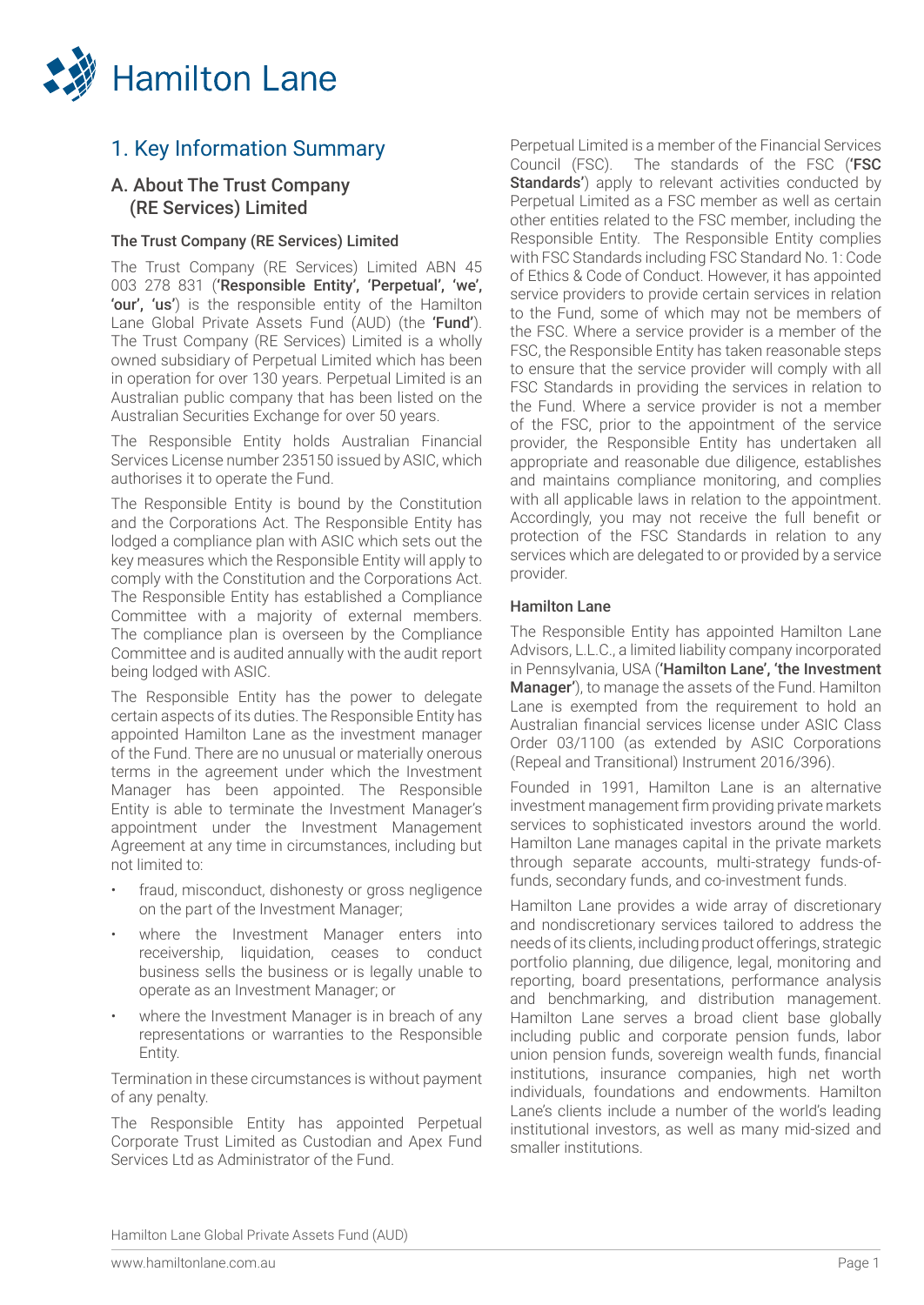# 1. Key Information Summary

## A. About The Trust Company (RE Services) Limited

### The Trust Company (RE Services) Limited

The Trust Company (RE Services) Limited ABN 45 003 278 831 (**'Responsible Entity', 'Perpetual', 'we', 'our', 'us'**) is the responsible entity of the Hamilton Lane Global Private Assets Fund (AUD) (the **'Fund'**). The Trust Company (RE Services) Limited is a wholly owned subsidiary of Perpetual Limited which has been in operation for over 130 years. Perpetual Limited is an Australian public company that has been listed on the Australian Securities Exchange for over 50 years.

The Responsible Entity holds Australian Financial Services License number 235150 issued by ASIC, which authorises it to operate the Fund.

The Responsible Entity is bound by the Constitution and the Corporations Act. The Responsible Entity has lodged a compliance plan with ASIC which sets out the key measures which the Responsible Entity will apply to comply with the Constitution and the Corporations Act. The Responsible Entity has established a Compliance Committee with a majority of external members. The compliance plan is overseen by the Compliance Committee and is audited annually with the audit report being lodged with ASIC.

The Responsible Entity has the power to delegate certain aspects of its duties. The Responsible Entity has appointed Hamilton Lane as the investment manager of the Fund. There are no unusual or materially onerous terms in the agreement under which the Investment Manager has been appointed. The Responsible Entity is able to terminate the Investment Manager's appointment under the Investment Management Agreement at any time in circumstances, including but not limited to:

- fraud, misconduct, dishonesty or gross negligence on the part of the Investment Manager;
- where the Investment Manager enters into receivership, liquidation, ceases to conduct business sells the business or is legally unable to operate as an Investment Manager; or
- where the Investment Manager is in breach of any representations or warranties to the Responsible Entity.

Termination in these circumstances is without payment of any penalty.

The Responsible Entity has appointed Perpetual Corporate Trust Limited as Custodian and Apex Fund Services Ltd as Administrator of the Fund.

Perpetual Limited is a member of the Financial Services Council (FSC). The standards of the FSC (**'FSC Standards'**) apply to relevant activities conducted by Perpetual Limited as a FSC member as well as certain other entities related to the FSC member, including the Responsible Entity. The Responsible Entity complies with FSC Standards including FSC Standard No. 1: Code of Ethics & Code of Conduct. However, it has appointed service providers to provide certain services in relation to the Fund, some of which may not be members of the FSC. Where a service provider is a member of the FSC, the Responsible Entity has taken reasonable steps to ensure that the service provider will comply with all FSC Standards in providing the services in relation to the Fund. Where a service provider is not a member of the FSC, prior to the appointment of the service provider, the Responsible Entity has undertaken all appropriate and reasonable due diligence, establishes and maintains compliance monitoring, and complies with all applicable laws in relation to the appointment. Accordingly, you may not receive the full benefit or protection of the FSC Standards in relation to any services which are delegated to or provided by a service provider.

### Hamilton Lane

The Responsible Entity has appointed Hamilton Lane Advisors, L.L.C., a limited liability company incorporated in Pennsylvania, USA (**'Hamilton Lane', 'the Investment Manager'**), to manage the assets of the Fund. Hamilton Lane is exempted from the requirement to hold an Australian financial services license under ASIC Class Order 03/1100 (as extended by ASIC Corporations (Repeal and Transitional) Instrument 2016/396).

Founded in 1991, Hamilton Lane is an alternative investment management firm providing private markets services to sophisticated investors around the world. Hamilton Lane manages capital in the private markets through separate accounts, multi-strategy funds-of-funds, secondary funds, and co-investment funds.

Hamilton Lane provides a wide array of discretionary and nondiscretionary services tailored to address the needs of its clients, including product offerings, strategic portfolio planning, due diligence, legal, monitoring and reporting, board presentations, performance analysis and benchmarking, and distribution management. Hamilton Lane serves a broad client base globally including public and corporate pension funds, labor union pension funds, sovereign wealth funds, financial institutions, insurance companies, high net worth individuals, foundations and endowments. Hamilton Lane's clients include a number of the world's leading institutional investors, as well as many mid-sized and smaller institutions.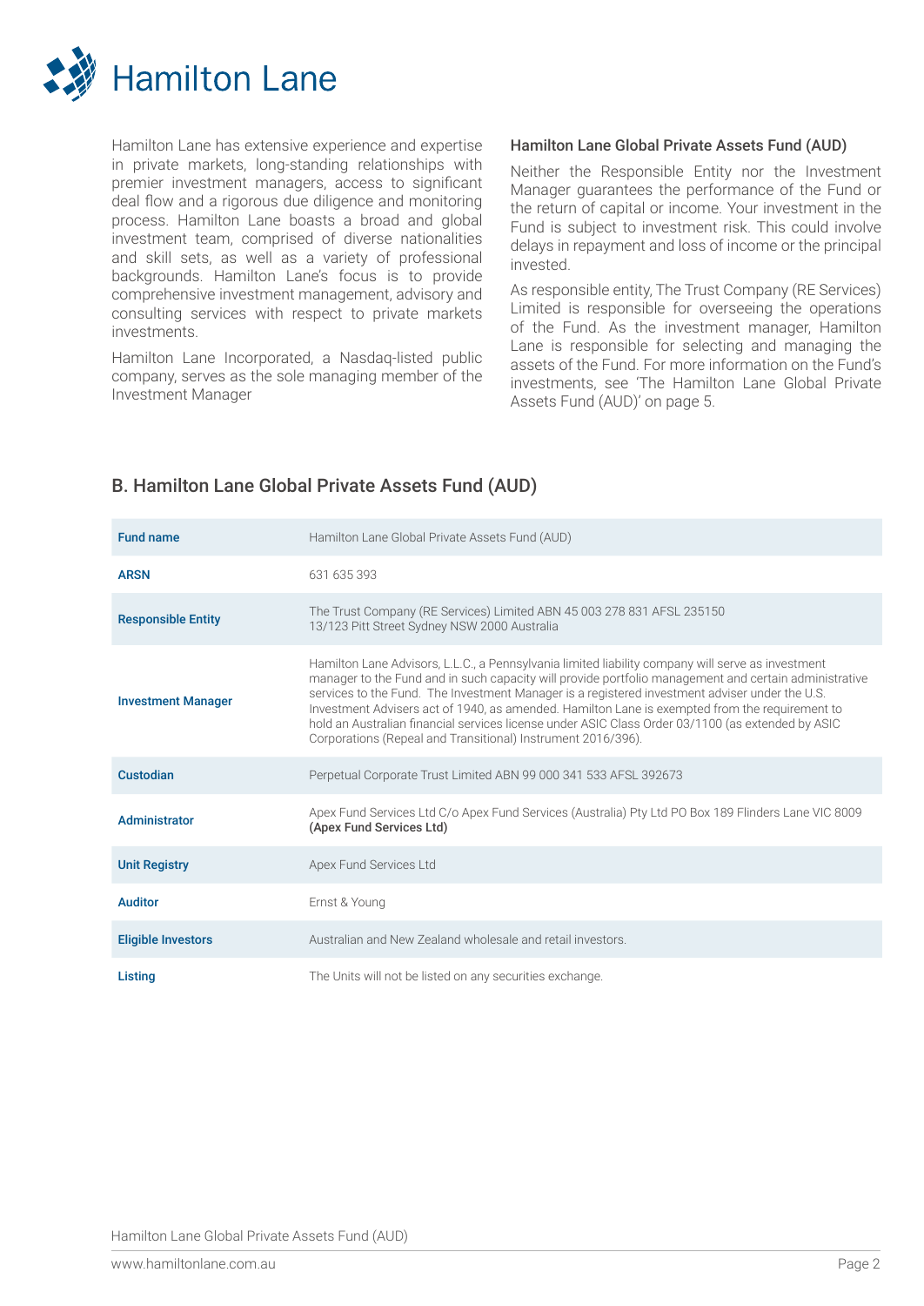Hamilton Lane has extensive experience and expertise in private markets, long-standing relationships with premier investment managers, access to significant deal flow and a rigorous due diligence and monitoring process. Hamilton Lane boasts a broad and global investment team, comprised of diverse nationalities and skill sets, as well as a variety of professional backgrounds. Hamilton Lane's focus is to provide comprehensive investment management, advisory and consulting services with respect to private markets investments.

Hamilton Lane Incorporated, a Nasdaq-listed public company, serves as the sole managing member of the Investment Manager

### Hamilton Lane Global Private Assets Fund (AUD)

Neither the Responsible Entity nor the Investment Manager guarantees the performance of the Fund or the return of capital or income. Your investment in the Fund is subject to investment risk. This could involve delays in repayment and loss of income or the principal invested.

As responsible entity, The Trust Company (RE Services) Limited is responsible for overseeing the operations of the Fund. As the investment manager, Hamilton Lane is responsible for selecting and managing the assets of the Fund. For more information on the Fund's investments, see 'The Hamilton Lane Global Private Assets Fund (AUD)' on page 5.

## B. Hamilton Lane Global Private Assets Fund (AUD)

| | |
|---|---|
| **Fund name** | Hamilton Lane Global Private Assets Fund (AUD) |
| **ARSN** | 631 635 393 |
| **Responsible Entity** | The Trust Company (RE Services) Limited ABN 45 003 278 831 AFSL 235150<br>13/123 Pitt Street Sydney NSW 2000 Australia |
| **Investment Manager** | Hamilton Lane Advisors, L.L.C., a Pennsylvania limited liability company will serve as investment manager to the Fund and in such capacity will provide portfolio management and certain administrative services to the Fund. The Investment Manager is a registered investment adviser under the U.S. Investment Advisers act of 1940, as amended. Hamilton Lane is exempted from the requirement to hold an Australian financial services license under ASIC Class Order 03/1100 (as extended by ASIC Corporations (Repeal and Transitional) Instrument 2016/396). |
| **Custodian** | Perpetual Corporate Trust Limited ABN 99 000 341 533 AFSL 392673 |
| **Administrator** | Apex Fund Services Ltd C/o Apex Fund Services (Australia) Pty Ltd PO Box 189 Flinders Lane VIC 8009 **(Apex Fund Services Ltd)** |
| **Unit Registry** | Apex Fund Services Ltd |
| **Auditor** | Ernst & Young |
| **Eligible Investors** | Australian and New Zealand wholesale and retail investors. |
| **Listing** | The Units will not be listed on any securities exchange. |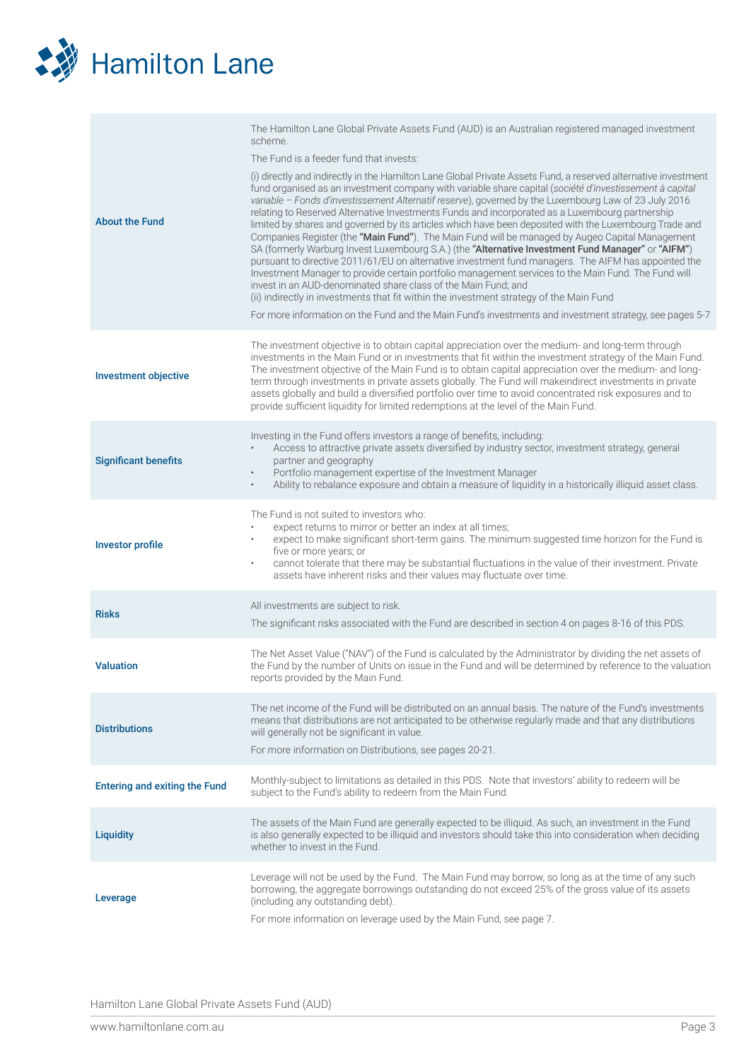| | |
|---|---|
| **About the Fund** | The Hamilton Lane Global Private Assets Fund (AUD) is an Australian registered managed investment scheme.<br><br>The Fund is a feeder fund that invests:<br><br>(i) directly and indirectly in the Hamilton Lane Global Private Assets Fund, a reserved alternative investment fund organised as an investment company with variable share capital (*société d'investissement à capital variable – Fonds d'investissement Alternatif reserve*), governed by the Luxembourg Law of 23 July 2016 relating to Reserved Alternative Investments Funds and incorporated as a Luxembourg partnership limited by shares and governed by its articles which have been deposited with the Luxembourg Trade and Companies Register (the **"Main Fund"**). The Main Fund will be managed by Augeo Capital Management SA (formerly Warburg Invest Luxembourg S.A.) (the **"Alternative Investment Fund Manager"** or **"AIFM"**) pursuant to directive 2011/61/EU on alternative investment fund managers. The AIFM has appointed the Investment Manager to provide certain portfolio management services to the Main Fund. The Fund will invest in an AUD-denominated share class of the Main Fund; and<br>(ii) indirectly in investments that fit within the investment strategy of the Main Fund<br><br>For more information on the Fund and the Main Fund's investments and investment strategy, see pages 5-7 |
| **Investment objective** | The investment objective is to obtain capital appreciation over the medium- and long-term through investments in the Main Fund or in investments that fit within the investment strategy of the Main Fund. The investment objective of the Main Fund is to obtain capital appreciation over the medium- and long-term through investments in private assets globally. The Fund will makeindirect investments in private assets globally and build a diversified portfolio over time to avoid concentrated risk exposures and to provide sufficient liquidity for limited redemptions at the level of the Main Fund. |
| **Significant benefits** | Investing in the Fund offers investors a range of benefits, including:<br>• Access to attractive private assets diversified by industry sector, investment strategy, general partner and geography<br>• Portfolio management expertise of the Investment Manager<br>• Ability to rebalance exposure and obtain a measure of liquidity in a historically illiquid asset class. |
| **Investor profile** | The Fund is not suited to investors who:<br>• expect returns to mirror or better an index at all times;<br>• expect to make significant short-term gains. The minimum suggested time horizon for the Fund is five or more years; or<br>• cannot tolerate that there may be substantial fluctuations in the value of their investment. Private assets have inherent risks and their values may fluctuate over time. |
| **Risks** | All investments are subject to risk.<br><br>The significant risks associated with the Fund are described in section 4 on pages 8-16 of this PDS. |
| **Valuation** | The Net Asset Value ("NAV") of the Fund is calculated by the Administrator by dividing the net assets of the Fund by the number of Units on issue in the Fund and will be determined by reference to the valuation reports provided by the Main Fund. |
| **Distributions** | The net income of the Fund will be distributed on an annual basis. The nature of the Fund's investments means that distributions are not anticipated to be otherwise regularly made and that any distributions will generally not be significant in value.<br><br>For more information on Distributions, see pages 20-21. |
| **Entering and exiting the Fund** | Monthly-subject to limitations as detailed in this PDS. Note that investors' ability to redeem will be subject to the Fund's ability to redeem from the Main Fund. |
| **Liquidity** | The assets of the Main Fund are generally expected to be illiquid. As such, an investment in the Fund is also generally expected to be illiquid and investors should take this into consideration when deciding whether to invest in the Fund. |
| **Leverage** | Leverage will not be used by the Fund. The Main Fund may borrow, so long as at the time of any such borrowing, the aggregate borrowings outstanding do not exceed 25% of the gross value of its assets (including any outstanding debt).<br><br>For more information on leverage used by the Main Fund, see page 7. |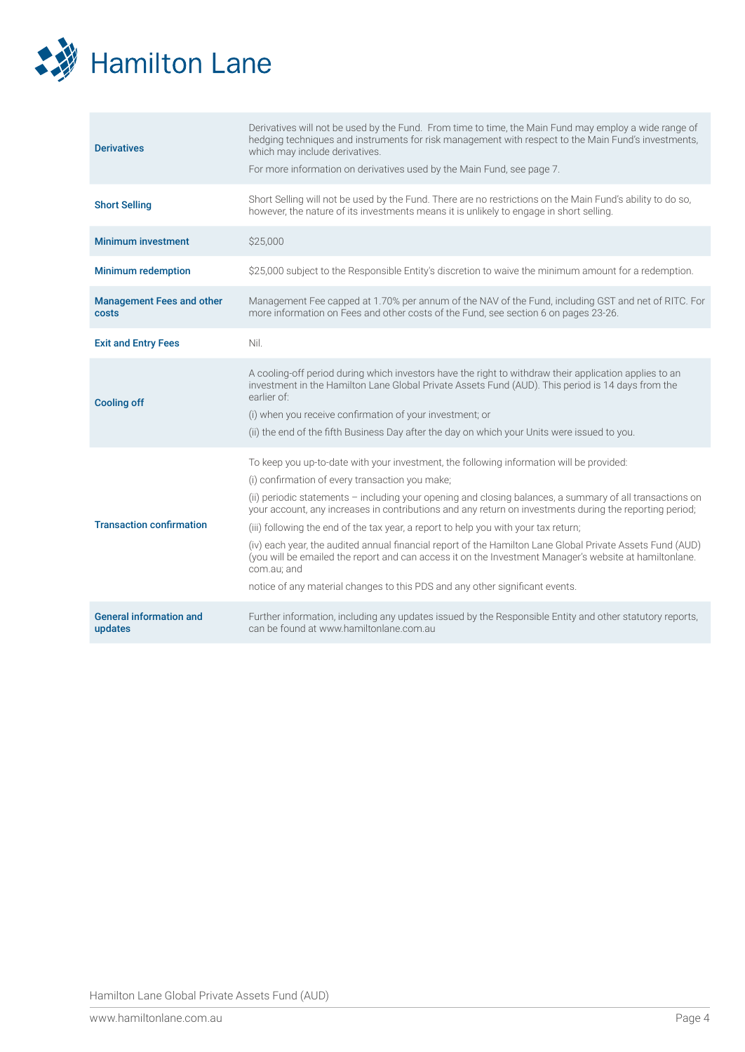| | |
|---|---|
| **Derivatives** | Derivatives will not be used by the Fund. From time to time, the Main Fund may employ a wide range of hedging techniques and instruments for risk management with respect to the Main Fund's investments, which may include derivatives.<br>For more information on derivatives used by the Main Fund, see page 7. |
| **Short Selling** | Short Selling will not be used by the Fund. There are no restrictions on the Main Fund's ability to do so, however, the nature of its investments means it is unlikely to engage in short selling. |
| **Minimum investment** | $25,000 |
| **Minimum redemption** | $25,000 subject to the Responsible Entity's discretion to waive the minimum amount for a redemption. |
| **Management Fees and other costs** | Management Fee capped at 1.70% per annum of the NAV of the Fund, including GST and net of RITC. For more information on Fees and other costs of the Fund, see section 6 on pages 23-26. |
| **Exit and Entry Fees** | Nil. |
| **Cooling off** | A cooling-off period during which investors have the right to withdraw their application applies to an investment in the Hamilton Lane Global Private Assets Fund (AUD). This period is 14 days from the earlier of:<br>(i) when you receive confirmation of your investment; or<br>(ii) the end of the fifth Business Day after the day on which your Units were issued to you. |
| **Transaction confirmation** | To keep you up-to-date with your investment, the following information will be provided:<br>(i) confirmation of every transaction you make;<br>(ii) periodic statements – including your opening and closing balances, a summary of all transactions on your account, any increases in contributions and any return on investments during the reporting period;<br>(iii) following the end of the tax year, a report to help you with your tax return;<br>(iv) each year, the audited annual financial report of the Hamilton Lane Global Private Assets Fund (AUD) (you will be emailed the report and can access it on the Investment Manager's website at hamiltonlane.com.au; and<br>notice of any material changes to this PDS and any other significant events. |
| **General information and updates** | Further information, including any updates issued by the Responsible Entity and other statutory reports, can be found at www.hamiltonlane.com.au |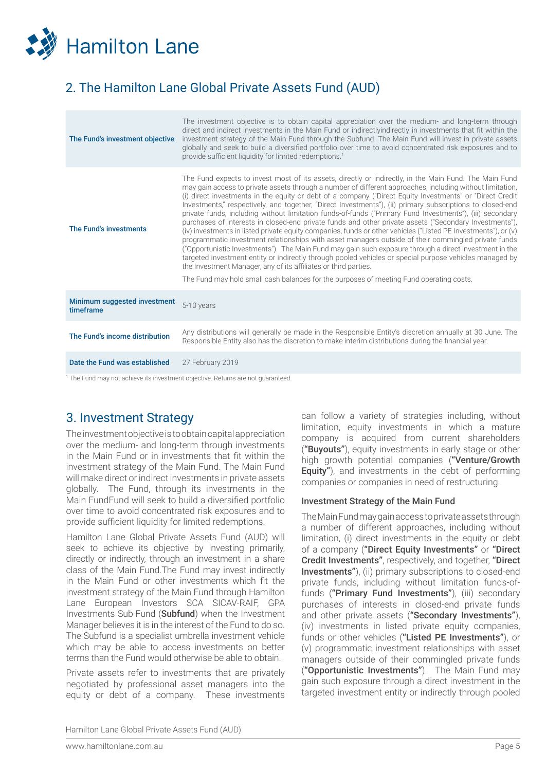## 2. The Hamilton Lane Global Private Assets Fund (AUD)

| | |
|---|---|
| **The Fund's investment objective** | The investment objective is to obtain capital appreciation over the medium- and long-term through direct and indirect investments in the Main Fund or indirectlyindirectly in investments that fit within the investment strategy of the Main Fund through the Subfund. The Main Fund will invest in private assets globally and seek to build a diversified portfolio over time to avoid concentrated risk exposures and to provide sufficient liquidity for limited redemptions.[1] |
| **The Fund's investments** | The Fund expects to invest most of its assets, directly or indirectly, in the Main Fund. The Main Fund may gain access to private assets through a number of different approaches, including without limitation, (i) direct investments in the equity or debt of a company ("Direct Equity Investments" or "Direct Credit Investments," respectively, and together, "Direct Investments"), (ii) primary subscriptions to closed-end private funds, including without limitation funds-of-funds ("Primary Fund Investments"), (iii) secondary purchases of interests in closed-end private funds and other private assets ("Secondary Investments"), (iv) investments in listed private equity companies, funds or other vehicles ("Listed PE Investments"), or (v) programmatic investment relationships with asset managers outside of their commingled private funds ("Opportunistic Investments"). The Main Fund may gain such exposure through a direct investment in the targeted investment entity or indirectly through pooled vehicles or special purpose vehicles managed by the Investment Manager, any of its affiliates or third parties.<br><br>The Fund may hold small cash balances for the purposes of meeting Fund operating costs. |
| **Minimum suggested investment timeframe** | 5-10 years |
| **The Fund's income distribution** | Any distributions will generally be made in the Responsible Entity's discretion annually at 30 June. The Responsible Entity also has the discretion to make interim distributions during the financial year. |
| **Date the Fund was established** | 27 February 2019 |

[1] The Fund may not achieve its investment objective. Returns are not guaranteed.

## 3. Investment Strategy

The investment objective is to obtain capital appreciation over the medium- and long-term through investments in the Main Fund or in investments that fit within the investment strategy of the Main Fund. The Main Fund will make direct or indirect investments in private assets globally. The Fund, through its investments in the Main FundFund will seek to build a diversified portfolio over time to avoid concentrated risk exposures and to provide sufficient liquidity for limited redemptions.

Hamilton Lane Global Private Assets Fund (AUD) will seek to achieve its objective by investing primarily, directly or indirectly, through an investment in a share class of the Main Fund.The Fund may invest indirectly in the Main Fund or other investments which fit the investment strategy of the Main Fund through Hamilton Lane European Investors SCA SICAV-RAIF, GPA Investments Sub-Fund (**Subfund**) when the Investment Manager believes it is in the interest of the Fund to do so. The Subfund is a specialist umbrella investment vehicle which may be able to access investments on better terms than the Fund would otherwise be able to obtain.

Private assets refer to investments that are privately negotiated by professional asset managers into the equity or debt of a company. These investments can follow a variety of strategies including, without limitation, equity investments in which a mature company is acquired from current shareholders (**"Buyouts"**), equity investments in early stage or other high growth potential companies (**"Venture/Growth Equity"**), and investments in the debt of performing companies or companies in need of restructuring.

### Investment Strategy of the Main Fund

The Main Fund may gain access to private assets through a number of different approaches, including without limitation, (i) direct investments in the equity or debt of a company (**"Direct Equity Investments"** or **"Direct Credit Investments"**, respectively, and together, **"Direct Investments"**), (ii) primary subscriptions to closed-end private funds, including without limitation funds-of-funds (**"Primary Fund Investments"**), (iii) secondary purchases of interests in closed-end private funds and other private assets (**"Secondary Investments"**), (iv) investments in listed private equity companies, funds or other vehicles (**"Listed PE Investments"**), or (v) programmatic investment relationships with asset managers outside of their commingled private funds (**"Opportunistic Investments"**). The Main Fund may gain such exposure through a direct investment in the targeted investment entity or indirectly through pooled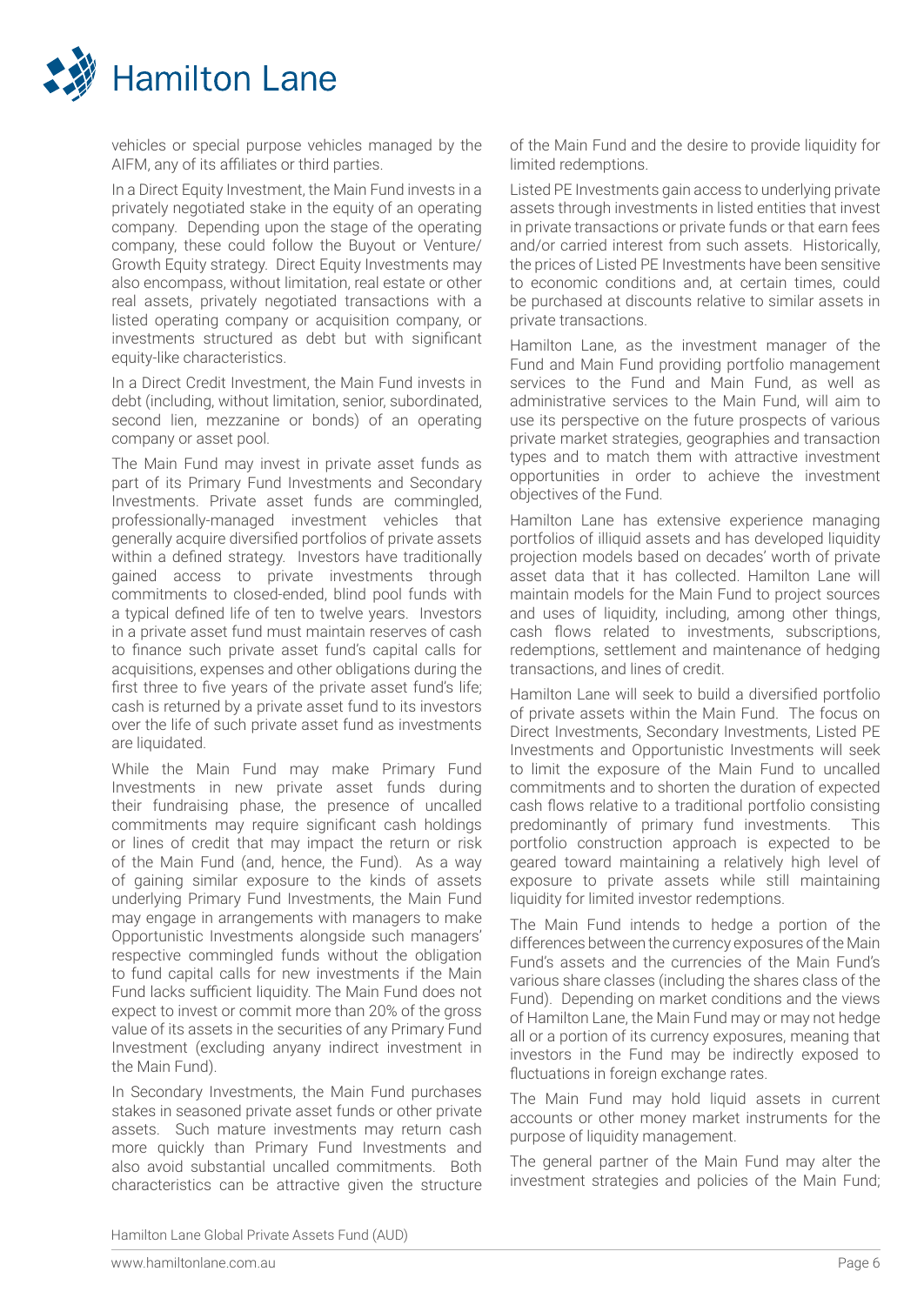vehicles or special purpose vehicles managed by the AIFM, any of its affiliates or third parties.

In a Direct Equity Investment, the Main Fund invests in a privately negotiated stake in the equity of an operating company. Depending upon the stage of the operating company, these could follow the Buyout or Venture/Growth Equity strategy. Direct Equity Investments may also encompass, without limitation, real estate or other real assets, privately negotiated transactions with a listed operating company or acquisition company, or investments structured as debt but with significant equity-like characteristics.

In a Direct Credit Investment, the Main Fund invests in debt (including, without limitation, senior, subordinated, second lien, mezzanine or bonds) of an operating company or asset pool.

The Main Fund may invest in private asset funds as part of its Primary Fund Investments and Secondary Investments. Private asset funds are commingled, professionally-managed investment vehicles that generally acquire diversified portfolios of private assets within a defined strategy. Investors have traditionally gained access to private investments through commitments to closed-ended, blind pool funds with a typical defined life of ten to twelve years. Investors in a private asset fund must maintain reserves of cash to finance such private asset fund's capital calls for acquisitions, expenses and other obligations during the first three to five years of the private asset fund's life; cash is returned by a private asset fund to its investors over the life of such private asset fund as investments are liquidated.

While the Main Fund may make Primary Fund Investments in new private asset funds during their fundraising phase, the presence of uncalled commitments may require significant cash holdings or lines of credit that may impact the return or risk of the Main Fund (and, hence, the Fund). As a way of gaining similar exposure to the kinds of assets underlying Primary Fund Investments, the Main Fund may engage in arrangements with managers to make Opportunistic Investments alongside such managers' respective commingled funds without the obligation to fund capital calls for new investments if the Main Fund lacks sufficient liquidity. The Main Fund does not expect to invest or commit more than 20% of the gross value of its assets in the securities of any Primary Fund Investment (excluding anyany indirect investment in the Main Fund).

In Secondary Investments, the Main Fund purchases stakes in seasoned private asset funds or other private assets. Such mature investments may return cash more quickly than Primary Fund Investments and also avoid substantial uncalled commitments. Both characteristics can be attractive given the structure of the Main Fund and the desire to provide liquidity for limited redemptions.

Listed PE Investments gain access to underlying private assets through investments in listed entities that invest in private transactions or private funds or that earn fees and/or carried interest from such assets. Historically, the prices of Listed PE Investments have been sensitive to economic conditions and, at certain times, could be purchased at discounts relative to similar assets in private transactions.

Hamilton Lane, as the investment manager of the Fund and Main Fund providing portfolio management services to the Fund and Main Fund, as well as administrative services to the Main Fund, will aim to use its perspective on the future prospects of various private market strategies, geographies and transaction types and to match them with attractive investment opportunities in order to achieve the investment objectives of the Fund.

Hamilton Lane has extensive experience managing portfolios of illiquid assets and has developed liquidity projection models based on decades' worth of private asset data that it has collected. Hamilton Lane will maintain models for the Main Fund to project sources and uses of liquidity, including, among other things, cash flows related to investments, subscriptions, redemptions, settlement and maintenance of hedging transactions, and lines of credit.

Hamilton Lane will seek to build a diversified portfolio of private assets within the Main Fund. The focus on Direct Investments, Secondary Investments, Listed PE Investments and Opportunistic Investments will seek to limit the exposure of the Main Fund to uncalled commitments and to shorten the duration of expected cash flows relative to a traditional portfolio consisting predominantly of primary fund investments. This portfolio construction approach is expected to be geared toward maintaining a relatively high level of exposure to private assets while still maintaining liquidity for limited investor redemptions.

The Main Fund intends to hedge a portion of the differences between the currency exposures of the Main Fund's assets and the currencies of the Main Fund's various share classes (including the shares class of the Fund). Depending on market conditions and the views of Hamilton Lane, the Main Fund may or may not hedge all or a portion of its currency exposures, meaning that investors in the Fund may be indirectly exposed to fluctuations in foreign exchange rates.

The Main Fund may hold liquid assets in current accounts or other money market instruments for the purpose of liquidity management.

The general partner of the Main Fund may alter the investment strategies and policies of the Main Fund;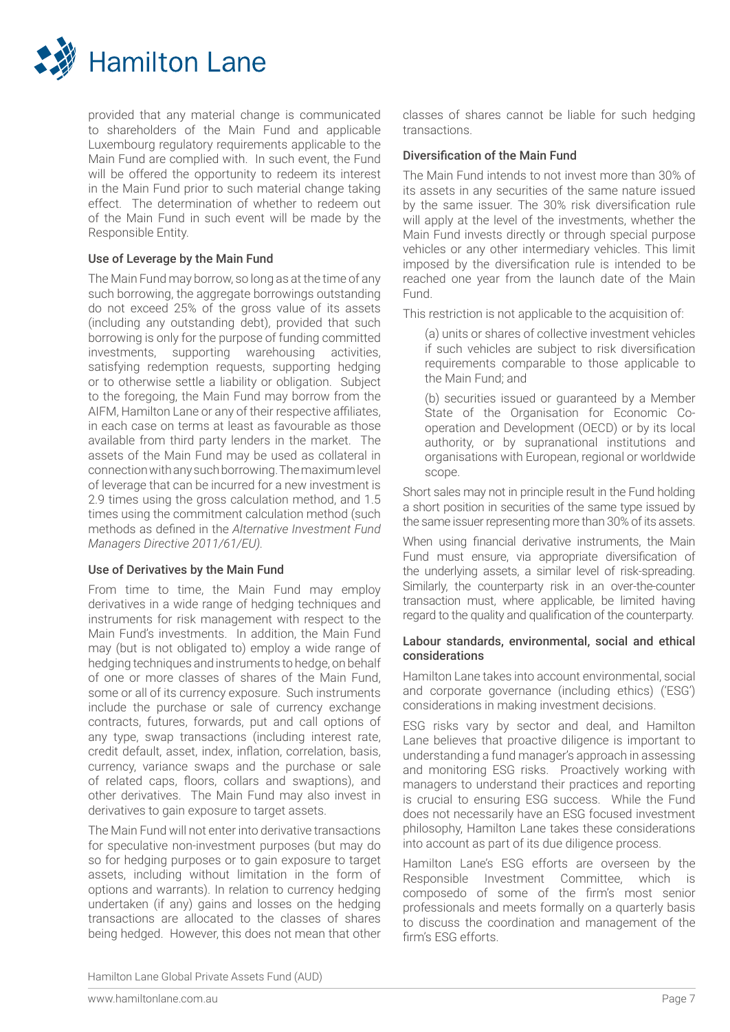provided that any material change is communicated to shareholders of the Main Fund and applicable Luxembourg regulatory requirements applicable to the Main Fund are complied with. In such event, the Fund will be offered the opportunity to redeem its interest in the Main Fund prior to such material change taking effect. The determination of whether to redeem out of the Main Fund in such event will be made by the Responsible Entity.

### Use of Leverage by the Main Fund

The Main Fund may borrow, so long as at the time of any such borrowing, the aggregate borrowings outstanding do not exceed 25% of the gross value of its assets (including any outstanding debt), provided that such borrowing is only for the purpose of funding committed investments, supporting warehousing activities, satisfying redemption requests, supporting hedging or to otherwise settle a liability or obligation. Subject to the foregoing, the Main Fund may borrow from the AIFM, Hamilton Lane or any of their respective affiliates, in each case on terms at least as favourable as those available from third party lenders in the market. The assets of the Main Fund may be used as collateral in connection with any such borrowing. The maximum level of leverage that can be incurred for a new investment is 2.9 times using the gross calculation method, and 1.5 times using the commitment calculation method (such methods as defined in the *Alternative Investment Fund Managers Directive 2011/61/EU).*

### Use of Derivatives by the Main Fund

From time to time, the Main Fund may employ derivatives in a wide range of hedging techniques and instruments for risk management with respect to the Main Fund's investments. In addition, the Main Fund may (but is not obligated to) employ a wide range of hedging techniques and instruments to hedge, on behalf of one or more classes of shares of the Main Fund, some or all of its currency exposure. Such instruments include the purchase or sale of currency exchange contracts, futures, forwards, put and call options of any type, swap transactions (including interest rate, credit default, asset, index, inflation, correlation, basis, currency, variance swaps and the purchase or sale of related caps, floors, collars and swaptions), and other derivatives. The Main Fund may also invest in derivatives to gain exposure to target assets.

The Main Fund will not enter into derivative transactions for speculative non-investment purposes (but may do so for hedging purposes or to gain exposure to target assets, including without limitation in the form of options and warrants). In relation to currency hedging undertaken (if any) gains and losses on the hedging transactions are allocated to the classes of shares being hedged. However, this does not mean that other classes of shares cannot be liable for such hedging transactions.

### Diversification of the Main Fund

The Main Fund intends to not invest more than 30% of its assets in any securities of the same nature issued by the same issuer. The 30% risk diversification rule will apply at the level of the investments, whether the Main Fund invests directly or through special purpose vehicles or any other intermediary vehicles. This limit imposed by the diversification rule is intended to be reached one year from the launch date of the Main Fund.

This restriction is not applicable to the acquisition of:

(a) units or shares of collective investment vehicles if such vehicles are subject to risk diversification requirements comparable to those applicable to the Main Fund; and

(b) securities issued or guaranteed by a Member State of the Organisation for Economic Co-operation and Development (OECD) or by its local authority, or by supranational institutions and organisations with European, regional or worldwide scope.

Short sales may not in principle result in the Fund holding a short position in securities of the same type issued by the same issuer representing more than 30% of its assets.

When using financial derivative instruments, the Main Fund must ensure, via appropriate diversification of the underlying assets, a similar level of risk-spreading. Similarly, the counterparty risk in an over-the-counter transaction must, where applicable, be limited having regard to the quality and qualification of the counterparty.

### Labour standards, environmental, social and ethical considerations

Hamilton Lane takes into account environmental, social and corporate governance (including ethics) ('ESG') considerations in making investment decisions.

ESG risks vary by sector and deal, and Hamilton Lane believes that proactive diligence is important to understanding a fund manager's approach in assessing and monitoring ESG risks. Proactively working with managers to understand their practices and reporting is crucial to ensuring ESG success. While the Fund does not necessarily have an ESG focused investment philosophy, Hamilton Lane takes these considerations into account as part of its due diligence process.

Hamilton Lane's ESG efforts are overseen by the Responsible Investment Committee, which is composedo of some of the firm's most senior professionals and meets formally on a quarterly basis to discuss the coordination and management of the firm's ESG efforts.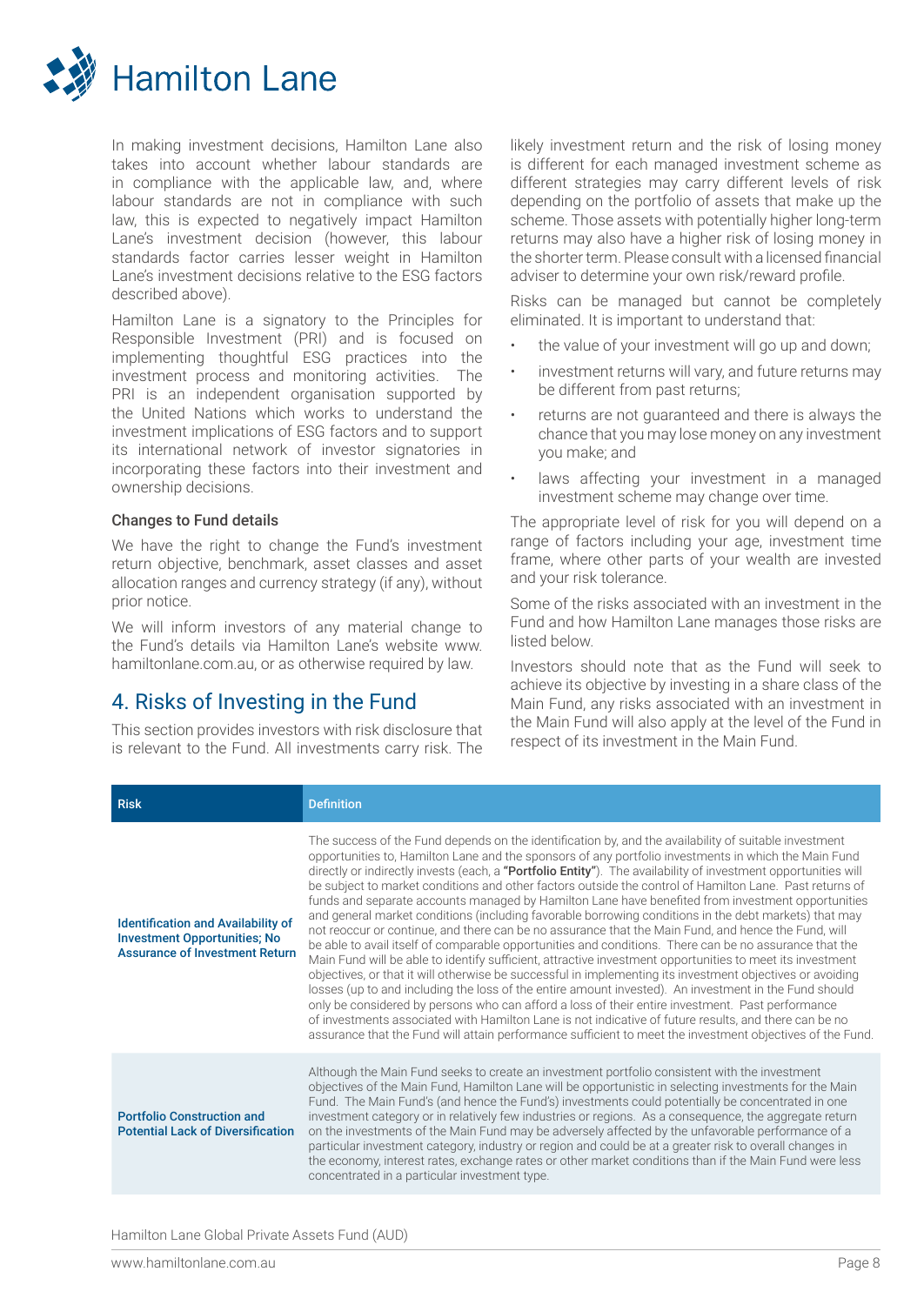In making investment decisions, Hamilton Lane also takes into account whether labour standards are in compliance with the applicable law, and, where labour standards are not in compliance with such law, this is expected to negatively impact Hamilton Lane's investment decision (however, this labour standards factor carries lesser weight in Hamilton Lane's investment decisions relative to the ESG factors described above).

Hamilton Lane is a signatory to the Principles for Responsible Investment (PRI) and is focused on implementing thoughtful ESG practices into the investment process and monitoring activities. The PRI is an independent organisation supported by the United Nations which works to understand the investment implications of ESG factors and to support its international network of investor signatories in incorporating these factors into their investment and ownership decisions.

### Changes to Fund details

We have the right to change the Fund's investment return objective, benchmark, asset classes and asset allocation ranges and currency strategy (if any), without prior notice.

We will inform investors of any material change to the Fund's details via Hamilton Lane's website www.hamiltonlane.com.au, or as otherwise required by law.

## 4. Risks of Investing in the Fund

This section provides investors with risk disclosure that is relevant to the Fund. All investments carry risk. The likely investment return and the risk of losing money is different for each managed investment scheme as different strategies may carry different levels of risk depending on the portfolio of assets that make up the scheme. Those assets with potentially higher long-term returns may also have a higher risk of losing money in the shorter term. Please consult with a licensed financial adviser to determine your own risk/reward profile.

Risks can be managed but cannot be completely eliminated. It is important to understand that:

- the value of your investment will go up and down;
- investment returns will vary, and future returns may be different from past returns;
- returns are not guaranteed and there is always the chance that you may lose money on any investment you make; and
- laws affecting your investment in a managed investment scheme may change over time.

The appropriate level of risk for you will depend on a range of factors including your age, investment time frame, where other parts of your wealth are invested and your risk tolerance.

Some of the risks associated with an investment in the Fund and how Hamilton Lane manages those risks are listed below.

Investors should note that as the Fund will seek to achieve its objective by investing in a share class of the Main Fund, any risks associated with an investment in the Main Fund will also apply at the level of the Fund in respect of its investment in the Main Fund.

| Risk | Definition |
|---|---|
| **Identification and Availability of Investment Opportunities; No Assurance of Investment Return** | The success of the Fund depends on the identification by, and the availability of suitable investment opportunities to, Hamilton Lane and the sponsors of any portfolio investments in which the Main Fund directly or indirectly invests (each, a **"Portfolio Entity"**). The availability of investment opportunities will be subject to market conditions and other factors outside the control of Hamilton Lane. Past returns of funds and separate accounts managed by Hamilton Lane have benefited from investment opportunities and general market conditions (including favorable borrowing conditions in the debt markets) that may not reoccur or continue, and there can be no assurance that the Main Fund, and hence the Fund, will be able to avail itself of comparable opportunities and conditions. There can be no assurance that the Main Fund will be able to identify sufficient, attractive investment opportunities to meet its investment objectives, or that it will otherwise be successful in implementing its investment objectives or avoiding losses (up to and including the loss of the entire amount invested). An investment in the Fund should only be considered by persons who can afford a loss of their entire investment. Past performance of investments associated with Hamilton Lane is not indicative of future results, and there can be no assurance that the Fund will attain performance sufficient to meet the investment objectives of the Fund. |
| **Portfolio Construction and Potential Lack of Diversification** | Although the Main Fund seeks to create an investment portfolio consistent with the investment objectives of the Main Fund, Hamilton Lane will be opportunistic in selecting investments for the Main Fund. The Main Fund's (and hence the Fund's) investments could potentially be concentrated in one investment category or in relatively few industries or regions. As a consequence, the aggregate return on the investments of the Main Fund may be adversely affected by the unfavorable performance of a particular investment category, industry or region and could be at a greater risk to overall changes in the economy, interest rates, exchange rates or other market conditions than if the Main Fund were less concentrated in a particular investment type. |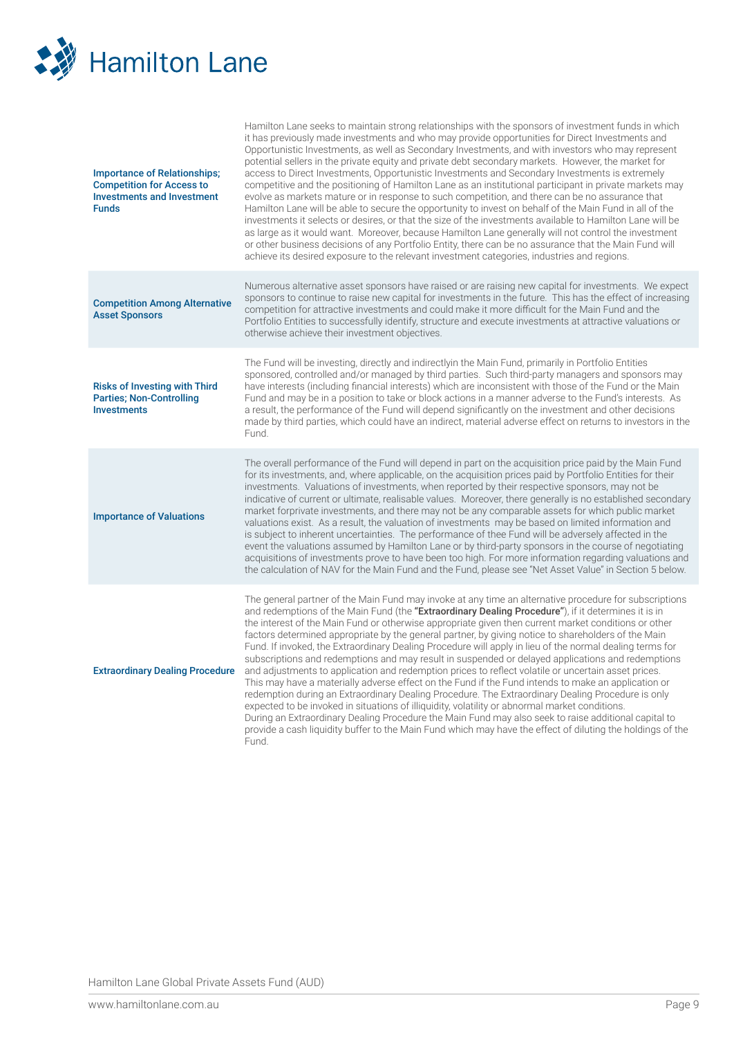| | |
|---|---|
| **Importance of Relationships; Competition for Access to Investments and Investment Funds** | Hamilton Lane seeks to maintain strong relationships with the sponsors of investment funds in which it has previously made investments and who may provide opportunities for Direct Investments and Opportunistic Investments, as well as Secondary Investments, and with investors who may represent potential sellers in the private equity and private debt secondary markets. However, the market for access to Direct Investments, Opportunistic Investments and Secondary Investments is extremely competitive and the positioning of Hamilton Lane as an institutional participant in private markets may evolve as markets mature or in response to such competition, and there can be no assurance that Hamilton Lane will be able to secure the opportunity to invest on behalf of the Main Fund in all of the investments it selects or desires, or that the size of the investments available to Hamilton Lane will be as large as it would want. Moreover, because Hamilton Lane generally will not control the investment or other business decisions of any Portfolio Entity, there can be no assurance that the Main Fund will achieve its desired exposure to the relevant investment categories, industries and regions. |
| **Competition Among Alternative Asset Sponsors** | Numerous alternative asset sponsors have raised or are raising new capital for investments. We expect sponsors to continue to raise new capital for investments in the future. This has the effect of increasing competition for attractive investments and could make it more difficult for the Main Fund and the Portfolio Entities to successfully identify, structure and execute investments at attractive valuations or otherwise achieve their investment objectives. |
| **Risks of Investing with Third Parties; Non-Controlling Investments** | The Fund will be investing, directly and indirectlyin the Main Fund, primarily in Portfolio Entities sponsored, controlled and/or managed by third parties. Such third-party managers and sponsors may have interests (including financial interests) which are inconsistent with those of the Fund or the Main Fund and may be in a position to take or block actions in a manner adverse to the Fund's interests. As a result, the performance of the Fund will depend significantly on the investment and other decisions made by third parties, which could have an indirect, material adverse effect on returns to investors in the Fund. |
| **Importance of Valuations** | The overall performance of the Fund will depend in part on the acquisition price paid by the Main Fund for its investments, and, where applicable, on the acquisition prices paid by Portfolio Entities for their investments. Valuations of investments, when reported by their respective sponsors, may not be indicative of current or ultimate, realisable values. Moreover, there generally is no established secondary market forprivate investments, and there may not be any comparable assets for which public market valuations exist. As a result, the valuation of investments may be based on limited information and is subject to inherent uncertainties. The performance of thee Fund will be adversely affected in the event the valuations assumed by Hamilton Lane or by third-party sponsors in the course of negotiating acquisitions of investments prove to have been too high. For more information regarding valuations and the calculation of NAV for the Main Fund and the Fund, please see "Net Asset Value" in Section 5 below. |
| **Extraordinary Dealing Procedure** | The general partner of the Main Fund may invoke at any time an alternative procedure for subscriptions and redemptions of the Main Fund (the **"Extraordinary Dealing Procedure"**), if it determines it is in the interest of the Main Fund or otherwise appropriate given then current market conditions or other factors determined appropriate by the general partner, by giving notice to shareholders of the Main Fund. If invoked, the Extraordinary Dealing Procedure will apply in lieu of the normal dealing terms for subscriptions and redemptions and may result in suspended or delayed applications and redemptions and adjustments to application and redemption prices to reflect volatile or uncertain asset prices. This may have a materially adverse effect on the Fund if the Fund intends to make an application or redemption during an Extraordinary Dealing Procedure. The Extraordinary Dealing Procedure is only expected to be invoked in situations of illiquidity, volatility or abnormal market conditions. During an Extraordinary Dealing Procedure the Main Fund may also seek to raise additional capital to provide a cash liquidity buffer to the Main Fund which may have the effect of diluting the holdings of the Fund. |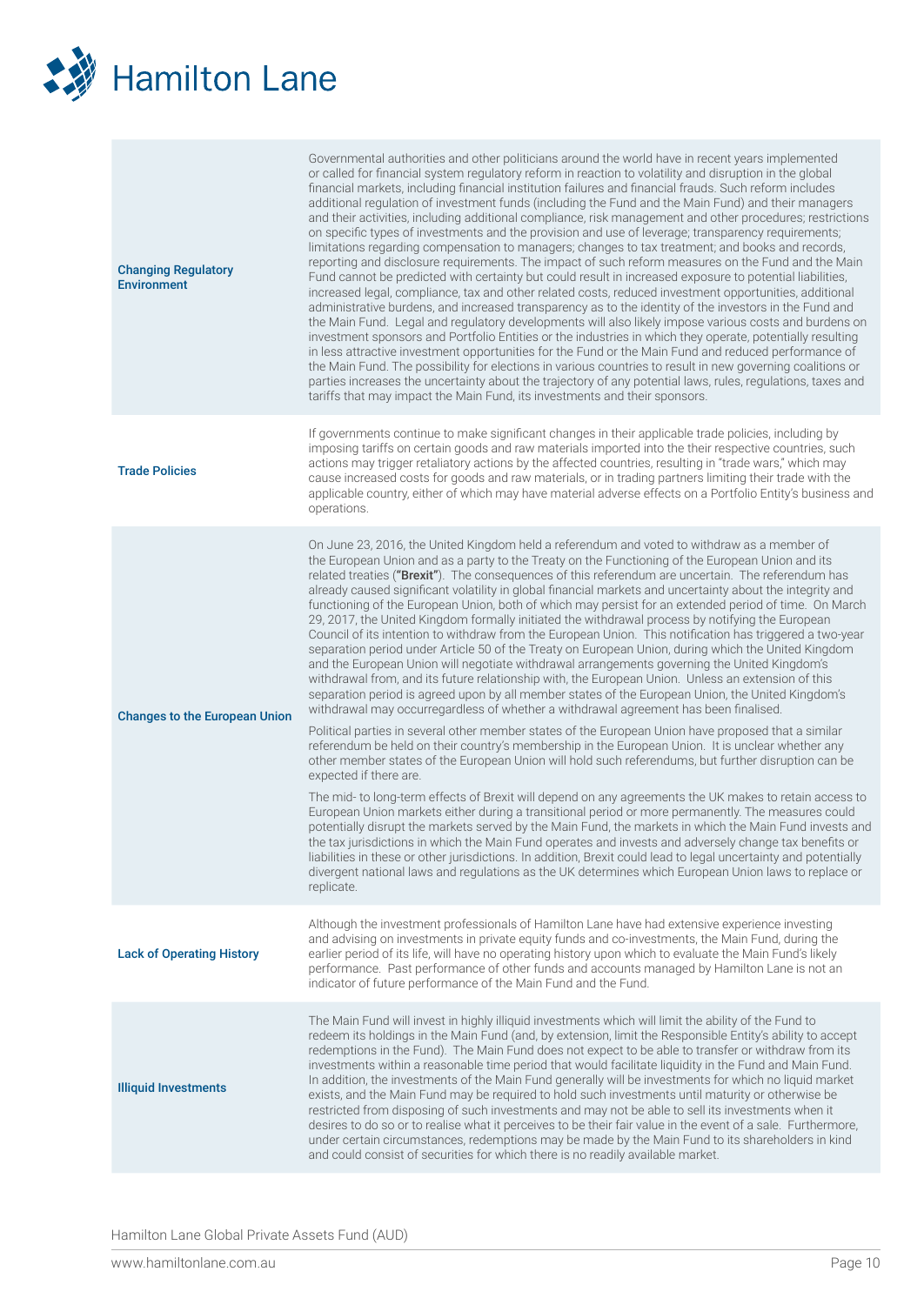| | |
|---|---|
| **Changing Regulatory Environment** | Governmental authorities and other politicians around the world have in recent years implemented or called for financial system regulatory reform in reaction to volatility and disruption in the global financial markets, including financial institution failures and financial frauds. Such reform includes additional regulation of investment funds (including the Fund and the Main Fund) and their managers and their activities, including additional compliance, risk management and other procedures; restrictions on specific types of investments and the provision and use of leverage; transparency requirements; limitations regarding compensation to managers; changes to tax treatment; and books and records, reporting and disclosure requirements. The impact of such reform measures on the Fund and the Main Fund cannot be predicted with certainty but could result in increased exposure to potential liabilities, increased legal, compliance, tax and other related costs, reduced investment opportunities, additional administrative burdens, and increased transparency as to the identity of the investors in the Fund and the Main Fund. Legal and regulatory developments will also likely impose various costs and burdens on investment sponsors and Portfolio Entities or the industries in which they operate, potentially resulting in less attractive investment opportunities for the Fund or the Main Fund and reduced performance of the Main Fund. The possibility for elections in various countries to result in new governing coalitions or parties increases the uncertainty about the trajectory of any potential laws, rules, regulations, taxes and tariffs that may impact the Main Fund, its investments and their sponsors. |
| **Trade Policies** | If governments continue to make significant changes in their applicable trade policies, including by imposing tariffs on certain goods and raw materials imported into the their respective countries, such actions may trigger retaliatory actions by the affected countries, resulting in "trade wars," which may cause increased costs for goods and raw materials, or in trading partners limiting their trade with the applicable country, either of which may have material adverse effects on a Portfolio Entity's business and operations. |
| **Changes to the European Union** | On June 23, 2016, the United Kingdom held a referendum and voted to withdraw as a member of the European Union and as a party to the Treaty on the Functioning of the European Union and its related treaties (**"Brexit"**). The consequences of this referendum are uncertain. The referendum has already caused significant volatility in global financial markets and uncertainty about the integrity and functioning of the European Union, both of which may persist for an extended period of time. On March 29, 2017, the United Kingdom formally initiated the withdrawal process by notifying the European Council of its intention to withdraw from the European Union. This notification has triggered a two-year separation period under Article 50 of the Treaty on European Union, during which the United Kingdom and the European Union will negotiate withdrawal arrangements governing the United Kingdom's withdrawal from, and its future relationship with, the European Union. Unless an extension of this separation period is agreed upon by all member states of the European Union, the United Kingdom's withdrawal may occurregardless of whether a withdrawal agreement has been finalised.<br><br>Political parties in several other member states of the European Union have proposed that a similar referendum be held on their country's membership in the European Union. It is unclear whether any other member states of the European Union will hold such referendums, but further disruption can be expected if there are.<br><br>The mid- to long-term effects of Brexit will depend on any agreements the UK makes to retain access to European Union markets either during a transitional period or more permanently. The measures could potentially disrupt the markets served by the Main Fund, the markets in which the Main Fund invests and the tax jurisdictions in which the Main Fund operates and invests and adversely change tax benefits or liabilities in these or other jurisdictions. In addition, Brexit could lead to legal uncertainty and potentially divergent national laws and regulations as the UK determines which European Union laws to replace or replicate. |
| **Lack of Operating History** | Although the investment professionals of Hamilton Lane have had extensive experience investing and advising on investments in private equity funds and co-investments, the Main Fund, during the earlier period of its life, will have no operating history upon which to evaluate the Main Fund's likely performance. Past performance of other funds and accounts managed by Hamilton Lane is not an indicator of future performance of the Main Fund and the Fund. |
| **Illiquid Investments** | The Main Fund will invest in highly illiquid investments which will limit the ability of the Fund to redeem its holdings in the Main Fund (and, by extension, limit the Responsible Entity's ability to accept redemptions in the Fund). The Main Fund does not expect to be able to transfer or withdraw from its investments within a reasonable time period that would facilitate liquidity in the Fund and Main Fund. In addition, the investments of the Main Fund generally will be investments for which no liquid market exists, and the Main Fund may be required to hold such investments until maturity or otherwise be restricted from disposing of such investments and may not be able to sell its investments when it desires to do so or to realise what it perceives to be their fair value in the event of a sale. Furthermore, under certain circumstances, redemptions may be made by the Main Fund to its shareholders in kind and could consist of securities for which there is no readily available market. |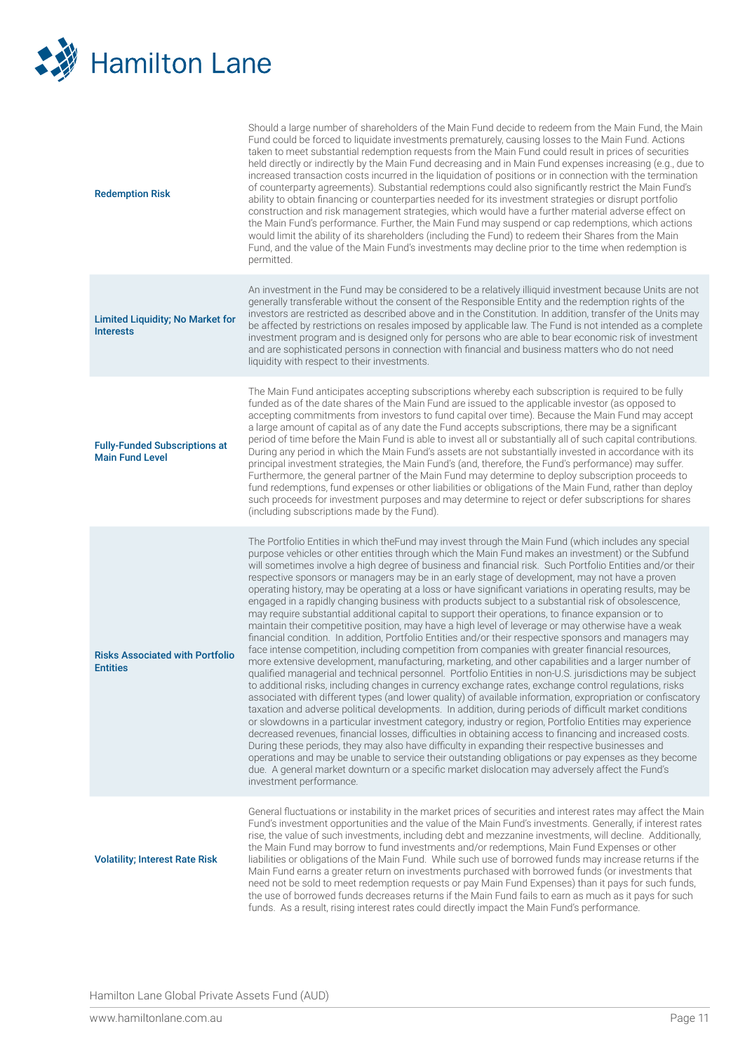| | |
|---|---|
| **Redemption Risk** | Should a large number of shareholders of the Main Fund decide to redeem from the Main Fund, the Main Fund could be forced to liquidate investments prematurely, causing losses to the Main Fund. Actions taken to meet substantial redemption requests from the Main Fund could result in prices of securities held directly or indirectly by the Main Fund decreasing and in Main Fund expenses increasing (e.g., due to increased transaction costs incurred in the liquidation of positions or in connection with the termination of counterparty agreements). Substantial redemptions could also significantly restrict the Main Fund's ability to obtain financing or counterparties needed for its investment strategies or disrupt portfolio construction and risk management strategies, which would have a further material adverse effect on the Main Fund's performance. Further, the Main Fund may suspend or cap redemptions, which actions would limit the ability of its shareholders (including the Fund) to redeem their Shares from the Main Fund, and the value of the Main Fund's investments may decline prior to the time when redemption is permitted. |
| **Limited Liquidity; No Market for Interests** | An investment in the Fund may be considered to be a relatively illiquid investment because Units are not generally transferable without the consent of the Responsible Entity and the redemption rights of the investors are restricted as described above and in the Constitution. In addition, transfer of the Units may be affected by restrictions on resales imposed by applicable law. The Fund is not intended as a complete investment program and is designed only for persons who are able to bear economic risk of investment and are sophisticated persons in connection with financial and business matters who do not need liquidity with respect to their investments. |
| **Fully-Funded Subscriptions at Main Fund Level** | The Main Fund anticipates accepting subscriptions whereby each subscription is required to be fully funded as of the date shares of the Main Fund are issued to the applicable investor (as opposed to accepting commitments from investors to fund capital over time). Because the Main Fund may accept a large amount of capital as of any date the Fund accepts subscriptions, there may be a significant period of time before the Main Fund is able to invest all or substantially all of such capital contributions. During any period in which the Main Fund's assets are not substantially invested in accordance with its principal investment strategies, the Main Fund's (and, therefore, the Fund's performance) may suffer. Furthermore, the general partner of the Main Fund may determine to deploy subscription proceeds to fund redemptions, fund expenses or other liabilities or obligations of the Main Fund, rather than deploy such proceeds for investment purposes and may determine to reject or defer subscriptions for shares (including subscriptions made by the Fund). |
| **Risks Associated with Portfolio Entities** | The Portfolio Entities in which theFund may invest through the Main Fund (which includes any special purpose vehicles or other entities through which the Main Fund makes an investment) or the Subfund will sometimes involve a high degree of business and financial risk. Such Portfolio Entities and/or their respective sponsors or managers may be in an early stage of development, may not have a proven operating history, may be operating at a loss or have significant variations in operating results, may be engaged in a rapidly changing business with products subject to a substantial risk of obsolescence, may require substantial additional capital to support their operations, to finance expansion or to maintain their competitive position, may have a high level of leverage or may otherwise have a weak financial condition. In addition, Portfolio Entities and/or their respective sponsors and managers may face intense competition, including competition from companies with greater financial resources, more extensive development, manufacturing, marketing, and other capabilities and a larger number of qualified managerial and technical personnel. Portfolio Entities in non-U.S. jurisdictions may be subject to additional risks, including changes in currency exchange rates, exchange control regulations, risks associated with different types (and lower quality) of available information, expropriation or confiscatory taxation and adverse political developments. In addition, during periods of difficult market conditions or slowdowns in a particular investment category, industry or region, Portfolio Entities may experience decreased revenues, financial losses, difficulties in obtaining access to financing and increased costs. During these periods, they may also have difficulty in expanding their respective businesses and operations and may be unable to service their outstanding obligations or pay expenses as they become due. A general market downturn or a specific market dislocation may adversely affect the Fund's investment performance. |
| **Volatility; Interest Rate Risk** | General fluctuations or instability in the market prices of securities and interest rates may affect the Main Fund's investment opportunities and the value of the Main Fund's investments. Generally, if interest rates rise, the value of such investments, including debt and mezzanine investments, will decline. Additionally, the Main Fund may borrow to fund investments and/or redemptions, Main Fund Expenses or other liabilities or obligations of the Main Fund. While such use of borrowed funds may increase returns if the Main Fund earns a greater return on investments purchased with borrowed funds (or investments that need not be sold to meet redemption requests or pay Main Fund Expenses) than it pays for such funds, the use of borrowed funds decreases returns if the Main Fund fails to earn as much as it pays for such funds. As a result, rising interest rates could directly impact the Main Fund's performance. |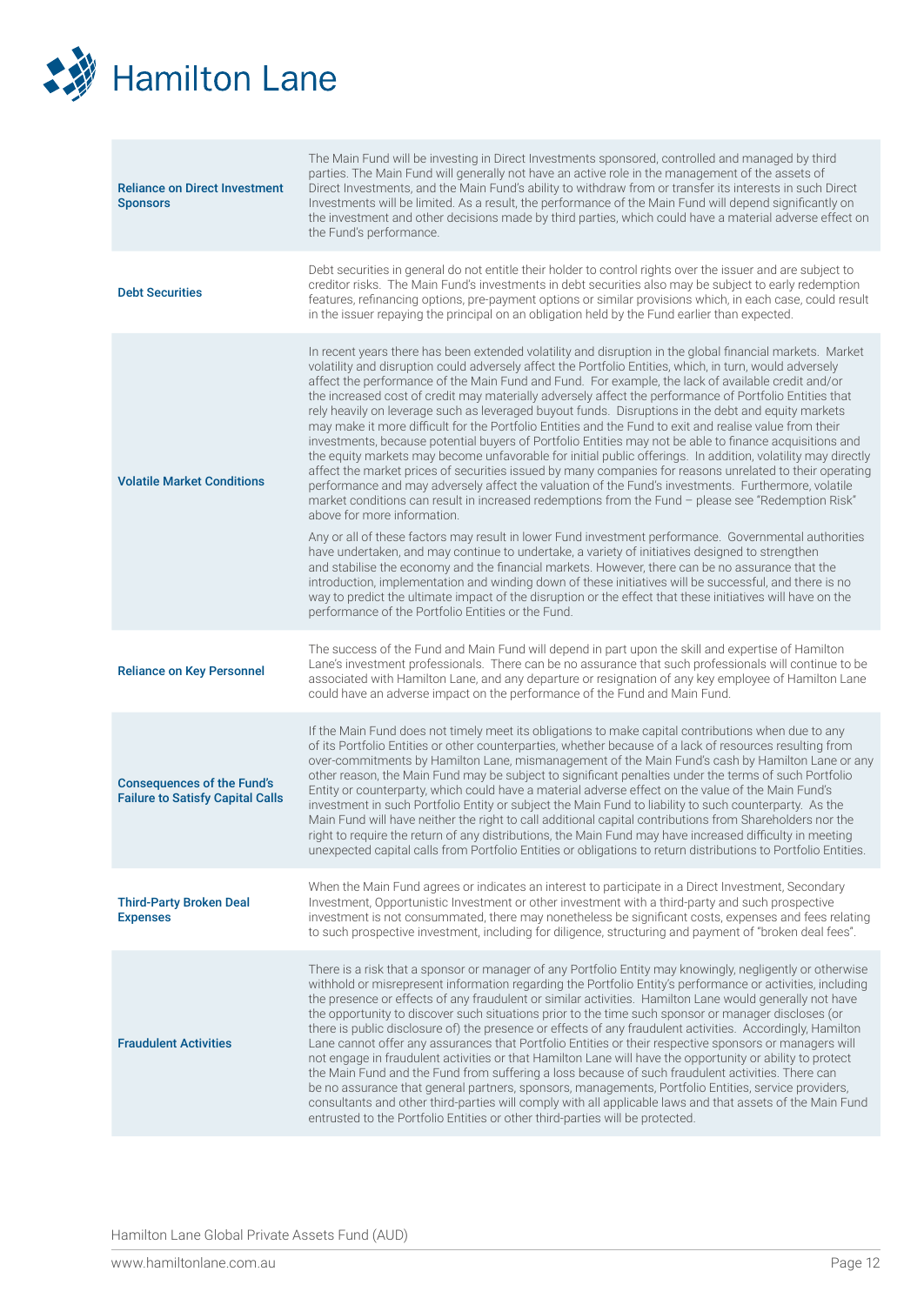| | |
|---|---|
| **Reliance on Direct Investment Sponsors** | The Main Fund will be investing in Direct Investments sponsored, controlled and managed by third parties. The Main Fund will generally not have an active role in the management of the assets of Direct Investments, and the Main Fund's ability to withdraw from or transfer its interests in such Direct Investments will be limited. As a result, the performance of the Main Fund will depend significantly on the investment and other decisions made by third parties, which could have a material adverse effect on the Fund's performance. |
| **Debt Securities** | Debt securities in general do not entitle their holder to control rights over the issuer and are subject to creditor risks. The Main Fund's investments in debt securities also may be subject to early redemption features, refinancing options, pre-payment options or similar provisions which, in each case, could result in the issuer repaying the principal on an obligation held by the Fund earlier than expected. |
| **Volatile Market Conditions** | In recent years there has been extended volatility and disruption in the global financial markets. Market volatility and disruption could adversely affect the Portfolio Entities, which, in turn, would adversely affect the performance of the Main Fund and Fund. For example, the lack of available credit and/or the increased cost of credit may materially adversely affect the performance of Portfolio Entities that rely heavily on leverage such as leveraged buyout funds. Disruptions in the debt and equity markets may make it more difficult for the Portfolio Entities and the Fund to exit and realise value from their investments, because potential buyers of Portfolio Entities may not be able to finance acquisitions and the equity markets may become unfavorable for initial public offerings. In addition, volatility may directly affect the market prices of securities issued by many companies for reasons unrelated to their operating performance and may adversely affect the valuation of the Fund's investments. Furthermore, volatile market conditions can result in increased redemptions from the Fund – please see "Redemption Risk" above for more information.<br><br>Any or all of these factors may result in lower Fund investment performance. Governmental authorities have undertaken, and may continue to undertake, a variety of initiatives designed to strengthen and stabilise the economy and the financial markets. However, there can be no assurance that the introduction, implementation and winding down of these initiatives will be successful, and there is no way to predict the ultimate impact of the disruption or the effect that these initiatives will have on the performance of the Portfolio Entities or the Fund. |
| **Reliance on Key Personnel** | The success of the Fund and Main Fund will depend in part upon the skill and expertise of Hamilton Lane's investment professionals. There can be no assurance that such professionals will continue to be associated with Hamilton Lane, and any departure or resignation of any key employee of Hamilton Lane could have an adverse impact on the performance of the Fund and Main Fund. |
| **Consequences of the Fund's Failure to Satisfy Capital Calls** | If the Main Fund does not timely meet its obligations to make capital contributions when due to any of its Portfolio Entities or other counterparties, whether because of a lack of resources resulting from over-commitments by Hamilton Lane, mismanagement of the Main Fund's cash by Hamilton Lane or any other reason, the Main Fund may be subject to significant penalties under the terms of such Portfolio Entity or counterparty, which could have a material adverse effect on the value of the Main Fund's investment in such Portfolio Entity or subject the Main Fund to liability to such counterparty. As the Main Fund will have neither the right to call additional capital contributions from Shareholders nor the right to require the return of any distributions, the Main Fund may have increased difficulty in meeting unexpected capital calls from Portfolio Entities or obligations to return distributions to Portfolio Entities. |
| **Third-Party Broken Deal Expenses** | When the Main Fund agrees or indicates an interest to participate in a Direct Investment, Secondary Investment, Opportunistic Investment or other investment with a third-party and such prospective investment is not consummated, there may nonetheless be significant costs, expenses and fees relating to such prospective investment, including for diligence, structuring and payment of "broken deal fees". |
| **Fraudulent Activities** | There is a risk that a sponsor or manager of any Portfolio Entity may knowingly, negligently or otherwise withhold or misrepresent information regarding the Portfolio Entity's performance or activities, including the presence or effects of any fraudulent or similar activities. Hamilton Lane would generally not have the opportunity to discover such situations prior to the time such sponsor or manager discloses (or there is public disclosure of) the presence or effects of any fraudulent activities. Accordingly, Hamilton Lane cannot offer any assurances that Portfolio Entities or their respective sponsors or managers will not engage in fraudulent activities or that Hamilton Lane will have the opportunity or ability to protect the Main Fund and the Fund from suffering a loss because of such fraudulent activities. There can be no assurance that general partners, sponsors, managements, Portfolio Entities, service providers, consultants and other third-parties will comply with all applicable laws and that assets of the Main Fund entrusted to the Portfolio Entities or other third-parties will be protected. |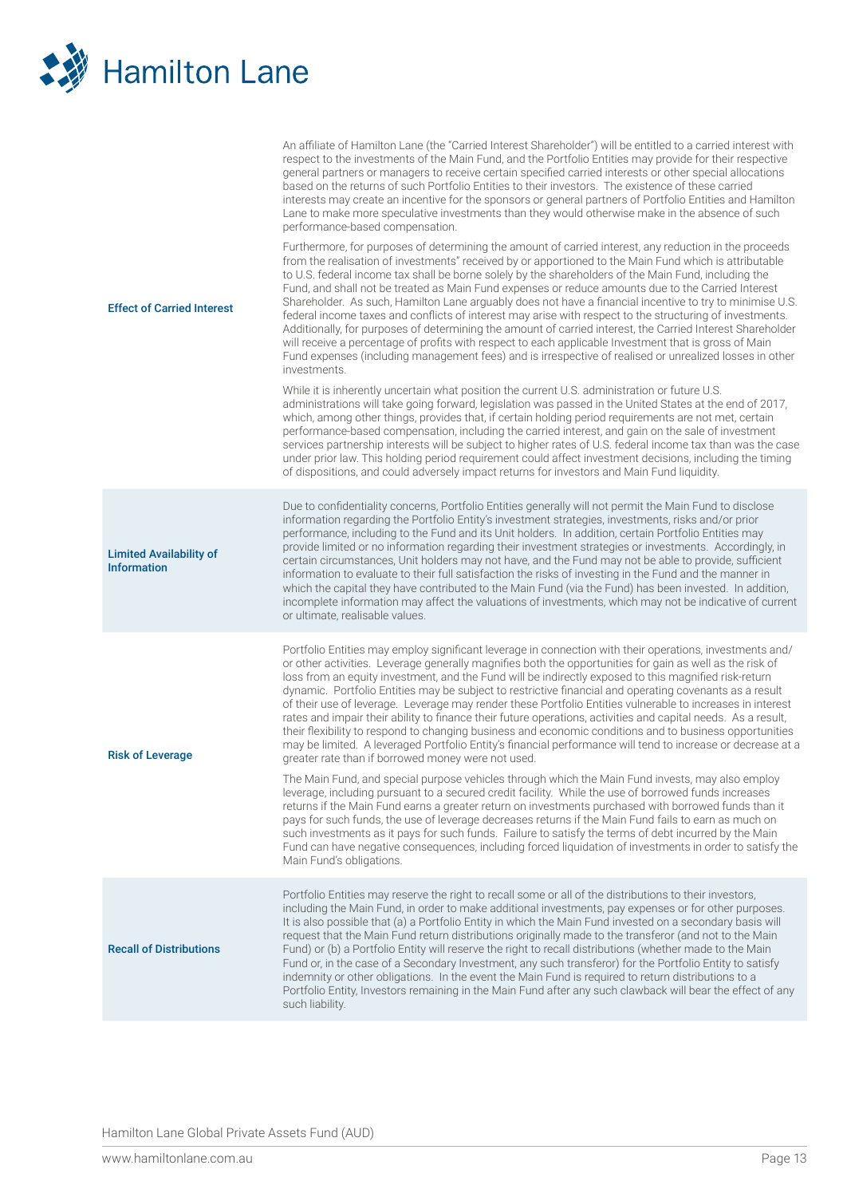| | |
|---|---|
| **Effect of Carried Interest** | An affiliate of Hamilton Lane (the "Carried Interest Shareholder") will be entitled to a carried interest with respect to the investments of the Main Fund, and the Portfolio Entities may provide for their respective general partners or managers to receive certain specified carried interests or other special allocations based on the returns of such Portfolio Entities to their investors. The existence of these carried interests may create an incentive for the sponsors or general partners of Portfolio Entities and Hamilton Lane to make more speculative investments than they would otherwise make in the absence of such performance-based compensation.<br><br>Furthermore, for purposes of determining the amount of carried interest, any reduction in the proceeds from the realisation of investments" received by or apportioned to the Main Fund which is attributable to U.S. federal income tax shall be borne solely by the shareholders of the Main Fund, including the Fund, and shall not be treated as Main Fund expenses or reduce amounts due to the Carried Interest Shareholder. As such, Hamilton Lane arguably does not have a financial incentive to try to minimise U.S. federal income taxes and conflicts of interest may arise with respect to the structuring of investments. Additionally, for purposes of determining the amount of carried interest, the Carried Interest Shareholder will receive a percentage of profits with respect to each applicable Investment that is gross of Main Fund expenses (including management fees) and is irrespective of realised or unrealized losses in other investments.<br><br>While it is inherently uncertain what position the current U.S. administration or future U.S. administrations will take going forward, legislation was passed in the United States at the end of 2017, which, among other things, provides that, if certain holding period requirements are not met, certain performance-based compensation, including the carried interest, and gain on the sale of investment services partnership interests will be subject to higher rates of U.S. federal income tax than was the case under prior law. This holding period requirement could affect investment decisions, including the timing of dispositions, and could adversely impact returns for investors and Main Fund liquidity. |
| **Limited Availability of Information** | Due to confidentiality concerns, Portfolio Entities generally will not permit the Main Fund to disclose information regarding the Portfolio Entity's investment strategies, investments, risks and/or prior performance, including to the Fund and its Unit holders. In addition, certain Portfolio Entities may provide limited or no information regarding their investment strategies or investments. Accordingly, in certain circumstances, Unit holders may not have, and the Fund may not be able to provide, sufficient information to evaluate to their full satisfaction the risks of investing in the Fund and the manner in which the capital they have contributed to the Main Fund (via the Fund) has been invested. In addition, incomplete information may affect the valuations of investments, which may not be indicative of current or ultimate, realisable values. |
| **Risk of Leverage** | Portfolio Entities may employ significant leverage in connection with their operations, investments and/or other activities. Leverage generally magnifies both the opportunities for gain as well as the risk of loss from an equity investment, and the Fund will be indirectly exposed to this magnified risk-return dynamic. Portfolio Entities may be subject to restrictive financial and operating covenants as a result of their use of leverage. Leverage may render these Portfolio Entities vulnerable to increases in interest rates and impair their ability to finance their future operations, activities and capital needs. As a result, their flexibility to respond to changing business and economic conditions and to business opportunities may be limited. A leveraged Portfolio Entity's financial performance will tend to increase or decrease at a greater rate than if borrowed money were not used.<br><br>The Main Fund, and special purpose vehicles through which the Main Fund invests, may also employ leverage, including pursuant to a secured credit facility. While the use of borrowed funds increases returns if the Main Fund earns a greater return on investments purchased with borrowed funds than it pays for such funds, the use of leverage decreases returns if the Main Fund fails to earn as much on such investments as it pays for such funds. Failure to satisfy the terms of debt incurred by the Main Fund can have negative consequences, including forced liquidation of investments in order to satisfy the Main Fund's obligations. |
| **Recall of Distributions** | Portfolio Entities may reserve the right to recall some or all of the distributions to their investors, including the Main Fund, in order to make additional investments, pay expenses or for other purposes. It is also possible that (a) a Portfolio Entity in which the Main Fund invested on a secondary basis will request that the Main Fund return distributions originally made to the transferor (and not to the Main Fund) or (b) a Portfolio Entity will reserve the right to recall distributions (whether made to the Main Fund or, in the case of a Secondary Investment, any such transferor) for the Portfolio Entity to satisfy indemnity or other obligations. In the event the Main Fund is required to return distributions to a Portfolio Entity, Investors remaining in the Main Fund after any such clawback will bear the effect of any such liability. |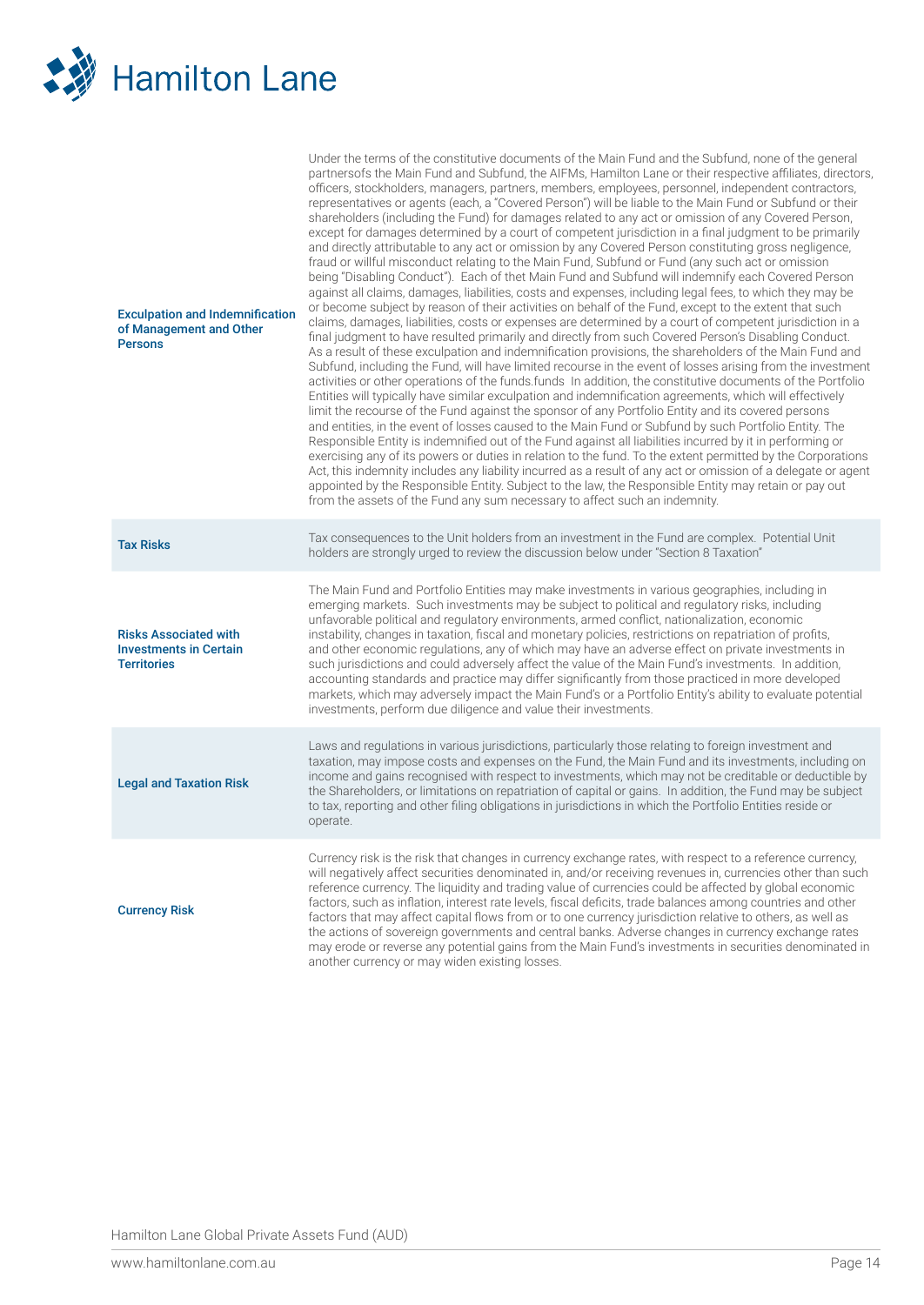| | |
|---|---|
| **Exculpation and Indemnification of Management and Other Persons** | Under the terms of the constitutive documents of the Main Fund and the Subfund, none of the general partnersofs the Main Fund and Subfund, the AIFMs, Hamilton Lane or their respective affiliates, directors, officers, stockholders, managers, partners, members, employees, personnel, independent contractors, representatives or agents (each, a "Covered Person") will be liable to the Main Fund or Subfund or their shareholders (including the Fund) for damages related to any act or omission of any Covered Person, except for damages determined by a court of competent jurisdiction in a final judgment to be primarily and directly attributable to any act or omission by any Covered Person constituting gross negligence, fraud or willful misconduct relating to the Main Fund, Subfund or Fund (any such act or omission being "Disabling Conduct"). Each of thet Main Fund and Subfund will indemnify each Covered Person against all claims, damages, liabilities, costs and expenses, including legal fees, to which they may be or become subject by reason of their activities on behalf of the Fund, except to the extent that such claims, damages, liabilities, costs or expenses are determined by a court of competent jurisdiction in a final judgment to have resulted primarily and directly from such Covered Person's Disabling Conduct. As a result of these exculpation and indemnification provisions, the shareholders of the Main Fund and Subfund, including the Fund, will have limited recourse in the event of losses arising from the investment activities or other operations of the funds.funds In addition, the constitutive documents of the Portfolio Entities will typically have similar exculpation and indemnification agreements, which will effectively limit the recourse of the Fund against the sponsor of any Portfolio Entity and its covered persons and entities, in the event of losses caused to the Main Fund or Subfund by such Portfolio Entity. The Responsible Entity is indemnified out of the Fund against all liabilities incurred by it in performing or exercising any of its powers or duties in relation to the fund. To the extent permitted by the Corporations Act, this indemnity includes any liability incurred as a result of any act or omission of a delegate or agent appointed by the Responsible Entity. Subject to the law, the Responsible Entity may retain or pay out from the assets of the Fund any sum necessary to affect such an indemnity. |
| **Tax Risks** | Tax consequences to the Unit holders from an investment in the Fund are complex. Potential Unit holders are strongly urged to review the discussion below under "Section 8 Taxation" |
| **Risks Associated with Investments in Certain Territories** | The Main Fund and Portfolio Entities may make investments in various geographies, including in emerging markets. Such investments may be subject to political and regulatory risks, including unfavorable political and regulatory environments, armed conflict, nationalization, economic instability, changes in taxation, fiscal and monetary policies, restrictions on repatriation of profits, and other economic regulations, any of which may have an adverse effect on private investments in such jurisdictions and could adversely affect the value of the Main Fund's investments. In addition, accounting standards and practice may differ significantly from those practiced in more developed markets, which may adversely impact the Main Fund's or a Portfolio Entity's ability to evaluate potential investments, perform due diligence and value their investments. |
| **Legal and Taxation Risk** | Laws and regulations in various jurisdictions, particularly those relating to foreign investment and taxation, may impose costs and expenses on the Fund, the Main Fund and its investments, including on income and gains recognised with respect to investments, which may not be creditable or deductible by the Shareholders, or limitations on repatriation of capital or gains. In addition, the Fund may be subject to tax, reporting and other filing obligations in jurisdictions in which the Portfolio Entities reside or operate. |
| **Currency Risk** | Currency risk is the risk that changes in currency exchange rates, with respect to a reference currency, will negatively affect securities denominated in, and/or receiving revenues in, currencies other than such reference currency. The liquidity and trading value of currencies could be affected by global economic factors, such as inflation, interest rate levels, fiscal deficits, trade balances among countries and other factors that may affect capital flows from or to one currency jurisdiction relative to others, as well as the actions of sovereign governments and central banks. Adverse changes in currency exchange rates may erode or reverse any potential gains from the Main Fund's investments in securities denominated in another currency or may widen existing losses. |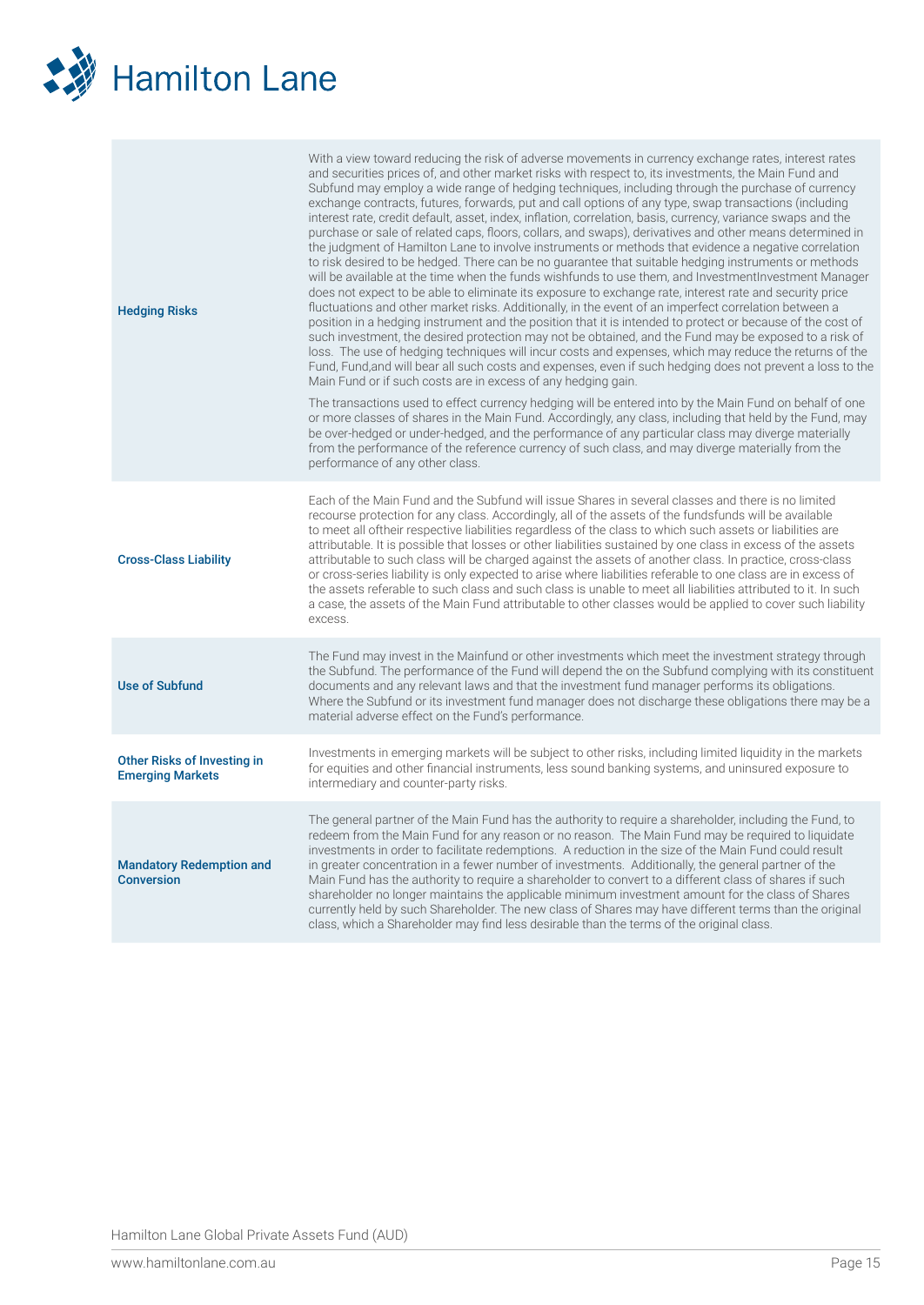| | |
|---|---|
| **Hedging Risks** | With a view toward reducing the risk of adverse movements in currency exchange rates, interest rates and securities prices of, and other market risks with respect to, its investments, the Main Fund and Subfund may employ a wide range of hedging techniques, including through the purchase of currency exchange contracts, futures, forwards, put and call options of any type, swap transactions (including interest rate, credit default, asset, index, inflation, correlation, basis, currency, variance swaps and the purchase or sale of related caps, floors, collars, and swaps), derivatives and other means determined in the judgment of Hamilton Lane to involve instruments or methods that evidence a negative correlation to risk desired to be hedged. There can be no guarantee that suitable hedging instruments or methods will be available at the time when the funds wishfunds to use them, and InvestmentInvestment Manager does not expect to be able to eliminate its exposure to exchange rate, interest rate and security price fluctuations and other market risks. Additionally, in the event of an imperfect correlation between a position in a hedging instrument and the position that it is intended to protect or because of the cost of such investment, the desired protection may not be obtained, and the Fund may be exposed to a risk of loss. The use of hedging techniques will incur costs and expenses, which may reduce the returns of the Fund, Fund,and will bear all such costs and expenses, even if such hedging does not prevent a loss to the Main Fund or if such costs are in excess of any hedging gain.<br><br>The transactions used to effect currency hedging will be entered into by the Main Fund on behalf of one or more classes of shares in the Main Fund. Accordingly, any class, including that held by the Fund, may be over-hedged or under-hedged, and the performance of any particular class may diverge materially from the performance of the reference currency of such class, and may diverge materially from the performance of any other class. |
| **Cross-Class Liability** | Each of the Main Fund and the Subfund will issue Shares in several classes and there is no limited recourse protection for any class. Accordingly, all of the assets of the fundsfunds will be available to meet all oftheir respective liabilities regardless of the class to which such assets or liabilities are attributable. It is possible that losses or other liabilities sustained by one class in excess of the assets attributable to such class will be charged against the assets of another class. In practice, cross-class or cross-series liability is only expected to arise where liabilities referable to one class are in excess of the assets referable to such class and such class is unable to meet all liabilities attributed to it. In such a case, the assets of the Main Fund attributable to other classes would be applied to cover such liability excess. |
| **Use of Subfund** | The Fund may invest in the Mainfund or other investments which meet the investment strategy through the Subfund. The performance of the Fund will depend the on the Subfund complying with its constituent documents and any relevant laws and that the investment fund manager performs its obligations. Where the Subfund or its investment fund manager does not discharge these obligations there may be a material adverse effect on the Fund's performance. |
| **Other Risks of Investing in Emerging Markets** | Investments in emerging markets will be subject to other risks, including limited liquidity in the markets for equities and other financial instruments, less sound banking systems, and uninsured exposure to intermediary and counter-party risks. |
| **Mandatory Redemption and Conversion** | The general partner of the Main Fund has the authority to require a shareholder, including the Fund, to redeem from the Main Fund for any reason or no reason. The Main Fund may be required to liquidate investments in order to facilitate redemptions. A reduction in the size of the Main Fund could result in greater concentration in a fewer number of investments. Additionally, the general partner of the Main Fund has the authority to require a shareholder to convert to a different class of shares if such shareholder no longer maintains the applicable minimum investment amount for the class of Shares currently held by such Shareholder. The new class of Shares may have different terms than the original class, which a Shareholder may find less desirable than the terms of the original class. |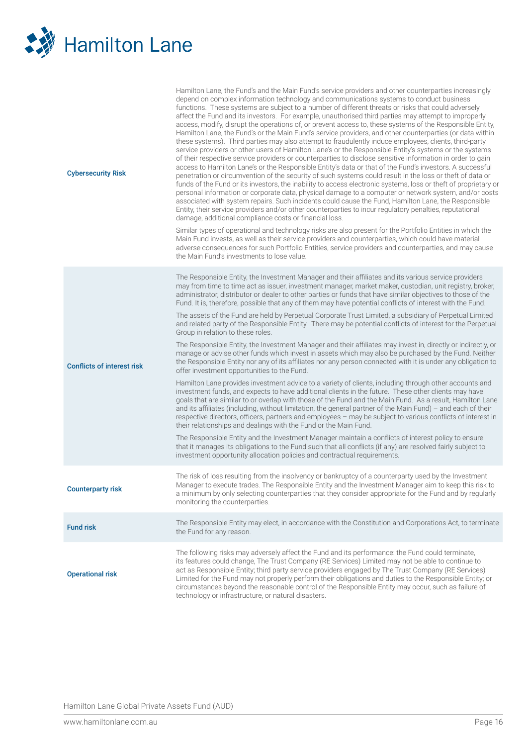| | |
|---|---|
| **Cybersecurity Risk** | Hamilton Lane, the Fund's and the Main Fund's service providers and other counterparties increasingly depend on complex information technology and communications systems to conduct business functions. These systems are subject to a number of different threats or risks that could adversely affect the Fund and its investors. For example, unauthorised third parties may attempt to improperly access, modify, disrupt the operations of, or prevent access to, these systems of the Responsible Entity, Hamilton Lane, the Fund's or the Main Fund's service providers, and other counterparties (or data within these systems). Third parties may also attempt to fraudulently induce employees, clients, third-party service providers or other users of Hamilton Lane's or the Responsible Entity's systems or the systems of their respective service providers or counterparties to disclose sensitive information in order to gain access to Hamilton Lane's or the Responsible Entity's data or that of the Fund's investors. A successful penetration or circumvention of the security of such systems could result in the loss or theft of data or funds of the Fund or its investors, the inability to access electronic systems, loss or theft of proprietary or personal information or corporate data, physical damage to a computer or network system, and/or costs associated with system repairs. Such incidents could cause the Fund, Hamilton Lane, the Responsible Entity, their service providers and/or other counterparties to incur regulatory penalties, reputational damage, additional compliance costs or financial loss.<br><br>Similar types of operational and technology risks are also present for the Portfolio Entities in which the Main Fund invests, as well as their service providers and counterparties, which could have material adverse consequences for such Portfolio Entities, service providers and counterparties, and may cause the Main Fund's investments to lose value. |
| **Conflicts of interest risk** | The Responsible Entity, the Investment Manager and their affiliates and its various service providers may from time to time act as issuer, investment manager, market maker, custodian, unit registry, broker, administrator, distributor or dealer to other parties or funds that have similar objectives to those of the Fund. It is, therefore, possible that any of them may have potential conflicts of interest with the Fund.<br><br>The assets of the Fund are held by Perpetual Corporate Trust Limited, a subsidiary of Perpetual Limited and related party of the Responsible Entity. There may be potential conflicts of interest for the Perpetual Group in relation to these roles.<br><br>The Responsible Entity, the Investment Manager and their affiliates may invest in, directly or indirectly, or manage or advise other funds which invest in assets which may also be purchased by the Fund. Neither the Responsible Entity nor any of its affiliates nor any person connected with it is under any obligation to offer investment opportunities to the Fund.<br><br>Hamilton Lane provides investment advice to a variety of clients, including through other accounts and investment funds, and expects to have additional clients in the future. These other clients may have goals that are similar to or overlap with those of the Fund and the Main Fund. As a result, Hamilton Lane and its affiliates (including, without limitation, the general partner of the Main Fund) – and each of their respective directors, officers, partners and employees – may be subject to various conflicts of interest in their relationships and dealings with the Fund or the Main Fund.<br><br>The Responsible Entity and the Investment Manager maintain a conflicts of interest policy to ensure that it manages its obligations to the Fund such that all conflicts (if any) are resolved fairly subject to investment opportunity allocation policies and contractual requirements. |
| **Counterparty risk** | The risk of loss resulting from the insolvency or bankruptcy of a counterparty used by the Investment Manager to execute trades. The Responsible Entity and the Investment Manager aim to keep this risk to a minimum by only selecting counterparties that they consider appropriate for the Fund and by regularly monitoring the counterparties. |
| **Fund risk** | The Responsible Entity may elect, in accordance with the Constitution and Corporations Act, to terminate the Fund for any reason. |
| **Operational risk** | The following risks may adversely affect the Fund and its performance: the Fund could terminate, its features could change, The Trust Company (RE Services) Limited may not be able to continue to act as Responsible Entity; third party service providers engaged by The Trust Company (RE Services) Limited for the Fund may not properly perform their obligations and duties to the Responsible Entity; or circumstances beyond the reasonable control of the Responsible Entity may occur, such as failure of technology or infrastructure, or natural disasters. |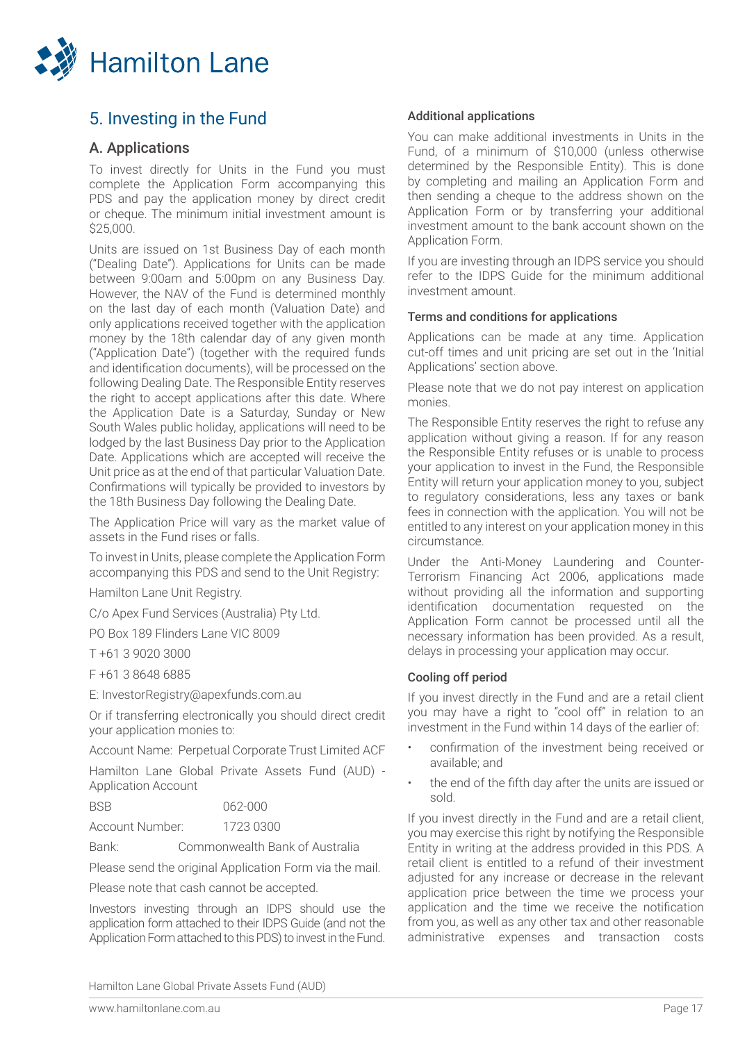## 5. Investing in the Fund

### A. Applications

To invest directly for Units in the Fund you must complete the Application Form accompanying this PDS and pay the application money by direct credit or cheque. The minimum initial investment amount is $25,000.

Units are issued on 1st Business Day of each month ("Dealing Date"). Applications for Units can be made between 9:00am and 5:00pm on any Business Day. However, the NAV of the Fund is determined monthly on the last day of each month (Valuation Date) and only applications received together with the application money by the 18th calendar day of any given month ("Application Date") (together with the required funds and identification documents), will be processed on the following Dealing Date. The Responsible Entity reserves the right to accept applications after this date. Where the Application Date is a Saturday, Sunday or New South Wales public holiday, applications will need to be lodged by the last Business Day prior to the Application Date. Applications which are accepted will receive the Unit price as at the end of that particular Valuation Date. Confirmations will typically be provided to investors by the 18th Business Day following the Dealing Date.

The Application Price will vary as the market value of assets in the Fund rises or falls.

To invest in Units, please complete the Application Form accompanying this PDS and send to the Unit Registry:

Hamilton Lane Unit Registry.

C/o Apex Fund Services (Australia) Pty Ltd.

PO Box 189 Flinders Lane VIC 8009

T +61 3 9020 3000

F +61 3 8648 6885

E: InvestorRegistry@apexfunds.com.au

Or if transferring electronically you should direct credit your application monies to:

Account Name: Perpetual Corporate Trust Limited ACF Hamilton Lane Global Private Assets Fund (AUD) - Application Account

BSB: 062-000

Account Number: 1723 0300

Bank: Commonwealth Bank of Australia

Please send the original Application Form via the mail.

Please note that cash cannot be accepted.

Investors investing through an IDPS should use the application form attached to their IDPS Guide (and not the Application Form attached to this PDS) to invest in the Fund.

#### Additional applications

You can make additional investments in Units in the Fund, of a minimum of $10,000 (unless otherwise determined by the Responsible Entity). This is done by completing and mailing an Application Form and then sending a cheque to the address shown on the Application Form or by transferring your additional investment amount to the bank account shown on the Application Form.

If you are investing through an IDPS service you should refer to the IDPS Guide for the minimum additional investment amount.

#### Terms and conditions for applications

Applications can be made at any time. Application cut-off times and unit pricing are set out in the 'Initial Applications' section above.

Please note that we do not pay interest on application monies.

The Responsible Entity reserves the right to refuse any application without giving a reason. If for any reason the Responsible Entity refuses or is unable to process your application to invest in the Fund, the Responsible Entity will return your application money to you, subject to regulatory considerations, less any taxes or bank fees in connection with the application. You will not be entitled to any interest on your application money in this circumstance.

Under the Anti-Money Laundering and Counter-Terrorism Financing Act 2006, applications made without providing all the information and supporting identification documentation requested on the Application Form cannot be processed until all the necessary information has been provided. As a result, delays in processing your application may occur.

#### Cooling off period

If you invest directly in the Fund and are a retail client you may have a right to "cool off" in relation to an investment in the Fund within 14 days of the earlier of:

- confirmation of the investment being received or available; and
- the end of the fifth day after the units are issued or sold.

If you invest directly in the Fund and are a retail client, you may exercise this right by notifying the Responsible Entity in writing at the address provided in this PDS. A retail client is entitled to a refund of their investment adjusted for any increase or decrease in the relevant application price between the time we process your application and the time we receive the notification from you, as well as any other tax and other reasonable administrative expenses and transaction costs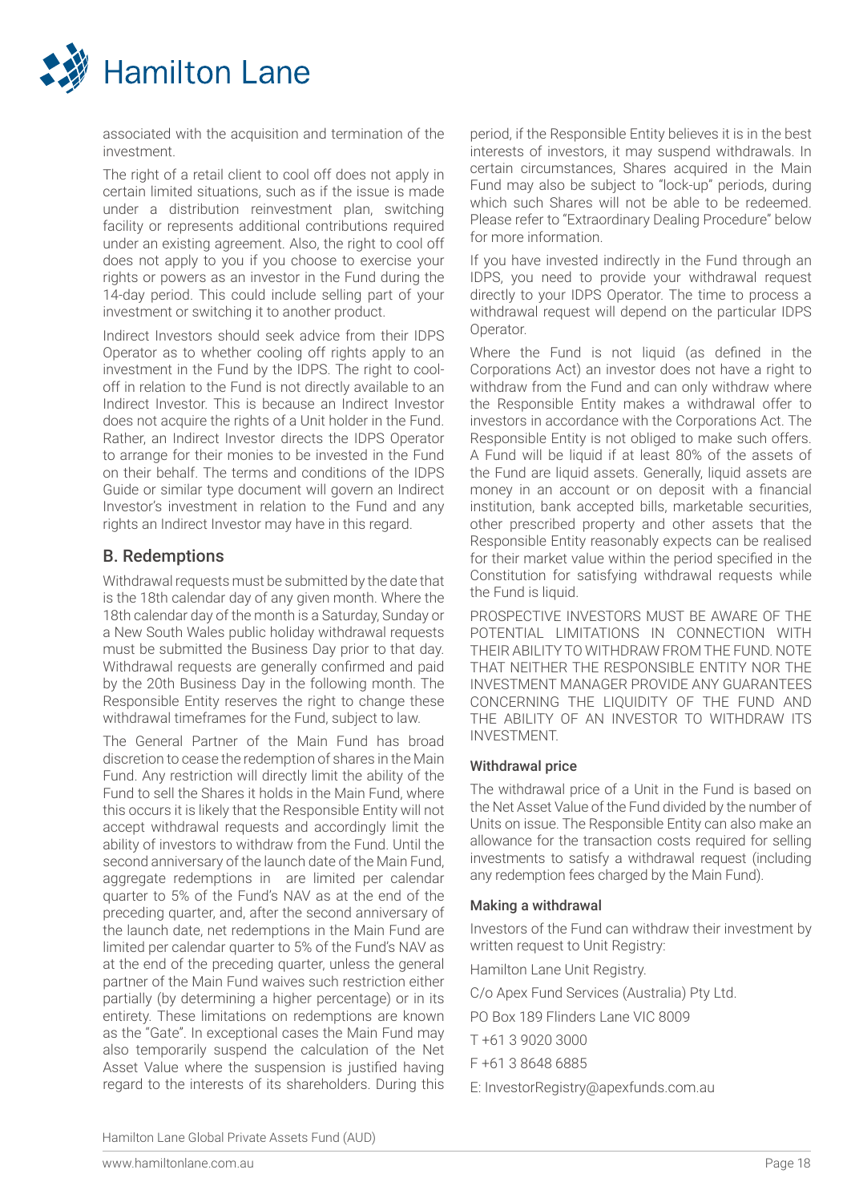associated with the acquisition and termination of the investment.

The right of a retail client to cool off does not apply in certain limited situations, such as if the issue is made under a distribution reinvestment plan, switching facility or represents additional contributions required under an existing agreement. Also, the right to cool off does not apply to you if you choose to exercise your rights or powers as an investor in the Fund during the 14-day period. This could include selling part of your investment or switching it to another product.

Indirect Investors should seek advice from their IDPS Operator as to whether cooling off rights apply to an investment in the Fund by the IDPS. The right to cool-off in relation to the Fund is not directly available to an Indirect Investor. This is because an Indirect Investor does not acquire the rights of a Unit holder in the Fund. Rather, an Indirect Investor directs the IDPS Operator to arrange for their monies to be invested in the Fund on their behalf. The terms and conditions of the IDPS Guide or similar type document will govern an Indirect Investor's investment in relation to the Fund and any rights an Indirect Investor may have in this regard.

## B. Redemptions

Withdrawal requests must be submitted by the date that is the 18th calendar day of any given month. Where the 18th calendar day of the month is a Saturday, Sunday or a New South Wales public holiday withdrawal requests must be submitted the Business Day prior to that day. Withdrawal requests are generally confirmed and paid by the 20th Business Day in the following month. The Responsible Entity reserves the right to change these withdrawal timeframes for the Fund, subject to law.

The General Partner of the Main Fund has broad discretion to cease the redemption of shares in the Main Fund. Any restriction will directly limit the ability of the Fund to sell the Shares it holds in the Main Fund, where this occurs it is likely that the Responsible Entity will not accept withdrawal requests and accordingly limit the ability of investors to withdraw from the Fund. Until the second anniversary of the launch date of the Main Fund, aggregate redemptions in are limited per calendar quarter to 5% of the Fund's NAV as at the end of the preceding quarter, and, after the second anniversary of the launch date, net redemptions in the Main Fund are limited per calendar quarter to 5% of the Fund's NAV as at the end of the preceding quarter, unless the general partner of the Main Fund waives such restriction either partially (by determining a higher percentage) or in its entirety. These limitations on redemptions are known as the "Gate". In exceptional cases the Main Fund may also temporarily suspend the calculation of the Net Asset Value where the suspension is justified having regard to the interests of its shareholders. During this period, if the Responsible Entity believes it is in the best interests of investors, it may suspend withdrawals. In certain circumstances, Shares acquired in the Main Fund may also be subject to "lock-up" periods, during which such Shares will not be able to be redeemed. Please refer to "Extraordinary Dealing Procedure" below for more information.

If you have invested indirectly in the Fund through an IDPS, you need to provide your withdrawal request directly to your IDPS Operator. The time to process a withdrawal request will depend on the particular IDPS Operator.

Where the Fund is not liquid (as defined in the Corporations Act) an investor does not have a right to withdraw from the Fund and can only withdraw where the Responsible Entity makes a withdrawal offer to investors in accordance with the Corporations Act. The Responsible Entity is not obliged to make such offers. A Fund will be liquid if at least 80% of the assets of the Fund are liquid assets. Generally, liquid assets are money in an account or on deposit with a financial institution, bank accepted bills, marketable securities, other prescribed property and other assets that the Responsible Entity reasonably expects can be realised for their market value within the period specified in the Constitution for satisfying withdrawal requests while the Fund is liquid.

PROSPECTIVE INVESTORS MUST BE AWARE OF THE POTENTIAL LIMITATIONS IN CONNECTION WITH THEIR ABILITY TO WITHDRAW FROM THE FUND. NOTE THAT NEITHER THE RESPONSIBLE ENTITY NOR THE INVESTMENT MANAGER PROVIDE ANY GUARANTEES CONCERNING THE LIQUIDITY OF THE FUND AND THE ABILITY OF AN INVESTOR TO WITHDRAW ITS INVESTMENT.

### Withdrawal price

The withdrawal price of a Unit in the Fund is based on the Net Asset Value of the Fund divided by the number of Units on issue. The Responsible Entity can also make an allowance for the transaction costs required for selling investments to satisfy a withdrawal request (including any redemption fees charged by the Main Fund).

### Making a withdrawal

Investors of the Fund can withdraw their investment by written request to Unit Registry:

Hamilton Lane Unit Registry.

C/o Apex Fund Services (Australia) Pty Ltd.

PO Box 189 Flinders Lane VIC 8009

T +61 3 9020 3000

F +61 3 8648 6885

E: InvestorRegistry@apexfunds.com.au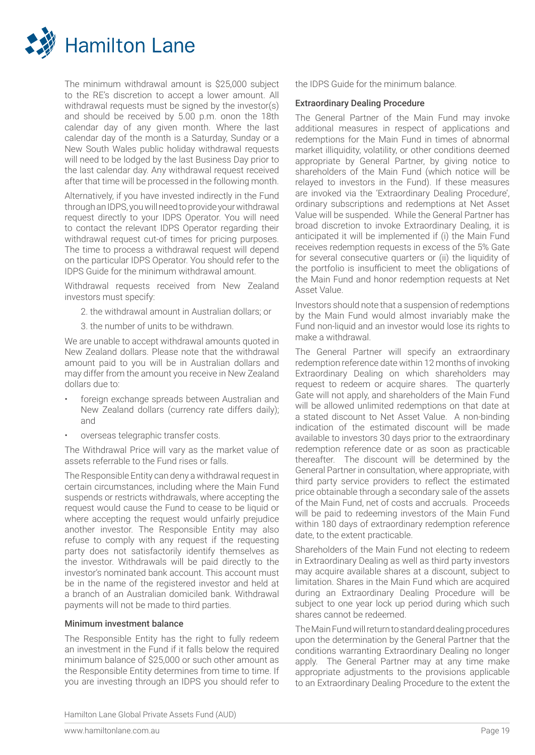The minimum withdrawal amount is $25,000 subject to the RE's discretion to accept a lower amount. All withdrawal requests must be signed by the investor(s) and should be received by 5.00 p.m. onon the 18th calendar day of any given month. Where the last calendar day of the month is a Saturday, Sunday or a New South Wales public holiday withdrawal requests will need to be lodged by the last Business Day prior to the last calendar day. Any withdrawal request received after that time will be processed in the following month.

Alternatively, if you have invested indirectly in the Fund through an IDPS, you will need to provide your withdrawal request directly to your IDPS Operator. You will need to contact the relevant IDPS Operator regarding their withdrawal request cut-of times for pricing purposes. The time to process a withdrawal request will depend on the particular IDPS Operator. You should refer to the IDPS Guide for the minimum withdrawal amount.

Withdrawal requests received from New Zealand investors must specify:

2. the withdrawal amount in Australian dollars; or

3. the number of units to be withdrawn.

We are unable to accept withdrawal amounts quoted in New Zealand dollars. Please note that the withdrawal amount paid to you will be in Australian dollars and may differ from the amount you receive in New Zealand dollars due to:

- foreign exchange spreads between Australian and New Zealand dollars (currency rate differs daily); and
- overseas telegraphic transfer costs.

The Withdrawal Price will vary as the market value of assets referrable to the Fund rises or falls.

The Responsible Entity can deny a withdrawal request in certain circumstances, including where the Main Fund suspends or restricts withdrawals, where accepting the request would cause the Fund to cease to be liquid or where accepting the request would unfairly prejudice another investor. The Responsible Entity may also refuse to comply with any request if the requesting party does not satisfactorily identify themselves as the investor. Withdrawals will be paid directly to the investor's nominated bank account. This account must be in the name of the registered investor and held at a branch of an Australian domiciled bank. Withdrawal payments will not be made to third parties.

### Minimum investment balance

The Responsible Entity has the right to fully redeem an investment in the Fund if it falls below the required minimum balance of $25,000 or such other amount as the Responsible Entity determines from time to time. If you are investing through an IDPS you should refer to the IDPS Guide for the minimum balance.

### Extraordinary Dealing Procedure

The General Partner of the Main Fund may invoke additional measures in respect of applications and redemptions for the Main Fund in times of abnormal market illiquidity, volatility, or other conditions deemed appropriate by General Partner, by giving notice to shareholders of the Main Fund (which notice will be relayed to investors in the Fund). If these measures are invoked via the 'Extraordinary Dealing Procedure', ordinary subscriptions and redemptions at Net Asset Value will be suspended. While the General Partner has broad discretion to invoke Extraordinary Dealing, it is anticipated it will be implemented if (i) the Main Fund receives redemption requests in excess of the 5% Gate for several consecutive quarters or (ii) the liquidity of the portfolio is insufficient to meet the obligations of the Main Fund and honor redemption requests at Net Asset Value.

Investors should note that a suspension of redemptions by the Main Fund would almost invariably make the Fund non-liquid and an investor would lose its rights to make a withdrawal.

The General Partner will specify an extraordinary redemption reference date within 12 months of invoking Extraordinary Dealing on which shareholders may request to redeem or acquire shares. The quarterly Gate will not apply, and shareholders of the Main Fund will be allowed unlimited redemptions on that date at a stated discount to Net Asset Value. A non-binding indication of the estimated discount will be made available to investors 30 days prior to the extraordinary redemption reference date or as soon as practicable thereafter. The discount will be determined by the General Partner in consultation, where appropriate, with third party service providers to reflect the estimated price obtainable through a secondary sale of the assets of the Main Fund, net of costs and accruals. Proceeds will be paid to redeeming investors of the Main Fund within 180 days of extraordinary redemption reference date, to the extent practicable.

Shareholders of the Main Fund not electing to redeem in Extraordinary Dealing as well as third party investors may acquire available shares at a discount, subject to limitation. Shares in the Main Fund which are acquired during an Extraordinary Dealing Procedure will be subject to one year lock up period during which such shares cannot be redeemed.

The Main Fund will return to standard dealing procedures upon the determination by the General Partner that the conditions warranting Extraordinary Dealing no longer apply. The General Partner may at any time make appropriate adjustments to the provisions applicable to an Extraordinary Dealing Procedure to the extent the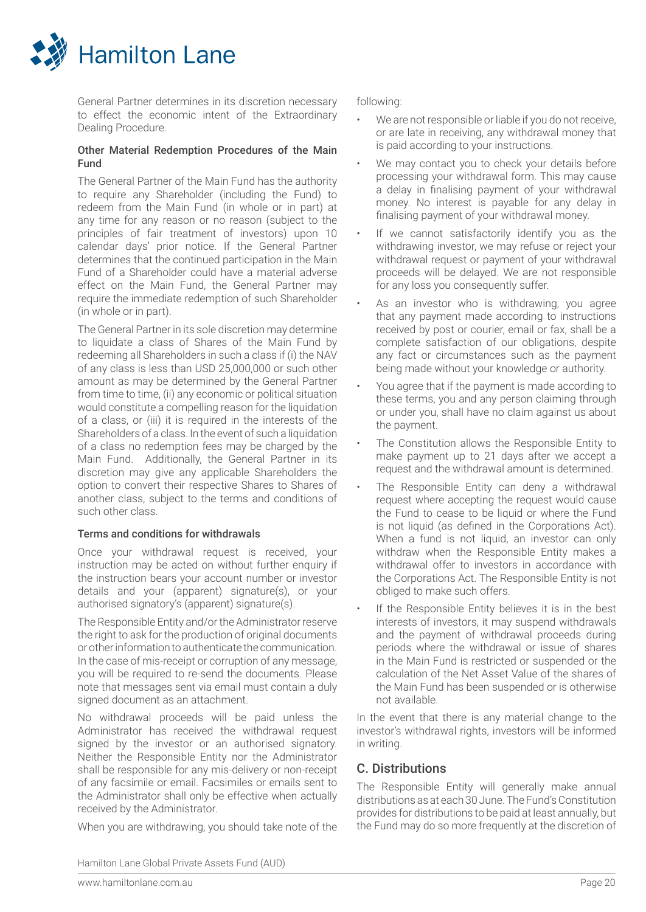General Partner determines in its discretion necessary to effect the economic intent of the Extraordinary Dealing Procedure.

#### Other Material Redemption Procedures of the Main Fund

The General Partner of the Main Fund has the authority to require any Shareholder (including the Fund) to redeem from the Main Fund (in whole or in part) at any time for any reason or no reason (subject to the principles of fair treatment of investors) upon 10 calendar days' prior notice. If the General Partner determines that the continued participation in the Main Fund of a Shareholder could have a material adverse effect on the Main Fund, the General Partner may require the immediate redemption of such Shareholder (in whole or in part).

The General Partner in its sole discretion may determine to liquidate a class of Shares of the Main Fund by redeeming all Shareholders in such a class if (i) the NAV of any class is less than USD 25,000,000 or such other amount as may be determined by the General Partner from time to time, (ii) any economic or political situation would constitute a compelling reason for the liquidation of a class, or (iii) it is required in the interests of the Shareholders of a class. In the event of such a liquidation of a class no redemption fees may be charged by the Main Fund. Additionally, the General Partner in its discretion may give any applicable Shareholders the option to convert their respective Shares to Shares of another class, subject to the terms and conditions of such other class.

#### Terms and conditions for withdrawals

Once your withdrawal request is received, your instruction may be acted on without further enquiry if the instruction bears your account number or investor details and your (apparent) signature(s), or your authorised signatory's (apparent) signature(s).

The Responsible Entity and/or the Administrator reserve the right to ask for the production of original documents or other information to authenticate the communication. In the case of mis-receipt or corruption of any message, you will be required to re-send the documents. Please note that messages sent via email must contain a duly signed document as an attachment.

No withdrawal proceeds will be paid unless the Administrator has received the withdrawal request signed by the investor or an authorised signatory. Neither the Responsible Entity nor the Administrator shall be responsible for any mis-delivery or non-receipt of any facsimile or email. Facsimiles or emails sent to the Administrator shall only be effective when actually received by the Administrator.

When you are withdrawing, you should take note of the following:

- We are not responsible or liable if you do not receive, or are late in receiving, any withdrawal money that is paid according to your instructions.
- We may contact you to check your details before processing your withdrawal form. This may cause a delay in finalising payment of your withdrawal money. No interest is payable for any delay in finalising payment of your withdrawal money.
- If we cannot satisfactorily identify you as the withdrawing investor, we may refuse or reject your withdrawal request or payment of your withdrawal proceeds will be delayed. We are not responsible for any loss you consequently suffer.
- As an investor who is withdrawing, you agree that any payment made according to instructions received by post or courier, email or fax, shall be a complete satisfaction of our obligations, despite any fact or circumstances such as the payment being made without your knowledge or authority.
- You agree that if the payment is made according to these terms, you and any person claiming through or under you, shall have no claim against us about the payment.
- The Constitution allows the Responsible Entity to make payment up to 21 days after we accept a request and the withdrawal amount is determined.
- The Responsible Entity can deny a withdrawal request where accepting the request would cause the Fund to cease to be liquid or where the Fund is not liquid (as defined in the Corporations Act). When a fund is not liquid, an investor can only withdraw when the Responsible Entity makes a withdrawal offer to investors in accordance with the Corporations Act. The Responsible Entity is not obliged to make such offers.
- If the Responsible Entity believes it is in the best interests of investors, it may suspend withdrawals and the payment of withdrawal proceeds during periods where the withdrawal or issue of shares in the Main Fund is restricted or suspended or the calculation of the Net Asset Value of the shares of the Main Fund has been suspended or is otherwise not available.

In the event that there is any material change to the investor's withdrawal rights, investors will be informed in writing.

## C. Distributions

The Responsible Entity will generally make annual distributions as at each 30 June. The Fund's Constitution provides for distributions to be paid at least annually, but the Fund may do so more frequently at the discretion of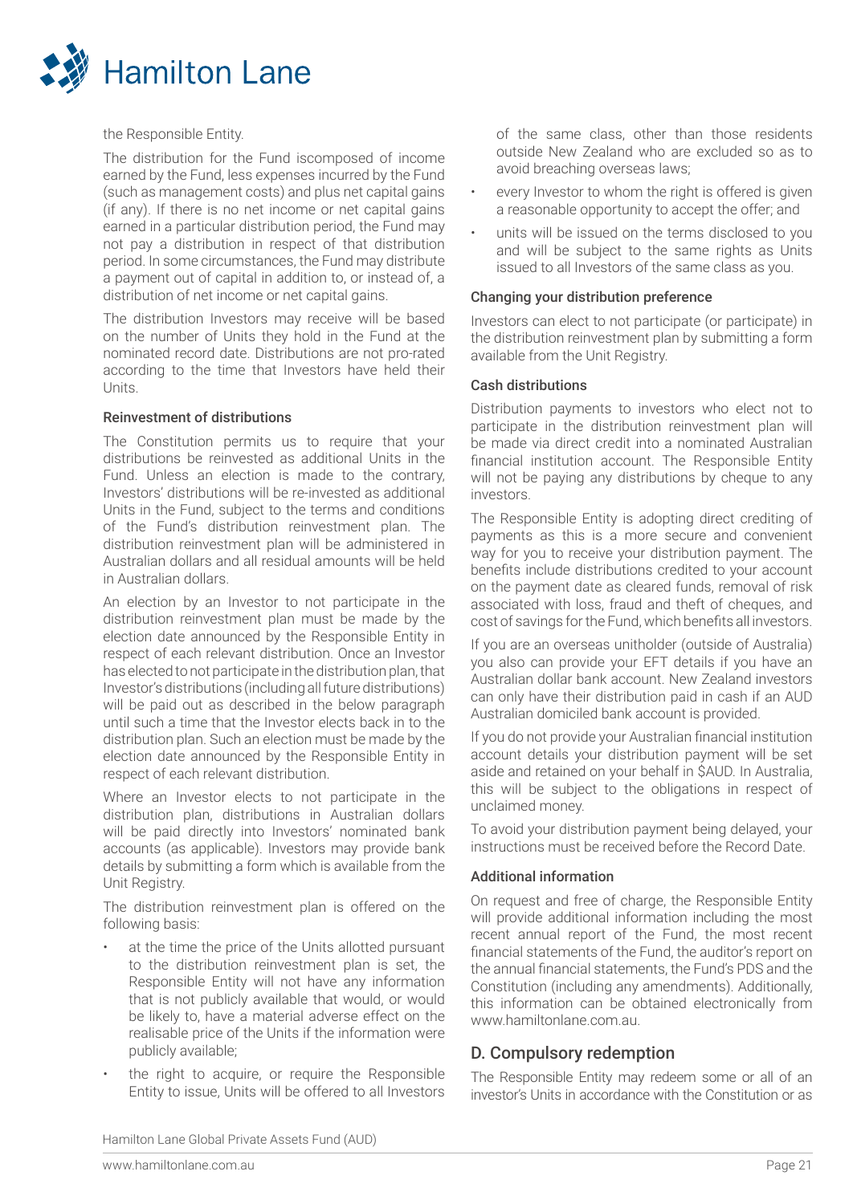the Responsible Entity.

The distribution for the Fund iscomposed of income earned by the Fund, less expenses incurred by the Fund (such as management costs) and plus net capital gains (if any). If there is no net income or net capital gains earned in a particular distribution period, the Fund may not pay a distribution in respect of that distribution period. In some circumstances, the Fund may distribute a payment out of capital in addition to, or instead of, a distribution of net income or net capital gains.

The distribution Investors may receive will be based on the number of Units they hold in the Fund at the nominated record date. Distributions are not pro-rated according to the time that Investors have held their Units.

#### Reinvestment of distributions

The Constitution permits us to require that your distributions be reinvested as additional Units in the Fund. Unless an election is made to the contrary, Investors' distributions will be re-invested as additional Units in the Fund, subject to the terms and conditions of the Fund's distribution reinvestment plan. The distribution reinvestment plan will be administered in Australian dollars and all residual amounts will be held in Australian dollars.

An election by an Investor to not participate in the distribution reinvestment plan must be made by the election date announced by the Responsible Entity in respect of each relevant distribution. Once an Investor has elected to not participate in the distribution plan, that Investor's distributions (including all future distributions) will be paid out as described in the below paragraph until such a time that the Investor elects back in to the distribution plan. Such an election must be made by the election date announced by the Responsible Entity in respect of each relevant distribution.

Where an Investor elects to not participate in the distribution plan, distributions in Australian dollars will be paid directly into Investors' nominated bank accounts (as applicable). Investors may provide bank details by submitting a form which is available from the Unit Registry.

The distribution reinvestment plan is offered on the following basis:

- at the time the price of the Units allotted pursuant to the distribution reinvestment plan is set, the Responsible Entity will not have any information that is not publicly available that would, or would be likely to, have a material adverse effect on the realisable price of the Units if the information were publicly available;
- the right to acquire, or require the Responsible Entity to issue, Units will be offered to all Investors of the same class, other than those residents outside New Zealand who are excluded so as to avoid breaching overseas laws;
- every Investor to whom the right is offered is given a reasonable opportunity to accept the offer; and
- units will be issued on the terms disclosed to you and will be subject to the same rights as Units issued to all Investors of the same class as you.

#### Changing your distribution preference

Investors can elect to not participate (or participate) in the distribution reinvestment plan by submitting a form available from the Unit Registry.

#### Cash distributions

Distribution payments to investors who elect not to participate in the distribution reinvestment plan will be made via direct credit into a nominated Australian financial institution account. The Responsible Entity will not be paying any distributions by cheque to any investors.

The Responsible Entity is adopting direct crediting of payments as this is a more secure and convenient way for you to receive your distribution payment. The benefits include distributions credited to your account on the payment date as cleared funds, removal of risk associated with loss, fraud and theft of cheques, and cost of savings for the Fund, which benefits all investors.

If you are an overseas unitholder (outside of Australia) you also can provide your EFT details if you have an Australian dollar bank account. New Zealand investors can only have their distribution paid in cash if an AUD Australian domiciled bank account is provided.

If you do not provide your Australian financial institution account details your distribution payment will be set aside and retained on your behalf in $AUD. In Australia, this will be subject to the obligations in respect of unclaimed money.

To avoid your distribution payment being delayed, your instructions must be received before the Record Date.

#### Additional information

On request and free of charge, the Responsible Entity will provide additional information including the most recent annual report of the Fund, the most recent financial statements of the Fund, the auditor's report on the annual financial statements, the Fund's PDS and the Constitution (including any amendments). Additionally, this information can be obtained electronically from www.hamiltonlane.com.au.

## D. Compulsory redemption

The Responsible Entity may redeem some or all of an investor's Units in accordance with the Constitution or as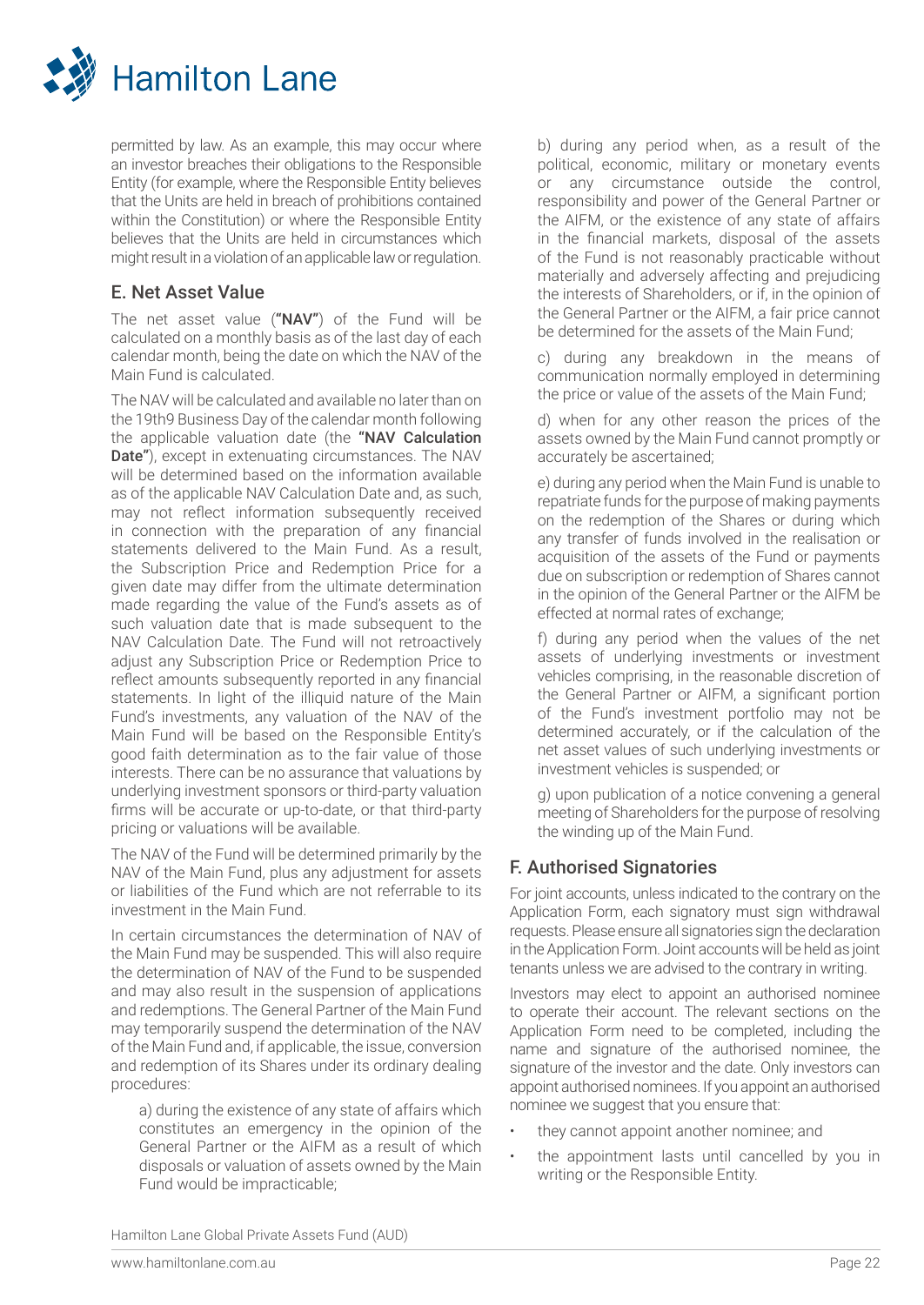permitted by law. As an example, this may occur where an investor breaches their obligations to the Responsible Entity (for example, where the Responsible Entity believes that the Units are held in breach of prohibitions contained within the Constitution) or where the Responsible Entity believes that the Units are held in circumstances which might result in a violation of an applicable law or regulation.

## E. Net Asset Value

The net asset value (**"NAV"**) of the Fund will be calculated on a monthly basis as of the last day of each calendar month, being the date on which the NAV of the Main Fund is calculated.

The NAV will be calculated and available no later than on the 19th9 Business Day of the calendar month following the applicable valuation date (the **"NAV Calculation Date"**), except in extenuating circumstances. The NAV will be determined based on the information available as of the applicable NAV Calculation Date and, as such, may not reflect information subsequently received in connection with the preparation of any financial statements delivered to the Main Fund. As a result, the Subscription Price and Redemption Price for a given date may differ from the ultimate determination made regarding the value of the Fund's assets as of such valuation date that is made subsequent to the NAV Calculation Date. The Fund will not retroactively adjust any Subscription Price or Redemption Price to reflect amounts subsequently reported in any financial statements. In light of the illiquid nature of the Main Fund's investments, any valuation of the NAV of the Main Fund will be based on the Responsible Entity's good faith determination as to the fair value of those interests. There can be no assurance that valuations by underlying investment sponsors or third-party valuation firms will be accurate or up-to-date, or that third-party pricing or valuations will be available.

The NAV of the Fund will be determined primarily by the NAV of the Main Fund, plus any adjustment for assets or liabilities of the Fund which are not referrable to its investment in the Main Fund.

In certain circumstances the determination of NAV of the Main Fund may be suspended. This will also require the determination of NAV of the Fund to be suspended and may also result in the suspension of applications and redemptions. The General Partner of the Main Fund may temporarily suspend the determination of the NAV of the Main Fund and, if applicable, the issue, conversion and redemption of its Shares under its ordinary dealing procedures:

a) during the existence of any state of affairs which constitutes an emergency in the opinion of the General Partner or the AIFM as a result of which disposals or valuation of assets owned by the Main Fund would be impracticable;

b) during any period when, as a result of the political, economic, military or monetary events or any circumstance outside the control, responsibility and power of the General Partner or the AIFM, or the existence of any state of affairs in the financial markets, disposal of the assets of the Fund is not reasonably practicable without materially and adversely affecting and prejudicing the interests of Shareholders, or if, in the opinion of the General Partner or the AIFM, a fair price cannot be determined for the assets of the Main Fund;

c) during any breakdown in the means of communication normally employed in determining the price or value of the assets of the Main Fund;

d) when for any other reason the prices of the assets owned by the Main Fund cannot promptly or accurately be ascertained;

e) during any period when the Main Fund is unable to repatriate funds for the purpose of making payments on the redemption of the Shares or during which any transfer of funds involved in the realisation or acquisition of the assets of the Fund or payments due on subscription or redemption of Shares cannot in the opinion of the General Partner or the AIFM be effected at normal rates of exchange;

f) during any period when the values of the net assets of underlying investments or investment vehicles comprising, in the reasonable discretion of the General Partner or AIFM, a significant portion of the Fund's investment portfolio may not be determined accurately, or if the calculation of the net asset values of such underlying investments or investment vehicles is suspended; or

g) upon publication of a notice convening a general meeting of Shareholders for the purpose of resolving the winding up of the Main Fund.

## F. Authorised Signatories

For joint accounts, unless indicated to the contrary on the Application Form, each signatory must sign withdrawal requests. Please ensure all signatories sign the declaration in the Application Form. Joint accounts will be held as joint tenants unless we are advised to the contrary in writing.

Investors may elect to appoint an authorised nominee to operate their account. The relevant sections on the Application Form need to be completed, including the name and signature of the authorised nominee, the signature of the investor and the date. Only investors can appoint authorised nominees. If you appoint an authorised nominee we suggest that you ensure that:

- they cannot appoint another nominee; and
- the appointment lasts until cancelled by you in writing or the Responsible Entity.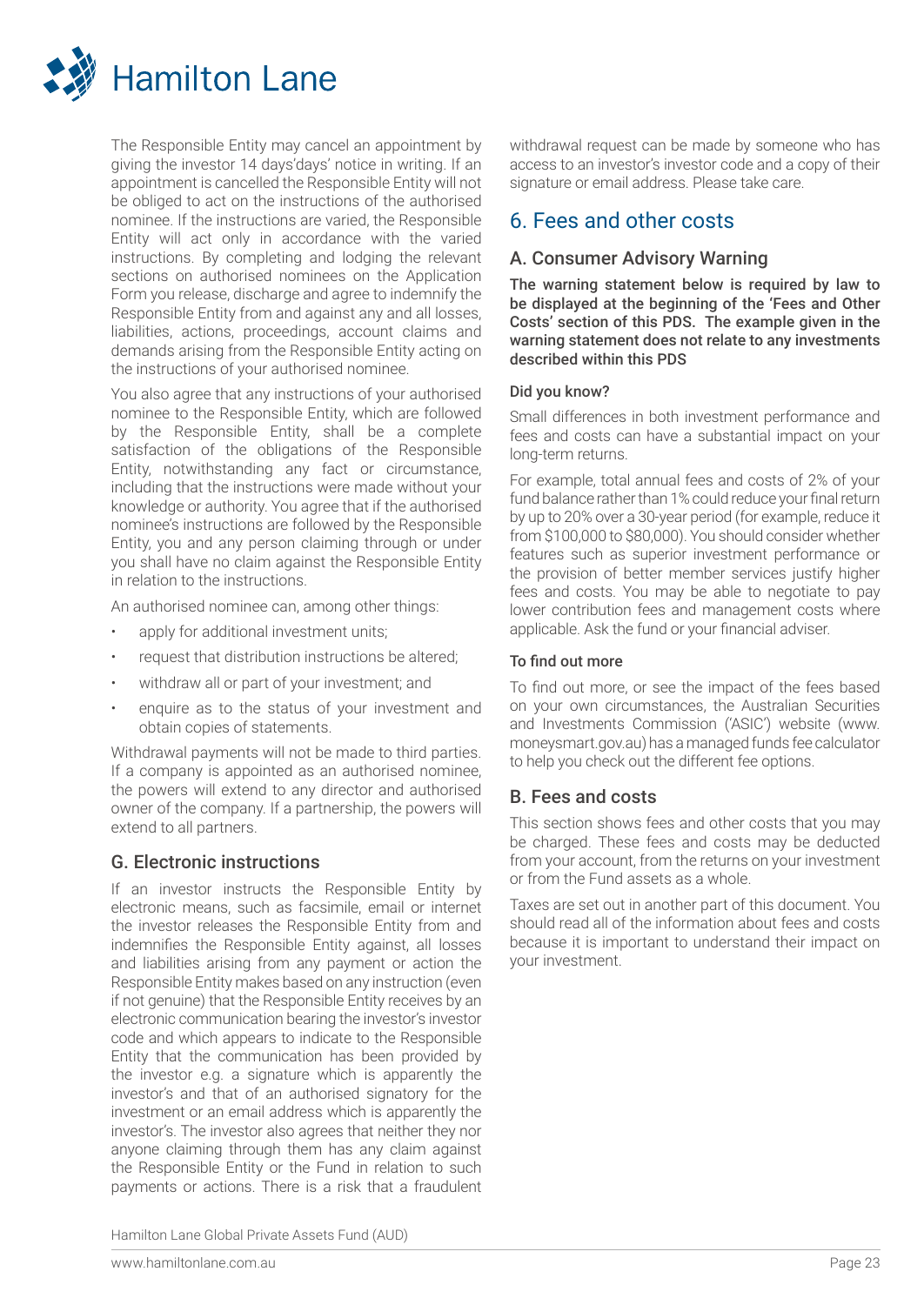The Responsible Entity may cancel an appointment by giving the investor 14 days'days' notice in writing. If an appointment is cancelled the Responsible Entity will not be obliged to act on the instructions of the authorised nominee. If the instructions are varied, the Responsible Entity will act only in accordance with the varied instructions. By completing and lodging the relevant sections on authorised nominees on the Application Form you release, discharge and agree to indemnify the Responsible Entity from and against any and all losses, liabilities, actions, proceedings, account claims and demands arising from the Responsible Entity acting on the instructions of your authorised nominee.

You also agree that any instructions of your authorised nominee to the Responsible Entity, which are followed by the Responsible Entity, shall be a complete satisfaction of the obligations of the Responsible Entity, notwithstanding any fact or circumstance, including that the instructions were made without your knowledge or authority. You agree that if the authorised nominee's instructions are followed by the Responsible Entity, you and any person claiming through or under you shall have no claim against the Responsible Entity in relation to the instructions.

An authorised nominee can, among other things:

- apply for additional investment units;
- request that distribution instructions be altered;
- withdraw all or part of your investment; and
- enquire as to the status of your investment and obtain copies of statements.

Withdrawal payments will not be made to third parties. If a company is appointed as an authorised nominee, the powers will extend to any director and authorised owner of the company. If a partnership, the powers will extend to all partners.

### G. Electronic instructions

If an investor instructs the Responsible Entity by electronic means, such as facsimile, email or internet the investor releases the Responsible Entity from and indemnifies the Responsible Entity against, all losses and liabilities arising from any payment or action the Responsible Entity makes based on any instruction (even if not genuine) that the Responsible Entity receives by an electronic communication bearing the investor's investor code and which appears to indicate to the Responsible Entity that the communication has been provided by the investor e.g. a signature which is apparently the investor's and that of an authorised signatory for the investment or an email address which is apparently the investor's. The investor also agrees that neither they nor anyone claiming through them has any claim against the Responsible Entity or the Fund in relation to such payments or actions. There is a risk that a fraudulent withdrawal request can be made by someone who has access to an investor's investor code and a copy of their signature or email address. Please take care.

## 6. Fees and other costs

### A. Consumer Advisory Warning

**The warning statement below is required by law to be displayed at the beginning of the 'Fees and Other Costs' section of this PDS. The example given in the warning statement does not relate to any investments described within this PDS**

#### Did you know?

Small differences in both investment performance and fees and costs can have a substantial impact on your long-term returns.

For example, total annual fees and costs of 2% of your fund balance rather than 1% could reduce your final return by up to 20% over a 30-year period (for example, reduce it from $100,000 to $80,000). You should consider whether features such as superior investment performance or the provision of better member services justify higher fees and costs. You may be able to negotiate to pay lower contribution fees and management costs where applicable. Ask the fund or your financial adviser.

#### To find out more

To find out more, or see the impact of the fees based on your own circumstances, the Australian Securities and Investments Commission ('ASIC') website (www.moneysmart.gov.au) has a managed funds fee calculator to help you check out the different fee options.

### B. Fees and costs

This section shows fees and other costs that you may be charged. These fees and costs may be deducted from your account, from the returns on your investment or from the Fund assets as a whole.

Taxes are set out in another part of this document. You should read all of the information about fees and costs because it is important to understand their impact on your investment.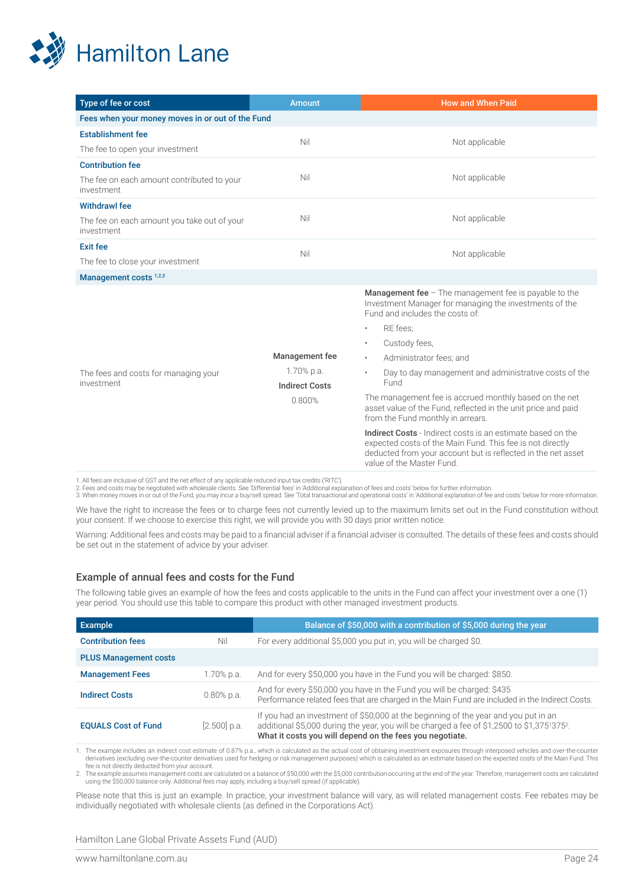| Type of fee or cost | Amount | How and When Paid |
|---|---|---|
| **Fees when your money moves in or out of the Fund** | | |
| **Establishment fee**<br>The fee to open your investment | Nil | Not applicable |
| **Contribution fee**<br>The fee on each amount contributed to your investment | Nil | Not applicable |
| **Withdrawl fee**<br>The fee on each amount you take out of your investment | Nil | Not applicable |
| **Exit fee**<br>The fee to close your investment | Nil | Not applicable |
| **Management costs** [1,2,3] | | |
| The fees and costs for managing your investment | **Management fee**<br>1.70% p.a.<br>**Indirect Costs**<br>0.800% | **Management fee** – The management fee is payable to the Investment Manager for managing the investments of the Fund and includes the costs of:<br>• RE fees;<br>• Custody fees,<br>• Administrator fees; and<br>• Day to day management and administrative costs of the Fund<br>The management fee is accrued monthly based on the net asset value of the Fund, reflected in the unit price and paid from the Fund monthly in arrears.<br>**Indirect Costs** - Indirect costs is an estimate based on the expected costs of the Main Fund. This fee is not directly deducted from your account but is reflected in the net asset value of the Master Fund. |

1. All fees are inclusive of GST and the net effect of any applicable reduced input tax credits ('RITC').
2. Fees and costs may be negotiated with wholesale clients. See 'Differential fees' in 'Additional explanation of fees and costs' below for further information.
3. When money moves in or out of the Fund, you may incur a buy/sell spread. See 'Total transactional and operational costs' in 'Additional explanation of fee and costs' below for more information.

We have the right to increase the fees or to charge fees not currently levied up to the maximum limits set out in the Fund constitution without your consent. If we choose to exercise this right, we will provide you with 30 days prior written notice.

Warning: Additional fees and costs may be paid to a financial adviser if a financial adviser is consulted. The details of these fees and costs should be set out in the statement of advice by your adviser.

## Example of annual fees and costs for the Fund

The following table gives an example of how the fees and costs applicable to the units in the Fund can affect your investment over a one (1) year period. You should use this table to compare this product with other managed investment products.

| Example | | Balance of $50,000 with a contribution of $5,000 during the year |
|---|---|---|
| **Contribution fees** | Nil | For every additional $5,000 you put in, you will be charged $0. |
| **PLUS Management costs** | | |
| **Management Fees** | 1.70% p.a. | And for every $50,000 you have in the Fund you will be charged: $850. |
| **Indirect Costs** | 0.80% p.a. | And for every $50,000 you have in the Fund you will be charged: $435<br>Performance related fees that are charged in the Main Fund are included in the Indirect Costs. |
| **EQUALS Cost of Fund** | [2.500] p.a. | If you had an investment of $50,000 at the beginning of the year and you put in an additional $5,000 during the year, you will be charged a fee of $1,2500 to $1,375[1]375[2].<br>**What it costs you will depend on the fees you negotiate.** |

1. The example includes an indirect cost estimate of 0.87% p.a., which is calculated as the actual cost of obtaining investment exposures through interposed vehicles and over-the-counter derivatives (excluding over-the-counter derivatives used for hedging or risk management purposes) which is calculated as an estimate based on the expected costs of the Main Fund. This fee is not directly deducted from your account.
2. The example assumes management costs are calculated on a balance of $50,000 with the $5,000 contribution occurring at the end of the year. Therefore, management costs are calculated using the $50,000 balance only. Additional fees may apply, including a buy/sell spread (if applicable).

Please note that this is just an example. In practice, your investment balance will vary, as will related management costs. Fee rebates may be individually negotiated with wholesale clients (as defined in the Corporations Act).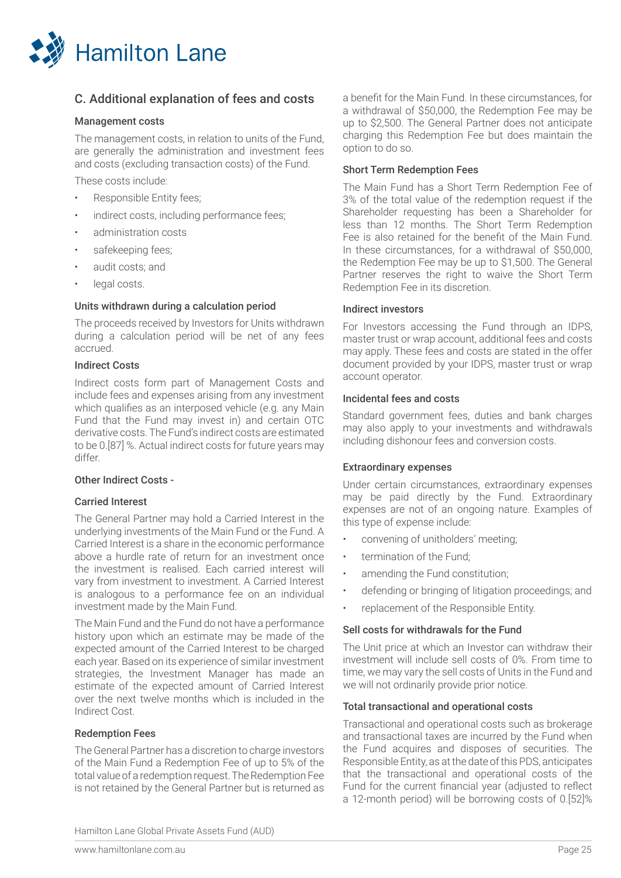## C. Additional explanation of fees and costs

### Management costs

The management costs, in relation to units of the Fund, are generally the administration and investment fees and costs (excluding transaction costs) of the Fund.

These costs include:

- Responsible Entity fees;
- indirect costs, including performance fees;
- administration costs
- safekeeping fees;
- audit costs; and
- legal costs.

### Units withdrawn during a calculation period

The proceeds received by Investors for Units withdrawn during a calculation period will be net of any fees accrued.

### Indirect Costs

Indirect costs form part of Management Costs and include fees and expenses arising from any investment which qualifies as an interposed vehicle (e.g. any Main Fund that the Fund may invest in) and certain OTC derivative costs. The Fund's indirect costs are estimated to be 0.[87] %. Actual indirect costs for future years may differ.

### Other Indirect Costs -

### Carried Interest

The General Partner may hold a Carried Interest in the underlying investments of the Main Fund or the Fund. A Carried Interest is a share in the economic performance above a hurdle rate of return for an investment once the investment is realised. Each carried interest will vary from investment to investment. A Carried Interest is analogous to a performance fee on an individual investment made by the Main Fund.

The Main Fund and the Fund do not have a performance history upon which an estimate may be made of the expected amount of the Carried Interest to be charged each year. Based on its experience of similar investment strategies, the Investment Manager has made an estimate of the expected amount of Carried Interest over the next twelve months which is included in the Indirect Cost.

### Redemption Fees

The General Partner has a discretion to charge investors of the Main Fund a Redemption Fee of up to 5% of the total value of a redemption request. The Redemption Fee is not retained by the General Partner but is returned as a benefit for the Main Fund. In these circumstances, for a withdrawal of $50,000, the Redemption Fee may be up to $2,500. The General Partner does not anticipate charging this Redemption Fee but does maintain the option to do so.

### Short Term Redemption Fees

The Main Fund has a Short Term Redemption Fee of 3% of the total value of the redemption request if the Shareholder requesting has been a Shareholder for less than 12 months. The Short Term Redemption Fee is also retained for the benefit of the Main Fund. In these circumstances, for a withdrawal of $50,000, the Redemption Fee may be up to $1,500. The General Partner reserves the right to waive the Short Term Redemption Fee in its discretion.

### Indirect investors

For Investors accessing the Fund through an IDPS, master trust or wrap account, additional fees and costs may apply. These fees and costs are stated in the offer document provided by your IDPS, master trust or wrap account operator.

### Incidental fees and costs

Standard government fees, duties and bank charges may also apply to your investments and withdrawals including dishonour fees and conversion costs.

### Extraordinary expenses

Under certain circumstances, extraordinary expenses may be paid directly by the Fund. Extraordinary expenses are not of an ongoing nature. Examples of this type of expense include:

- convening of unitholders' meeting;
- termination of the Fund;
- amending the Fund constitution;
- defending or bringing of litigation proceedings; and
- replacement of the Responsible Entity.

### Sell costs for withdrawals for the Fund

The Unit price at which an Investor can withdraw their investment will include sell costs of 0%. From time to time, we may vary the sell costs of Units in the Fund and we will not ordinarily provide prior notice.

### Total transactional and operational costs

Transactional and operational costs such as brokerage and transactional taxes are incurred by the Fund when the Fund acquires and disposes of securities. The Responsible Entity, as at the date of this PDS, anticipates that the transactional and operational costs of the Fund for the current financial year (adjusted to reflect a 12-month period) will be borrowing costs of 0.[52]%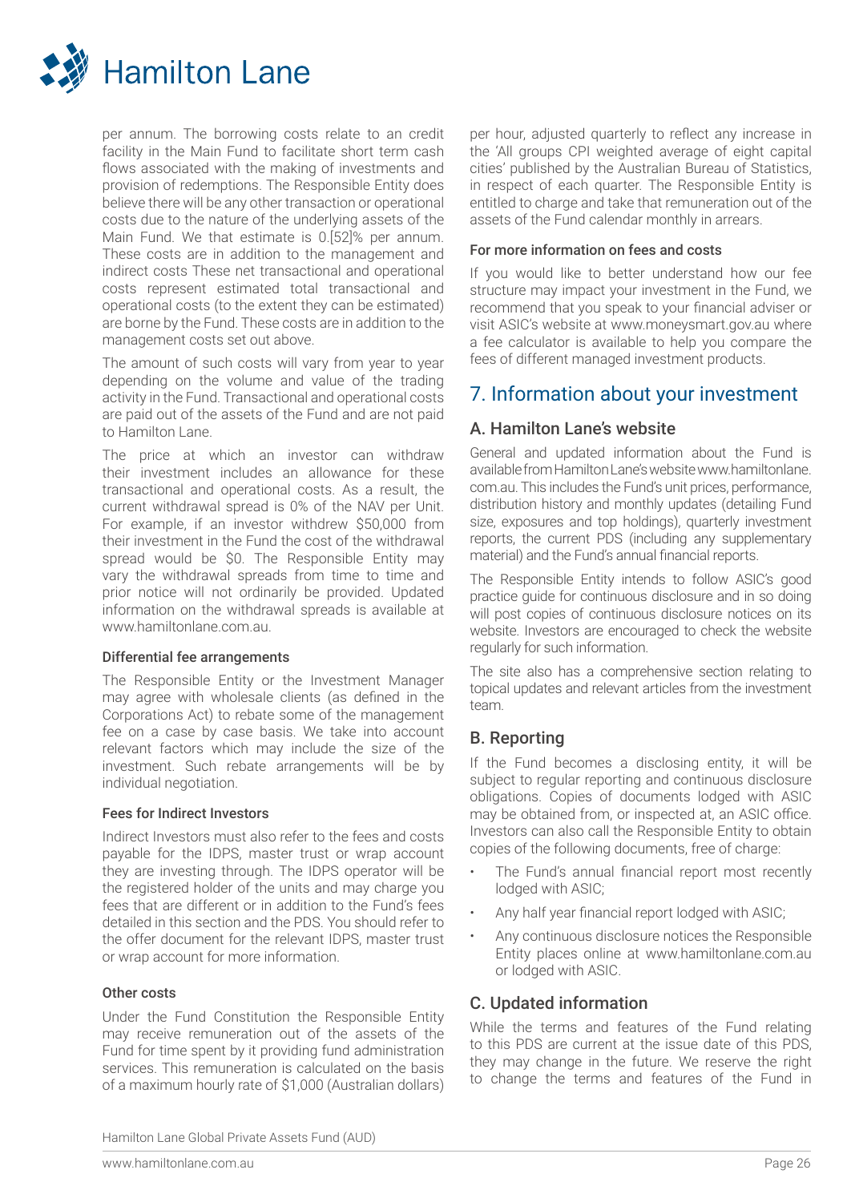per annum. The borrowing costs relate to an credit facility in the Main Fund to facilitate short term cash flows associated with the making of investments and provision of redemptions. The Responsible Entity does believe there will be any other transaction or operational costs due to the nature of the underlying assets of the Main Fund. We that estimate is 0.[52]% per annum. These costs are in addition to the management and indirect costs These net transactional and operational costs represent estimated total transactional and operational costs (to the extent they can be estimated) are borne by the Fund. These costs are in addition to the management costs set out above.

The amount of such costs will vary from year to year depending on the volume and value of the trading activity in the Fund. Transactional and operational costs are paid out of the assets of the Fund and are not paid to Hamilton Lane.

The price at which an investor can withdraw their investment includes an allowance for these transactional and operational costs. As a result, the current withdrawal spread is 0% of the NAV per Unit. For example, if an investor withdrew $50,000 from their investment in the Fund the cost of the withdrawal spread would be $0. The Responsible Entity may vary the withdrawal spreads from time to time and prior notice will not ordinarily be provided. Updated information on the withdrawal spreads is available at www.hamiltonlane.com.au.

#### Differential fee arrangements

The Responsible Entity or the Investment Manager may agree with wholesale clients (as defined in the Corporations Act) to rebate some of the management fee on a case by case basis. We take into account relevant factors which may include the size of the investment. Such rebate arrangements will be by individual negotiation.

#### Fees for Indirect Investors

Indirect Investors must also refer to the fees and costs payable for the IDPS, master trust or wrap account they are investing through. The IDPS operator will be the registered holder of the units and may charge you fees that are different or in addition to the Fund's fees detailed in this section and the PDS. You should refer to the offer document for the relevant IDPS, master trust or wrap account for more information.

#### Other costs

Under the Fund Constitution the Responsible Entity may receive remuneration out of the assets of the Fund for time spent by it providing fund administration services. This remuneration is calculated on the basis of a maximum hourly rate of $1,000 (Australian dollars) per hour, adjusted quarterly to reflect any increase in the 'All groups CPI weighted average of eight capital cities' published by the Australian Bureau of Statistics, in respect of each quarter. The Responsible Entity is entitled to charge and take that remuneration out of the assets of the Fund calendar monthly in arrears.

#### For more information on fees and costs

If you would like to better understand how our fee structure may impact your investment in the Fund, we recommend that you speak to your financial adviser or visit ASIC's website at www.moneysmart.gov.au where a fee calculator is available to help you compare the fees of different managed investment products.

## 7. Information about your investment

### A. Hamilton Lane's website

General and updated information about the Fund is available from Hamilton Lane's website www.hamiltonlane.com.au. This includes the Fund's unit prices, performance, distribution history and monthly updates (detailing Fund size, exposures and top holdings), quarterly investment reports, the current PDS (including any supplementary material) and the Fund's annual financial reports.

The Responsible Entity intends to follow ASIC's good practice guide for continuous disclosure and in so doing will post copies of continuous disclosure notices on its website. Investors are encouraged to check the website regularly for such information.

The site also has a comprehensive section relating to topical updates and relevant articles from the investment team.

### B. Reporting

If the Fund becomes a disclosing entity, it will be subject to regular reporting and continuous disclosure obligations. Copies of documents lodged with ASIC may be obtained from, or inspected at, an ASIC office. Investors can also call the Responsible Entity to obtain copies of the following documents, free of charge:

- The Fund's annual financial report most recently lodged with ASIC;
- Any half year financial report lodged with ASIC;
- Any continuous disclosure notices the Responsible Entity places online at www.hamiltonlane.com.au or lodged with ASIC.

### C. Updated information

While the terms and features of the Fund relating to this PDS are current at the issue date of this PDS, they may change in the future. We reserve the right to change the terms and features of the Fund in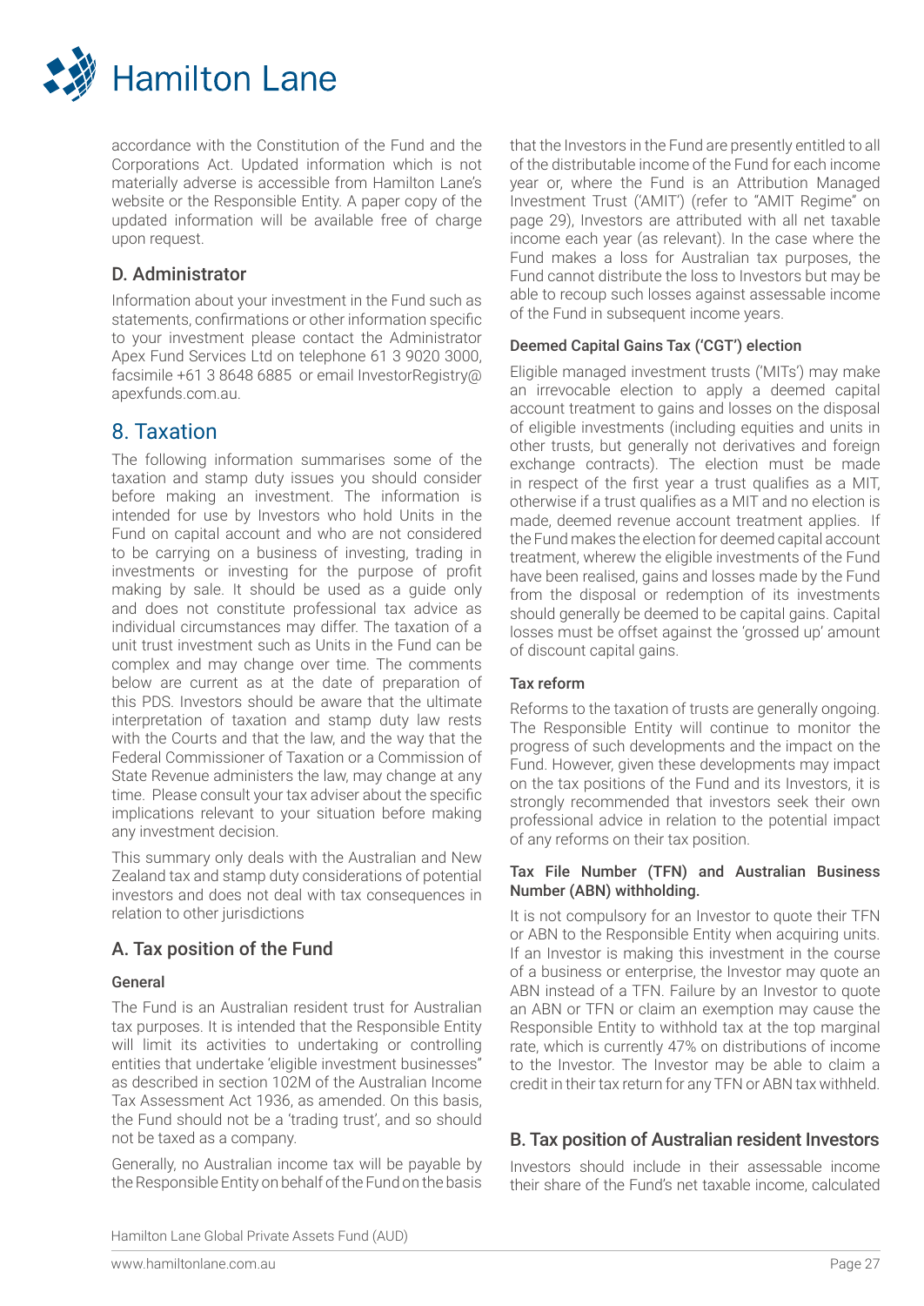accordance with the Constitution of the Fund and the Corporations Act. Updated information which is not materially adverse is accessible from Hamilton Lane's website or the Responsible Entity. A paper copy of the updated information will be available free of charge upon request.

### D. Administrator

Information about your investment in the Fund such as statements, confirmations or other information specific to your investment please contact the Administrator Apex Fund Services Ltd on telephone 61 3 9020 3000, facsimile +61 3 8648 6885 or email InvestorRegistry@apexfunds.com.au.

## 8. Taxation

The following information summarises some of the taxation and stamp duty issues you should consider before making an investment. The information is intended for use by Investors who hold Units in the Fund on capital account and who are not considered to be carrying on a business of investing, trading in investments or investing for the purpose of profit making by sale. It should be used as a guide only and does not constitute professional tax advice as individual circumstances may differ. The taxation of a unit trust investment such as Units in the Fund can be complex and may change over time. The comments below are current as at the date of preparation of this PDS. Investors should be aware that the ultimate interpretation of taxation and stamp duty law rests with the Courts and that the law, and the way that the Federal Commissioner of Taxation or a Commission of State Revenue administers the law, may change at any time. Please consult your tax adviser about the specific implications relevant to your situation before making any investment decision.

This summary only deals with the Australian and New Zealand tax and stamp duty considerations of potential investors and does not deal with tax consequences in relation to other jurisdictions

### A. Tax position of the Fund

#### General

The Fund is an Australian resident trust for Australian tax purposes. It is intended that the Responsible Entity will limit its activities to undertaking or controlling entities that undertake 'eligible investment businesses" as described in section 102M of the Australian Income Tax Assessment Act 1936, as amended. On this basis, the Fund should not be a 'trading trust', and so should not be taxed as a company.

Generally, no Australian income tax will be payable by the Responsible Entity on behalf of the Fund on the basis that the Investors in the Fund are presently entitled to all of the distributable income of the Fund for each income year or, where the Fund is an Attribution Managed Investment Trust ('AMIT') (refer to "AMIT Regime" on page 29), Investors are attributed with all net taxable income each year (as relevant). In the case where the Fund makes a loss for Australian tax purposes, the Fund cannot distribute the loss to Investors but may be able to recoup such losses against assessable income of the Fund in subsequent income years.

#### Deemed Capital Gains Tax ('CGT') election

Eligible managed investment trusts ('MITs') may make an irrevocable election to apply a deemed capital account treatment to gains and losses on the disposal of eligible investments (including equities and units in other trusts, but generally not derivatives and foreign exchange contracts). The election must be made in respect of the first year a trust qualifies as a MIT, otherwise if a trust qualifies as a MIT and no election is made, deemed revenue account treatment applies. If the Fund makes the election for deemed capital account treatment, wherew the eligible investments of the Fund have been realised, gains and losses made by the Fund from the disposal or redemption of its investments should generally be deemed to be capital gains. Capital losses must be offset against the 'grossed up' amount of discount capital gains.

#### Tax reform

Reforms to the taxation of trusts are generally ongoing. The Responsible Entity will continue to monitor the progress of such developments and the impact on the Fund. However, given these developments may impact on the tax positions of the Fund and its Investors, it is strongly recommended that investors seek their own professional advice in relation to the potential impact of any reforms on their tax position.

#### Tax File Number (TFN) and Australian Business Number (ABN) withholding.

It is not compulsory for an Investor to quote their TFN or ABN to the Responsible Entity when acquiring units. If an Investor is making this investment in the course of a business or enterprise, the Investor may quote an ABN instead of a TFN. Failure by an Investor to quote an ABN or TFN or claim an exemption may cause the Responsible Entity to withhold tax at the top marginal rate, which is currently 47% on distributions of income to the Investor. The Investor may be able to claim a credit in their tax return for any TFN or ABN tax withheld.

### B. Tax position of Australian resident Investors

Investors should include in their assessable income their share of the Fund's net taxable income, calculated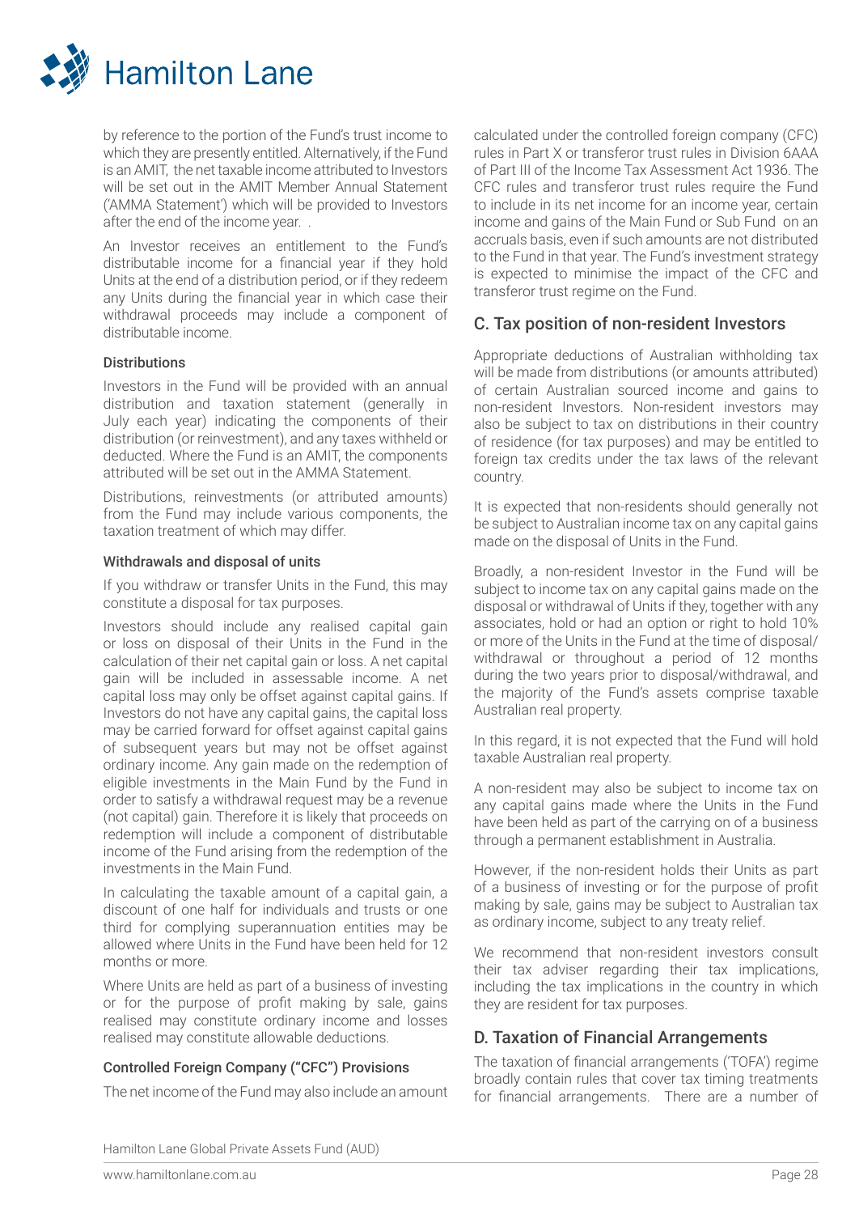by reference to the portion of the Fund's trust income to which they are presently entitled. Alternatively, if the Fund is an AMIT, the net taxable income attributed to Investors will be set out in the AMIT Member Annual Statement ('AMMA Statement') which will be provided to Investors after the end of the income year. .

An Investor receives an entitlement to the Fund's distributable income for a financial year if they hold Units at the end of a distribution period, or if they redeem any Units during the financial year in which case their withdrawal proceeds may include a component of distributable income.

#### Distributions

Investors in the Fund will be provided with an annual distribution and taxation statement (generally in July each year) indicating the components of their distribution (or reinvestment), and any taxes withheld or deducted. Where the Fund is an AMIT, the components attributed will be set out in the AMMA Statement.

Distributions, reinvestments (or attributed amounts) from the Fund may include various components, the taxation treatment of which may differ.

#### Withdrawals and disposal of units

If you withdraw or transfer Units in the Fund, this may constitute a disposal for tax purposes.

Investors should include any realised capital gain or loss on disposal of their Units in the Fund in the calculation of their net capital gain or loss. A net capital gain will be included in assessable income. A net capital loss may only be offset against capital gains. If Investors do not have any capital gains, the capital loss may be carried forward for offset against capital gains of subsequent years but may not be offset against ordinary income. Any gain made on the redemption of eligible investments in the Main Fund by the Fund in order to satisfy a withdrawal request may be a revenue (not capital) gain. Therefore it is likely that proceeds on redemption will include a component of distributable income of the Fund arising from the redemption of the investments in the Main Fund.

In calculating the taxable amount of a capital gain, a discount of one half for individuals and trusts or one third for complying superannuation entities may be allowed where Units in the Fund have been held for 12 months or more.

Where Units are held as part of a business of investing or for the purpose of profit making by sale, gains realised may constitute ordinary income and losses realised may constitute allowable deductions.

#### Controlled Foreign Company ("CFC") Provisions

The net income of the Fund may also include an amount calculated under the controlled foreign company (CFC) rules in Part X or transferor trust rules in Division 6AAA of Part III of the Income Tax Assessment Act 1936. The CFC rules and transferor trust rules require the Fund to include in its net income for an income year, certain income and gains of the Main Fund or Sub Fund on an accruals basis, even if such amounts are not distributed to the Fund in that year. The Fund's investment strategy is expected to minimise the impact of the CFC and transferor trust regime on the Fund.

## C. Tax position of non-resident Investors

Appropriate deductions of Australian withholding tax will be made from distributions (or amounts attributed) of certain Australian sourced income and gains to non-resident Investors. Non-resident investors may also be subject to tax on distributions in their country of residence (for tax purposes) and may be entitled to foreign tax credits under the tax laws of the relevant country.

It is expected that non-residents should generally not be subject to Australian income tax on any capital gains made on the disposal of Units in the Fund.

Broadly, a non-resident Investor in the Fund will be subject to income tax on any capital gains made on the disposal or withdrawal of Units if they, together with any associates, hold or had an option or right to hold 10% or more of the Units in the Fund at the time of disposal/withdrawal or throughout a period of 12 months during the two years prior to disposal/withdrawal, and the majority of the Fund's assets comprise taxable Australian real property.

In this regard, it is not expected that the Fund will hold taxable Australian real property.

A non-resident may also be subject to income tax on any capital gains made where the Units in the Fund have been held as part of the carrying on of a business through a permanent establishment in Australia.

However, if the non-resident holds their Units as part of a business of investing or for the purpose of profit making by sale, gains may be subject to Australian tax as ordinary income, subject to any treaty relief.

We recommend that non-resident investors consult their tax adviser regarding their tax implications, including the tax implications in the country in which they are resident for tax purposes.

## D. Taxation of Financial Arrangements

The taxation of financial arrangements ('TOFA') regime broadly contain rules that cover tax timing treatments for financial arrangements. There are a number of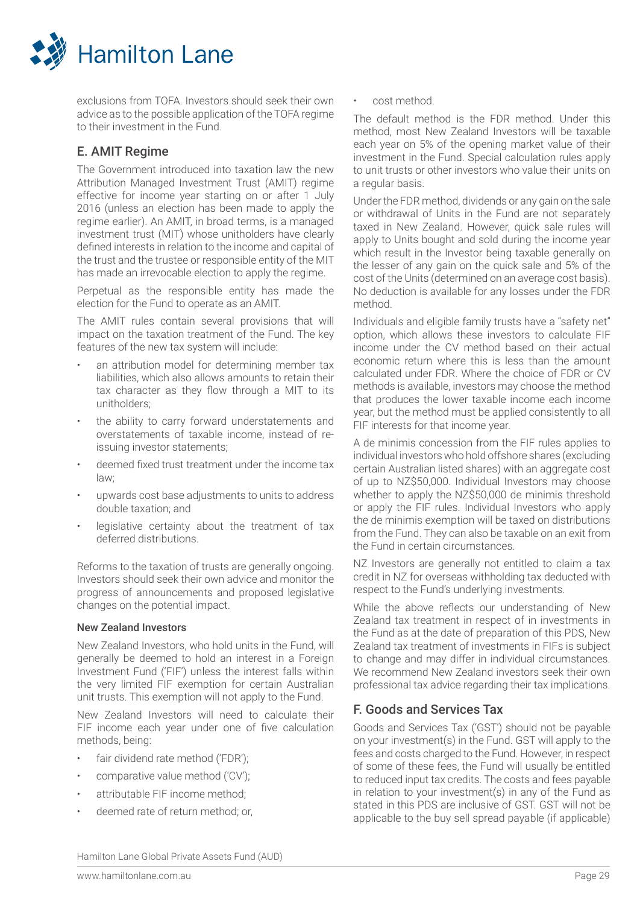exclusions from TOFA. Investors should seek their own advice as to the possible application of the TOFA regime to their investment in the Fund.

## E. AMIT Regime

The Government introduced into taxation law the new Attribution Managed Investment Trust (AMIT) regime effective for income year starting on or after 1 July 2016 (unless an election has been made to apply the regime earlier). An AMIT, in broad terms, is a managed investment trust (MIT) whose unitholders have clearly defined interests in relation to the income and capital of the trust and the trustee or responsible entity of the MIT has made an irrevocable election to apply the regime.

Perpetual as the responsible entity has made the election for the Fund to operate as an AMIT.

The AMIT rules contain several provisions that will impact on the taxation treatment of the Fund. The key features of the new tax system will include:

- an attribution model for determining member tax liabilities, which also allows amounts to retain their tax character as they flow through a MIT to its unitholders;
- the ability to carry forward understatements and overstatements of taxable income, instead of re-issuing investor statements;
- deemed fixed trust treatment under the income tax law;
- upwards cost base adjustments to units to address double taxation; and
- legislative certainty about the treatment of tax deferred distributions.

Reforms to the taxation of trusts are generally ongoing. Investors should seek their own advice and monitor the progress of announcements and proposed legislative changes on the potential impact.

### New Zealand Investors

New Zealand Investors, who hold units in the Fund, will generally be deemed to hold an interest in a Foreign Investment Fund ('FIF') unless the interest falls within the very limited FIF exemption for certain Australian unit trusts. This exemption will not apply to the Fund.

New Zealand Investors will need to calculate their FIF income each year under one of five calculation methods, being:

- fair dividend rate method ('FDR');
- comparative value method ('CV');
- attributable FIF income method;
- deemed rate of return method; or,
- cost method.

The default method is the FDR method. Under this method, most New Zealand Investors will be taxable each year on 5% of the opening market value of their investment in the Fund. Special calculation rules apply to unit trusts or other investors who value their units on a regular basis.

Under the FDR method, dividends or any gain on the sale or withdrawal of Units in the Fund are not separately taxed in New Zealand. However, quick sale rules will apply to Units bought and sold during the income year which result in the Investor being taxable generally on the lesser of any gain on the quick sale and 5% of the cost of the Units (determined on an average cost basis). No deduction is available for any losses under the FDR method.

Individuals and eligible family trusts have a "safety net" option, which allows these investors to calculate FIF income under the CV method based on their actual economic return where this is less than the amount calculated under FDR. Where the choice of FDR or CV methods is available, investors may choose the method that produces the lower taxable income each income year, but the method must be applied consistently to all FIF interests for that income year.

A de minimis concession from the FIF rules applies to individual investors who hold offshore shares (excluding certain Australian listed shares) with an aggregate cost of up to NZ$50,000. Individual Investors may choose whether to apply the NZ$50,000 de minimis threshold or apply the FIF rules. Individual Investors who apply the de minimis exemption will be taxed on distributions from the Fund. They can also be taxable on an exit from the Fund in certain circumstances.

NZ Investors are generally not entitled to claim a tax credit in NZ for overseas withholding tax deducted with respect to the Fund's underlying investments.

While the above reflects our understanding of New Zealand tax treatment in respect of in investments in the Fund as at the date of preparation of this PDS, New Zealand tax treatment of investments in FIFs is subject to change and may differ in individual circumstances. We recommend New Zealand investors seek their own professional tax advice regarding their tax implications.

## F. Goods and Services Tax

Goods and Services Tax ('GST') should not be payable on your investment(s) in the Fund. GST will apply to the fees and costs charged to the Fund. However, in respect of some of these fees, the Fund will usually be entitled to reduced input tax credits. The costs and fees payable in relation to your investment(s) in any of the Fund as stated in this PDS are inclusive of GST. GST will not be applicable to the buy sell spread payable (if applicable)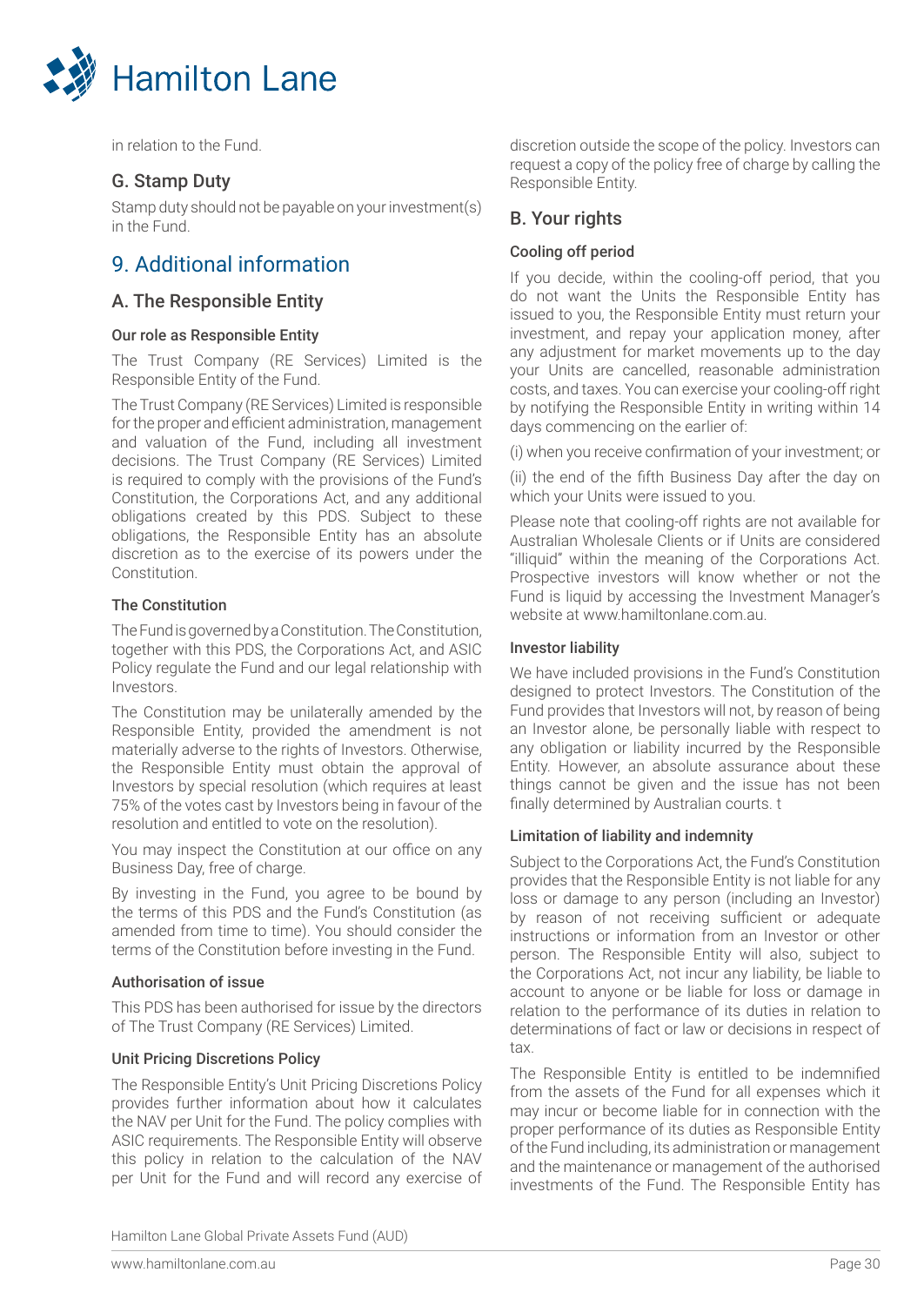in relation to the Fund.

## G. Stamp Duty

Stamp duty should not be payable on your investment(s) in the Fund.

# 9. Additional information

## A. The Responsible Entity

### Our role as Responsible Entity

The Trust Company (RE Services) Limited is the Responsible Entity of the Fund.

The Trust Company (RE Services) Limited is responsible for the proper and efficient administration, management and valuation of the Fund, including all investment decisions. The Trust Company (RE Services) Limited is required to comply with the provisions of the Fund's Constitution, the Corporations Act, and any additional obligations created by this PDS. Subject to these obligations, the Responsible Entity has an absolute discretion as to the exercise of its powers under the Constitution.

### The Constitution

The Fund is governed by a Constitution. The Constitution, together with this PDS, the Corporations Act, and ASIC Policy regulate the Fund and our legal relationship with Investors.

The Constitution may be unilaterally amended by the Responsible Entity, provided the amendment is not materially adverse to the rights of Investors. Otherwise, the Responsible Entity must obtain the approval of Investors by special resolution (which requires at least 75% of the votes cast by Investors being in favour of the resolution and entitled to vote on the resolution).

You may inspect the Constitution at our office on any Business Day, free of charge.

By investing in the Fund, you agree to be bound by the terms of this PDS and the Fund's Constitution (as amended from time to time). You should consider the terms of the Constitution before investing in the Fund.

### Authorisation of issue

This PDS has been authorised for issue by the directors of The Trust Company (RE Services) Limited.

### Unit Pricing Discretions Policy

The Responsible Entity's Unit Pricing Discretions Policy provides further information about how it calculates the NAV per Unit for the Fund. The policy complies with ASIC requirements. The Responsible Entity will observe this policy in relation to the calculation of the NAV per Unit for the Fund and will record any exercise of discretion outside the scope of the policy. Investors can request a copy of the policy free of charge by calling the Responsible Entity.

## B. Your rights

### Cooling off period

If you decide, within the cooling-off period, that you do not want the Units the Responsible Entity has issued to you, the Responsible Entity must return your investment, and repay your application money, after any adjustment for market movements up to the day your Units are cancelled, reasonable administration costs, and taxes. You can exercise your cooling-off right by notifying the Responsible Entity in writing within 14 days commencing on the earlier of:

(i) when you receive confirmation of your investment; or

(ii) the end of the fifth Business Day after the day on which your Units were issued to you.

Please note that cooling-off rights are not available for Australian Wholesale Clients or if Units are considered "illiquid" within the meaning of the Corporations Act. Prospective investors will know whether or not the Fund is liquid by accessing the Investment Manager's website at www.hamiltonlane.com.au.

### Investor liability

We have included provisions in the Fund's Constitution designed to protect Investors. The Constitution of the Fund provides that Investors will not, by reason of being an Investor alone, be personally liable with respect to any obligation or liability incurred by the Responsible Entity. However, an absolute assurance about these things cannot be given and the issue has not been finally determined by Australian courts. t

### Limitation of liability and indemnity

Subject to the Corporations Act, the Fund's Constitution provides that the Responsible Entity is not liable for any loss or damage to any person (including an Investor) by reason of not receiving sufficient or adequate instructions or information from an Investor or other person. The Responsible Entity will also, subject to the Corporations Act, not incur any liability, be liable to account to anyone or be liable for loss or damage in relation to the performance of its duties in relation to determinations of fact or law or decisions in respect of tax.

The Responsible Entity is entitled to be indemnified from the assets of the Fund for all expenses which it may incur or become liable for in connection with the proper performance of its duties as Responsible Entity of the Fund including, its administration or management and the maintenance or management of the authorised investments of the Fund. The Responsible Entity has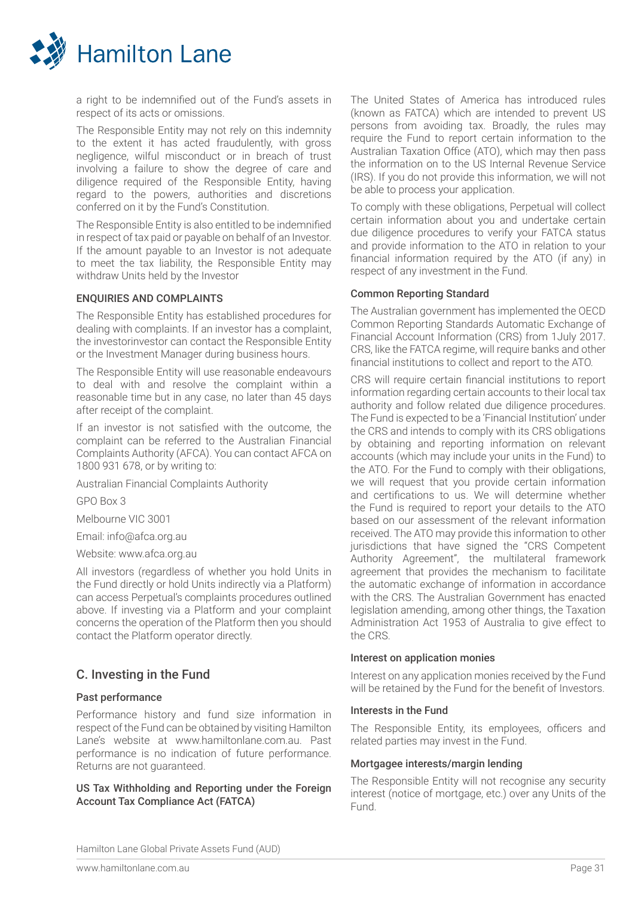a right to be indemnified out of the Fund's assets in respect of its acts or omissions.

The Responsible Entity may not rely on this indemnity to the extent it has acted fraudulently, with gross negligence, wilful misconduct or in breach of trust involving a failure to show the degree of care and diligence required of the Responsible Entity, having regard to the powers, authorities and discretions conferred on it by the Fund's Constitution.

The Responsible Entity is also entitled to be indemnified in respect of tax paid or payable on behalf of an Investor. If the amount payable to an Investor is not adequate to meet the tax liability, the Responsible Entity may withdraw Units held by the Investor

#### ENQUIRIES AND COMPLAINTS

The Responsible Entity has established procedures for dealing with complaints. If an investor has a complaint, the investorinvestor can contact the Responsible Entity or the Investment Manager during business hours.

The Responsible Entity will use reasonable endeavours to deal with and resolve the complaint within a reasonable time but in any case, no later than 45 days after receipt of the complaint.

If an investor is not satisfied with the outcome, the complaint can be referred to the Australian Financial Complaints Authority (AFCA). You can contact AFCA on 1800 931 678, or by writing to:

Australian Financial Complaints Authority

GPO Box 3

Melbourne VIC 3001

Email: info@afca.org.au

Website: www.afca.org.au

All investors (regardless of whether you hold Units in the Fund directly or hold Units indirectly via a Platform) can access Perpetual's complaints procedures outlined above. If investing via a Platform and your complaint concerns the operation of the Platform then you should contact the Platform operator directly.

## C. Investing in the Fund

#### Past performance

Performance history and fund size information in respect of the Fund can be obtained by visiting Hamilton Lane's website at www.hamiltonlane.com.au. Past performance is no indication of future performance. Returns are not guaranteed.

#### US Tax Withholding and Reporting under the Foreign Account Tax Compliance Act (FATCA)

The United States of America has introduced rules (known as FATCA) which are intended to prevent US persons from avoiding tax. Broadly, the rules may require the Fund to report certain information to the Australian Taxation Office (ATO), which may then pass the information on to the US Internal Revenue Service (IRS). If you do not provide this information, we will not be able to process your application.

To comply with these obligations, Perpetual will collect certain information about you and undertake certain due diligence procedures to verify your FATCA status and provide information to the ATO in relation to your financial information required by the ATO (if any) in respect of any investment in the Fund.

#### Common Reporting Standard

The Australian government has implemented the OECD Common Reporting Standards Automatic Exchange of Financial Account Information (CRS) from 1July 2017. CRS, like the FATCA regime, will require banks and other financial institutions to collect and report to the ATO.

CRS will require certain financial institutions to report information regarding certain accounts to their local tax authority and follow related due diligence procedures. The Fund is expected to be a 'Financial Institution' under the CRS and intends to comply with its CRS obligations by obtaining and reporting information on relevant accounts (which may include your units in the Fund) to the ATO. For the Fund to comply with their obligations, we will request that you provide certain information and certifications to us. We will determine whether the Fund is required to report your details to the ATO based on our assessment of the relevant information received. The ATO may provide this information to other jurisdictions that have signed the "CRS Competent Authority Agreement", the multilateral framework agreement that provides the mechanism to facilitate the automatic exchange of information in accordance with the CRS. The Australian Government has enacted legislation amending, among other things, the Taxation Administration Act 1953 of Australia to give effect to the CRS.

#### Interest on application monies

Interest on any application monies received by the Fund will be retained by the Fund for the benefit of Investors.

#### Interests in the Fund

The Responsible Entity, its employees, officers and related parties may invest in the Fund.

#### Mortgagee interests/margin lending

The Responsible Entity will not recognise any security interest (notice of mortgage, etc.) over any Units of the Fund.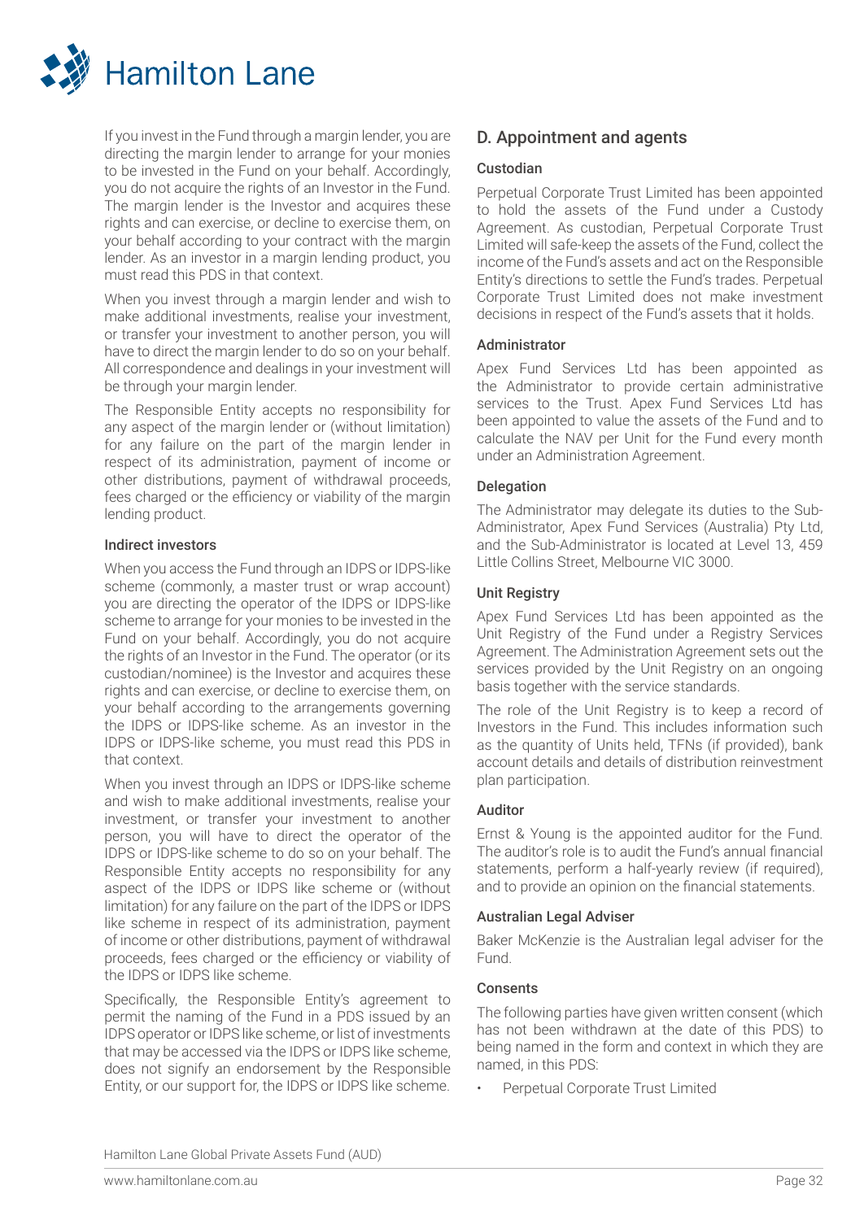If you invest in the Fund through a margin lender, you are directing the margin lender to arrange for your monies to be invested in the Fund on your behalf. Accordingly, you do not acquire the rights of an Investor in the Fund. The margin lender is the Investor and acquires these rights and can exercise, or decline to exercise them, on your behalf according to your contract with the margin lender. As an investor in a margin lending product, you must read this PDS in that context.

When you invest through a margin lender and wish to make additional investments, realise your investment, or transfer your investment to another person, you will have to direct the margin lender to do so on your behalf. All correspondence and dealings in your investment will be through your margin lender.

The Responsible Entity accepts no responsibility for any aspect of the margin lender or (without limitation) for any failure on the part of the margin lender in respect of its administration, payment of income or other distributions, payment of withdrawal proceeds, fees charged or the efficiency or viability of the margin lending product.

#### Indirect investors

When you access the Fund through an IDPS or IDPS-like scheme (commonly, a master trust or wrap account) you are directing the operator of the IDPS or IDPS-like scheme to arrange for your monies to be invested in the Fund on your behalf. Accordingly, you do not acquire the rights of an Investor in the Fund. The operator (or its custodian/nominee) is the Investor and acquires these rights and can exercise, or decline to exercise them, on your behalf according to the arrangements governing the IDPS or IDPS-like scheme. As an investor in the IDPS or IDPS-like scheme, you must read this PDS in that context.

When you invest through an IDPS or IDPS-like scheme and wish to make additional investments, realise your investment, or transfer your investment to another person, you will have to direct the operator of the IDPS or IDPS-like scheme to do so on your behalf. The Responsible Entity accepts no responsibility for any aspect of the IDPS or IDPS like scheme or (without limitation) for any failure on the part of the IDPS or IDPS like scheme in respect of its administration, payment of income or other distributions, payment of withdrawal proceeds, fees charged or the efficiency or viability of the IDPS or IDPS like scheme.

Specifically, the Responsible Entity's agreement to permit the naming of the Fund in a PDS issued by an IDPS operator or IDPS like scheme, or list of investments that may be accessed via the IDPS or IDPS like scheme, does not signify an endorsement by the Responsible Entity, or our support for, the IDPS or IDPS like scheme.

## D. Appointment and agents

#### Custodian

Perpetual Corporate Trust Limited has been appointed to hold the assets of the Fund under a Custody Agreement. As custodian, Perpetual Corporate Trust Limited will safe-keep the assets of the Fund, collect the income of the Fund's assets and act on the Responsible Entity's directions to settle the Fund's trades. Perpetual Corporate Trust Limited does not make investment decisions in respect of the Fund's assets that it holds.

#### Administrator

Apex Fund Services Ltd has been appointed as the Administrator to provide certain administrative services to the Trust. Apex Fund Services Ltd has been appointed to value the assets of the Fund and to calculate the NAV per Unit for the Fund every month under an Administration Agreement.

#### Delegation

The Administrator may delegate its duties to the Sub-Administrator, Apex Fund Services (Australia) Pty Ltd, and the Sub-Administrator is located at Level 13, 459 Little Collins Street, Melbourne VIC 3000.

#### Unit Registry

Apex Fund Services Ltd has been appointed as the Unit Registry of the Fund under a Registry Services Agreement. The Administration Agreement sets out the services provided by the Unit Registry on an ongoing basis together with the service standards.

The role of the Unit Registry is to keep a record of Investors in the Fund. This includes information such as the quantity of Units held, TFNs (if provided), bank account details and details of distribution reinvestment plan participation.

#### Auditor

Ernst & Young is the appointed auditor for the Fund. The auditor's role is to audit the Fund's annual financial statements, perform a half-yearly review (if required), and to provide an opinion on the financial statements.

#### Australian Legal Adviser

Baker McKenzie is the Australian legal adviser for the Fund.

#### Consents

The following parties have given written consent (which has not been withdrawn at the date of this PDS) to being named in the form and context in which they are named, in this PDS:

- Perpetual Corporate Trust Limited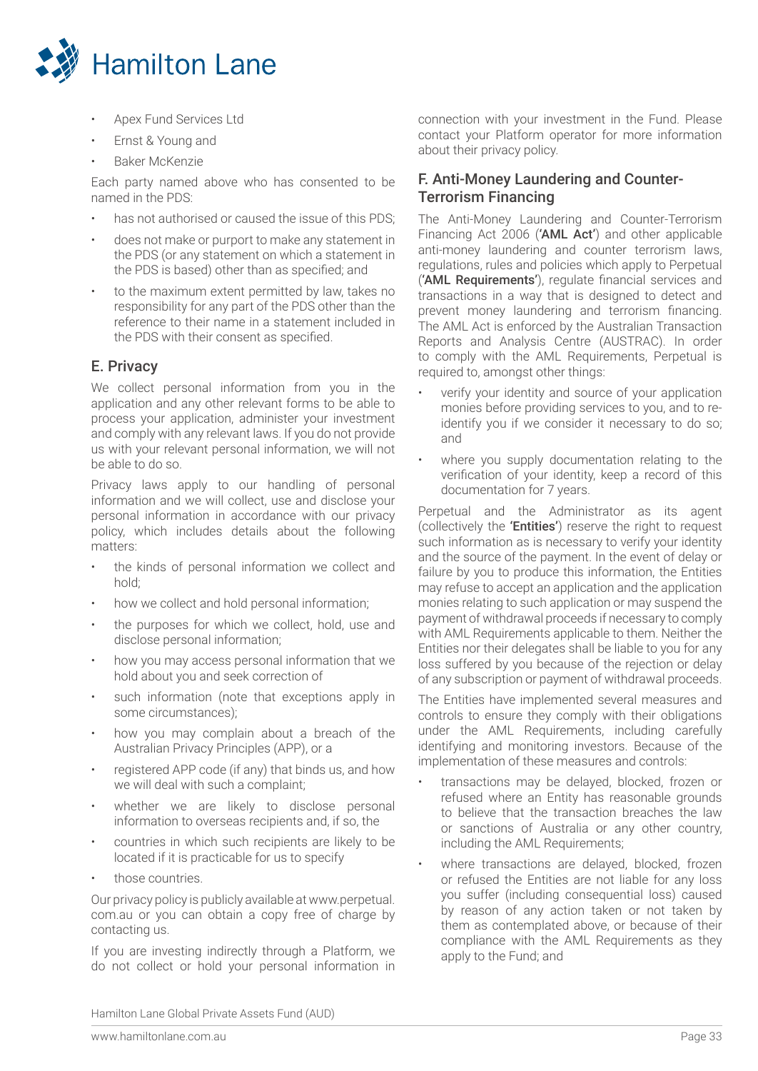- Apex Fund Services Ltd
- Ernst & Young and
- Baker McKenzie

Each party named above who has consented to be named in the PDS:

- has not authorised or caused the issue of this PDS;
- does not make or purport to make any statement in the PDS (or any statement on which a statement in the PDS is based) other than as specified; and
- to the maximum extent permitted by law, takes no responsibility for any part of the PDS other than the reference to their name in a statement included in the PDS with their consent as specified.

## E. Privacy

We collect personal information from you in the application and any other relevant forms to be able to process your application, administer your investment and comply with any relevant laws. If you do not provide us with your relevant personal information, we will not be able to do so.

Privacy laws apply to our handling of personal information and we will collect, use and disclose your personal information in accordance with our privacy policy, which includes details about the following matters:

- the kinds of personal information we collect and hold;
- how we collect and hold personal information;
- the purposes for which we collect, hold, use and disclose personal information;
- how you may access personal information that we hold about you and seek correction of
- such information (note that exceptions apply in some circumstances);
- how you may complain about a breach of the Australian Privacy Principles (APP), or a
- registered APP code (if any) that binds us, and how we will deal with such a complaint;
- whether we are likely to disclose personal information to overseas recipients and, if so, the
- countries in which such recipients are likely to be located if it is practicable for us to specify
- those countries.

Our privacy policy is publicly available at www.perpetual.com.au or you can obtain a copy free of charge by contacting us.

If you are investing indirectly through a Platform, we do not collect or hold your personal information in connection with your investment in the Fund. Please contact your Platform operator for more information about their privacy policy.

## F. Anti-Money Laundering and Counter-Terrorism Financing

The Anti-Money Laundering and Counter-Terrorism Financing Act 2006 (**'AML Act'**) and other applicable anti-money laundering and counter terrorism laws, regulations, rules and policies which apply to Perpetual (**'AML Requirements'**), regulate financial services and transactions in a way that is designed to detect and prevent money laundering and terrorism financing. The AML Act is enforced by the Australian Transaction Reports and Analysis Centre (AUSTRAC). In order to comply with the AML Requirements, Perpetual is required to, amongst other things:

- verify your identity and source of your application monies before providing services to you, and to re-identify you if we consider it necessary to do so; and
- where you supply documentation relating to the verification of your identity, keep a record of this documentation for 7 years.

Perpetual and the Administrator as its agent (collectively the **'Entities'**) reserve the right to request such information as is necessary to verify your identity and the source of the payment. In the event of delay or failure by you to produce this information, the Entities may refuse to accept an application and the application monies relating to such application or may suspend the payment of withdrawal proceeds if necessary to comply with AML Requirements applicable to them. Neither the Entities nor their delegates shall be liable to you for any loss suffered by you because of the rejection or delay of any subscription or payment of withdrawal proceeds.

The Entities have implemented several measures and controls to ensure they comply with their obligations under the AML Requirements, including carefully identifying and monitoring investors. Because of the implementation of these measures and controls:

- transactions may be delayed, blocked, frozen or refused where an Entity has reasonable grounds to believe that the transaction breaches the law or sanctions of Australia or any other country, including the AML Requirements;
- where transactions are delayed, blocked, frozen or refused the Entities are not liable for any loss you suffer (including consequential loss) caused by reason of any action taken or not taken by them as contemplated above, or because of their compliance with the AML Requirements as they apply to the Fund; and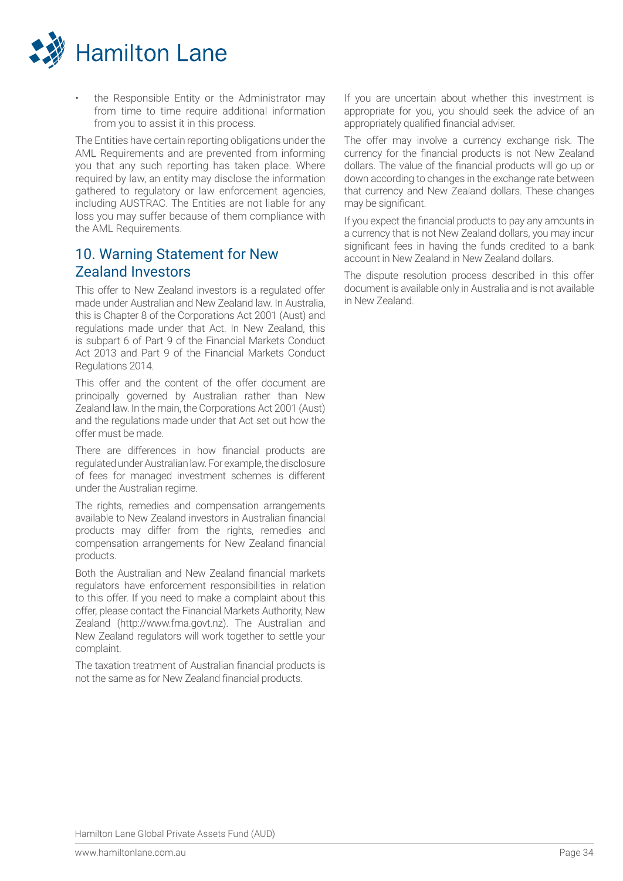- the Responsible Entity or the Administrator may from time to time require additional information from you to assist it in this process.

The Entities have certain reporting obligations under the AML Requirements and are prevented from informing you that any such reporting has taken place. Where required by law, an entity may disclose the information gathered to regulatory or law enforcement agencies, including AUSTRAC. The Entities are not liable for any loss you may suffer because of them compliance with the AML Requirements.

## 10. Warning Statement for New Zealand Investors

This offer to New Zealand investors is a regulated offer made under Australian and New Zealand law. In Australia, this is Chapter 8 of the Corporations Act 2001 (Aust) and regulations made under that Act. In New Zealand, this is subpart 6 of Part 9 of the Financial Markets Conduct Act 2013 and Part 9 of the Financial Markets Conduct Regulations 2014.

This offer and the content of the offer document are principally governed by Australian rather than New Zealand law. In the main, the Corporations Act 2001 (Aust) and the regulations made under that Act set out how the offer must be made.

There are differences in how financial products are regulated under Australian law. For example, the disclosure of fees for managed investment schemes is different under the Australian regime.

The rights, remedies and compensation arrangements available to New Zealand investors in Australian financial products may differ from the rights, remedies and compensation arrangements for New Zealand financial products.

Both the Australian and New Zealand financial markets regulators have enforcement responsibilities in relation to this offer. If you need to make a complaint about this offer, please contact the Financial Markets Authority, New Zealand (http://www.fma.govt.nz). The Australian and New Zealand regulators will work together to settle your complaint.

The taxation treatment of Australian financial products is not the same as for New Zealand financial products.

If you are uncertain about whether this investment is appropriate for you, you should seek the advice of an appropriately qualified financial adviser.

The offer may involve a currency exchange risk. The currency for the financial products is not New Zealand dollars. The value of the financial products will go up or down according to changes in the exchange rate between that currency and New Zealand dollars. These changes may be significant.

If you expect the financial products to pay any amounts in a currency that is not New Zealand dollars, you may incur significant fees in having the funds credited to a bank account in New Zealand in New Zealand dollars.

The dispute resolution process described in this offer document is available only in Australia and is not available in New Zealand.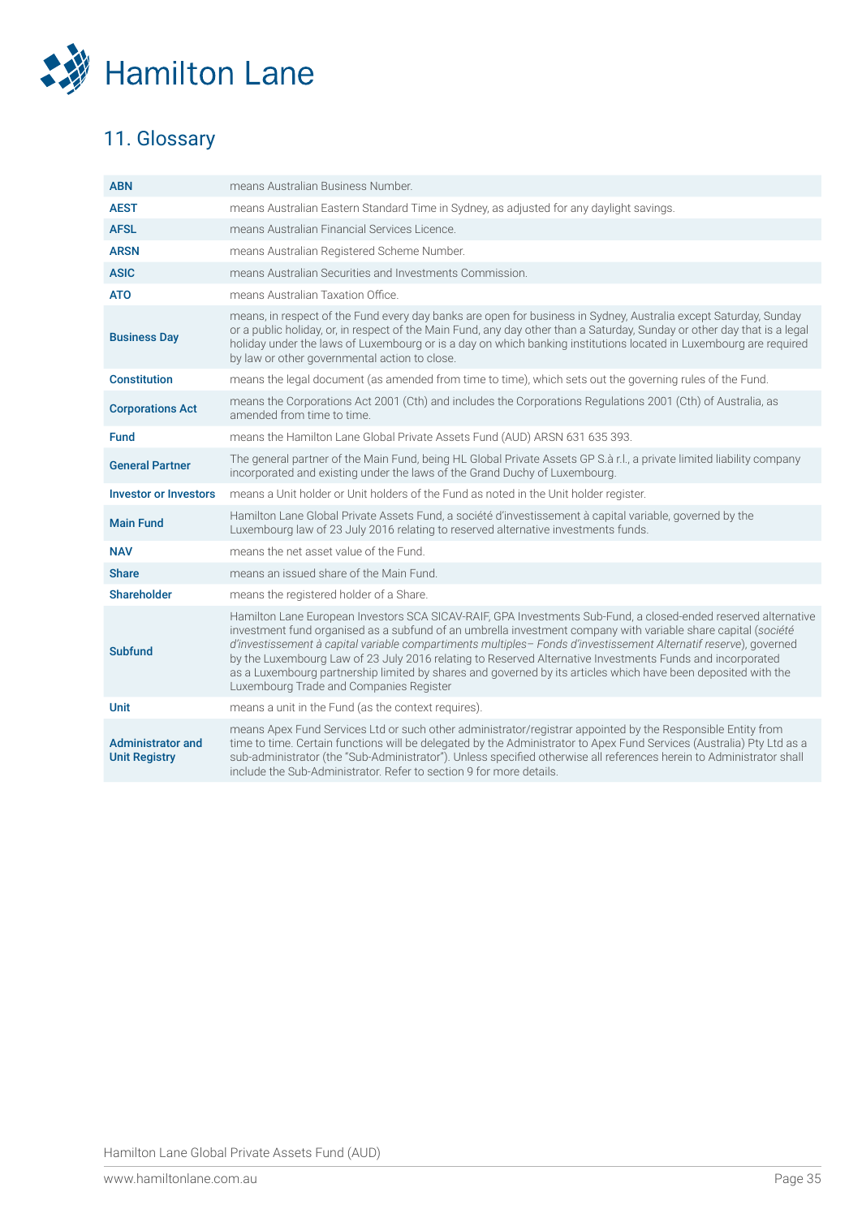# 11. Glossary

| | |
|---|---|
| **ABN** | means Australian Business Number. |
| **AEST** | means Australian Eastern Standard Time in Sydney, as adjusted for any daylight savings. |
| **AFSL** | means Australian Financial Services Licence. |
| **ARSN** | means Australian Registered Scheme Number. |
| **ASIC** | means Australian Securities and Investments Commission. |
| **ATO** | means Australian Taxation Office. |
| **Business Day** | means, in respect of the Fund every day banks are open for business in Sydney, Australia except Saturday, Sunday or a public holiday, or, in respect of the Main Fund, any day other than a Saturday, Sunday or other day that is a legal holiday under the laws of Luxembourg or is a day on which banking institutions located in Luxembourg are required by law or other governmental action to close. |
| **Constitution** | means the legal document (as amended from time to time), which sets out the governing rules of the Fund. |
| **Corporations Act** | means the Corporations Act 2001 (Cth) and includes the Corporations Regulations 2001 (Cth) of Australia, as amended from time to time. |
| **Fund** | means the Hamilton Lane Global Private Assets Fund (AUD) ARSN 631 635 393. |
| **General Partner** | The general partner of the Main Fund, being HL Global Private Assets GP S.à r.l., a private limited liability company incorporated and existing under the laws of the Grand Duchy of Luxembourg. |
| **Investor or Investors** | means a Unit holder or Unit holders of the Fund as noted in the Unit holder register. |
| **Main Fund** | Hamilton Lane Global Private Assets Fund, a société d'investissement à capital variable, governed by the Luxembourg law of 23 July 2016 relating to reserved alternative investments funds. |
| **NAV** | means the net asset value of the Fund. |
| **Share** | means an issued share of the Main Fund. |
| **Shareholder** | means the registered holder of a Share. |
| **Subfund** | Hamilton Lane European Investors SCA SICAV-RAIF, GPA Investments Sub-Fund, a closed-ended reserved alternative investment fund organised as a subfund of an umbrella investment company with variable share capital (*société d'investissement à capital variable compartiments multiples– Fonds d'investissement Alternatif reserve*), governed by the Luxembourg Law of 23 July 2016 relating to Reserved Alternative Investments Funds and incorporated as a Luxembourg partnership limited by shares and governed by its articles which have been deposited with the Luxembourg Trade and Companies Register |
| **Unit** | means a unit in the Fund (as the context requires). |
| **Administrator and Unit Registry** | means Apex Fund Services Ltd or such other administrator/registrar appointed by the Responsible Entity from time to time. Certain functions will be delegated by the Administrator to Apex Fund Services (Australia) Pty Ltd as a sub-administrator (the "Sub-Administrator"). Unless specified otherwise all references herein to Administrator shall include the Sub-Administrator. Refer to section 9 for more details. |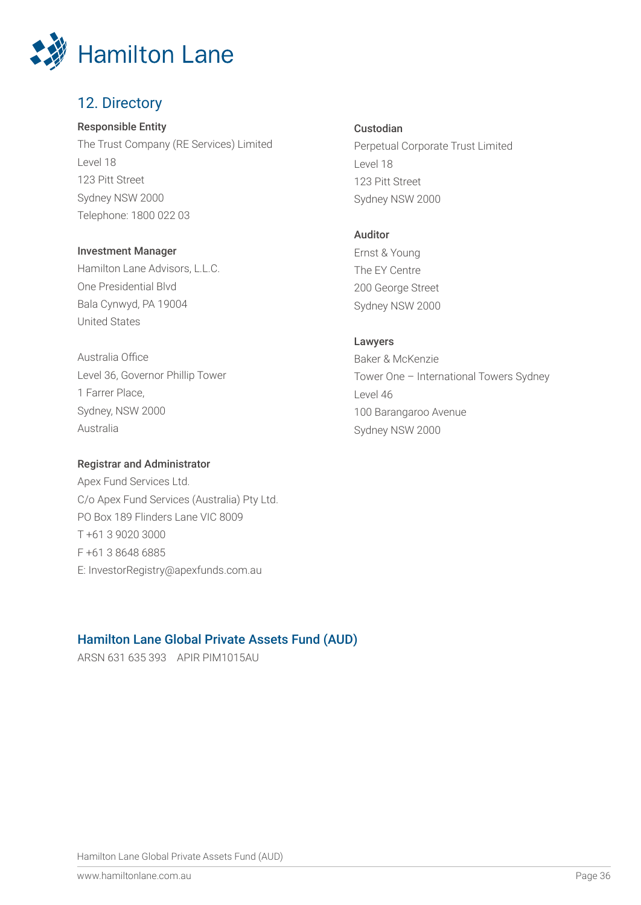## 12. Directory

**Responsible Entity**
The Trust Company (RE Services) Limited
Level 18
123 Pitt Street
Sydney NSW 2000
Telephone: 1800 022 03

**Investment Manager**
Hamilton Lane Advisors, L.L.C.
One Presidential Blvd
Bala Cynwyd, PA 19004
United States

Australia Office
Level 36, Governor Phillip Tower
1 Farrer Place,
Sydney, NSW 2000
Australia

**Registrar and Administrator**
Apex Fund Services Ltd.
C/o Apex Fund Services (Australia) Pty Ltd.
PO Box 189 Flinders Lane VIC 8009
T +61 3 9020 3000
F +61 3 8648 6885
E: InvestorRegistry@apexfunds.com.au

**Custodian**
Perpetual Corporate Trust Limited
Level 18
123 Pitt Street
Sydney NSW 2000

**Auditor**
Ernst & Young
The EY Centre
200 George Street
Sydney NSW 2000

**Lawyers**
Baker & McKenzie
Tower One – International Towers Sydney
Level 46
100 Barangaroo Avenue
Sydney NSW 2000

### Hamilton Lane Global Private Assets Fund (AUD)

ARSN 631 635 393 APIR PIM1015AU